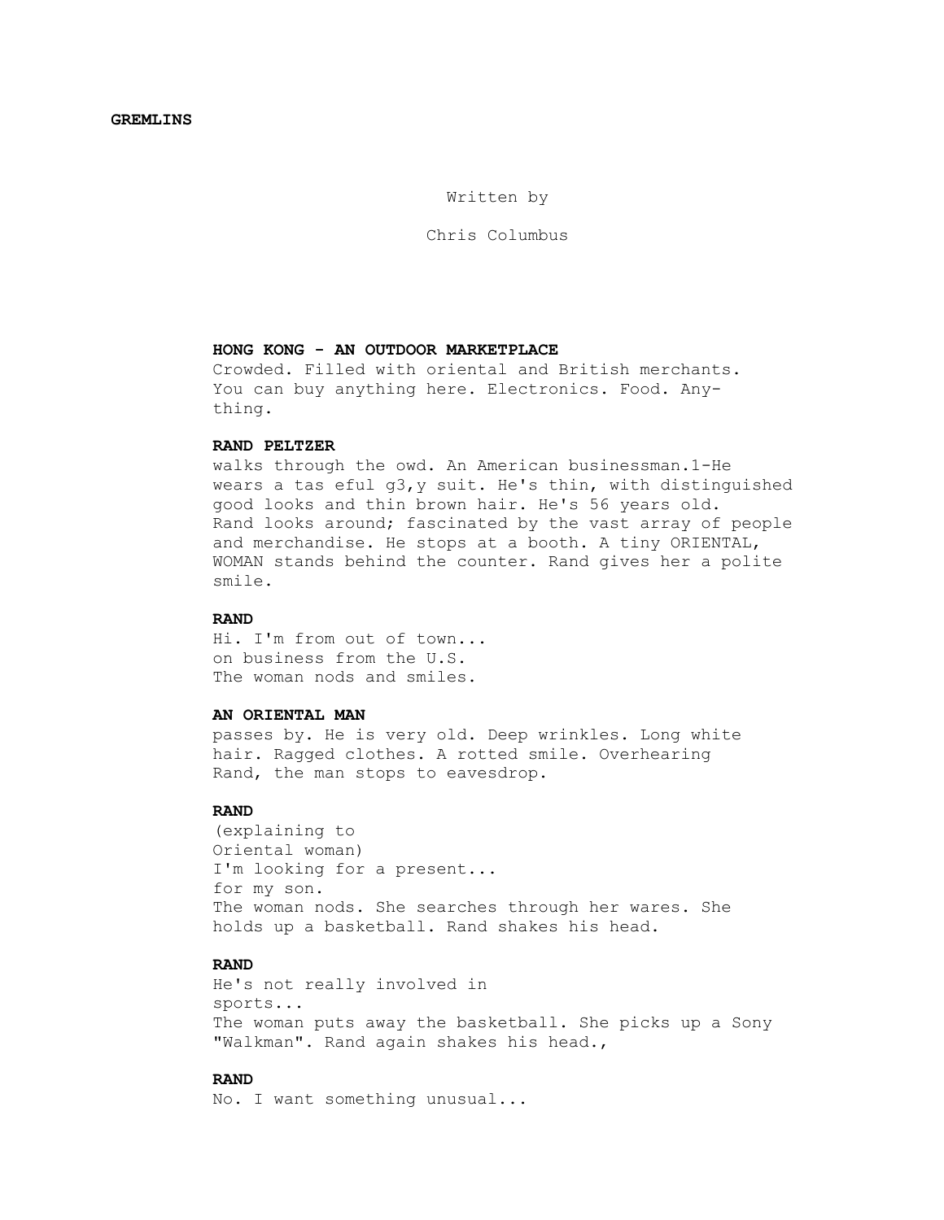**GREMLINS**

Written by

Chris Columbus

**HONG KONG - AN OUTDOOR MARKETPLACE**

Crowded. Filled with oriental and British merchants. You can buy anything here. Electronics. Food. Any-thing.

**RAND PELTZER**

walks through the owd. An American businessman.1-He wears a tas eful g3,y suit. He's thin, with distinguished good looks and thin brown hair. He's 56 years old. Rand looks around; fascinated by the vast array of people and merchandise. He stops at a booth. A tiny ORIENTAL, WOMAN stands behind the counter. Rand gives her a polite smile.

**RAND**

Hi. I'm from out of town...
on business from the U.S.
The woman nods and smiles.

**AN ORIENTAL MAN**

passes by. He is very old. Deep wrinkles. Long white hair. Ragged clothes. A rotted smile. Overhearing Rand, the man stops to eavesdrop.

**RAND**

(explaining to
Oriental woman)
I'm looking for a present...
for my son.
The woman nods. She searches through her wares. She holds up a basketball. Rand shakes his head.

**RAND**

He's not really involved in
sports...
The woman puts away the basketball. She picks up a Sony "Walkman". Rand again shakes his head.,

**RAND**

No. I want something unusual...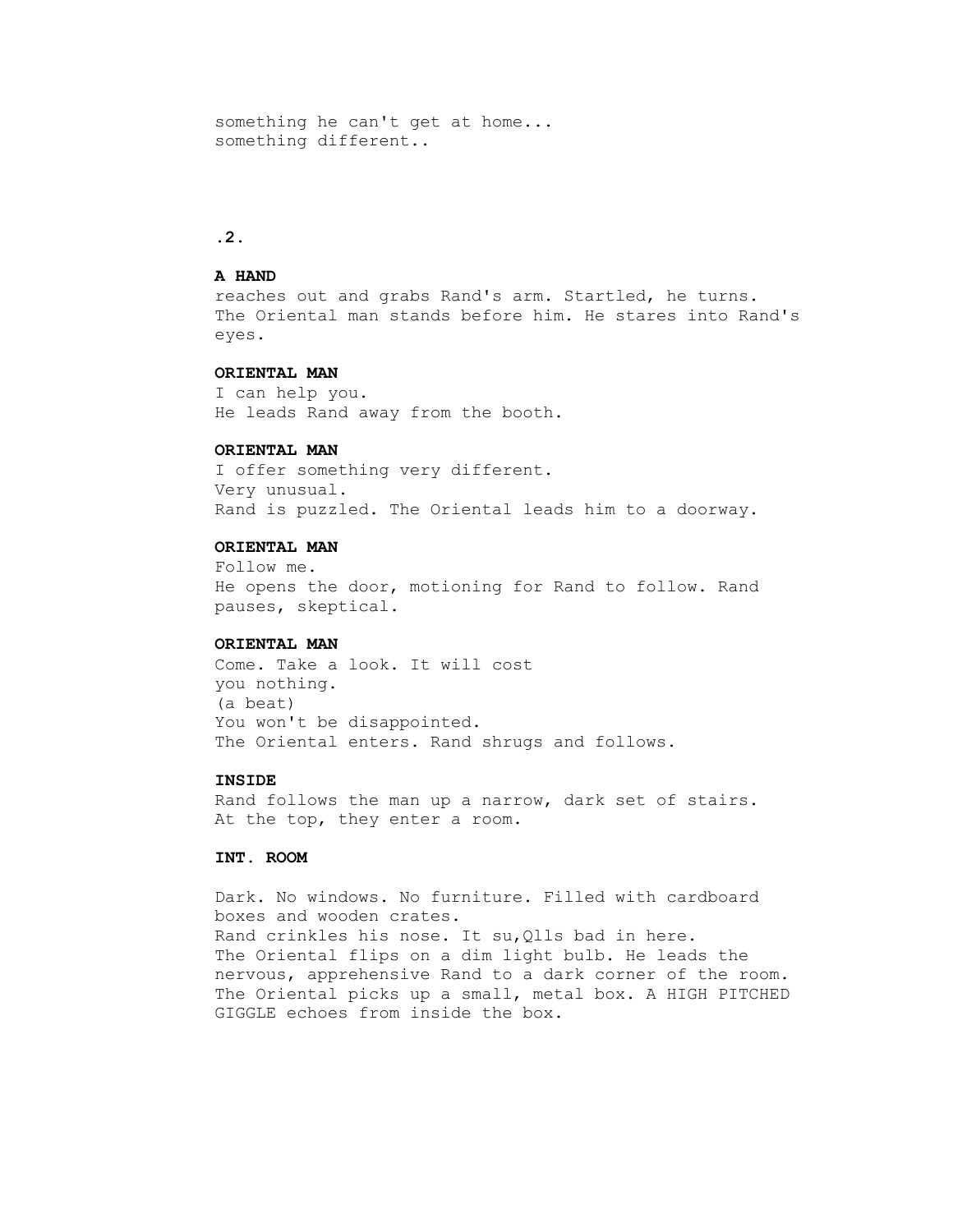something he can't get at home...
something different..

**.2.**

**A HAND**

reaches out and grabs Rand's arm. Startled, he turns. The Oriental man stands before him. He stares into Rand's eyes.

**ORIENTAL MAN**

I can help you.
He leads Rand away from the booth.

**ORIENTAL MAN**

I offer something very different.
Very unusual.
Rand is puzzled. The Oriental leads him to a doorway.

**ORIENTAL MAN**

Follow me.
He opens the door, motioning for Rand to follow. Rand pauses, skeptical.

**ORIENTAL MAN**

Come. Take a look. It will cost
you nothing.
(a beat)
You won't be disappointed.
The Oriental enters. Rand shrugs and follows.

**INSIDE**

Rand follows the man up a narrow, dark set of stairs.
At the top, they enter a room.

**INT. ROOM**

Dark. No windows. No furniture. Filled with cardboard boxes and wooden crates.
Rand crinkles his nose. It su,Qlls bad in here.
The Oriental flips on a dim light bulb. He leads the nervous, apprehensive Rand to a dark corner of the room.
The Oriental picks up a small, metal box. A HIGH PITCHED GIGGLE echoes from inside the box.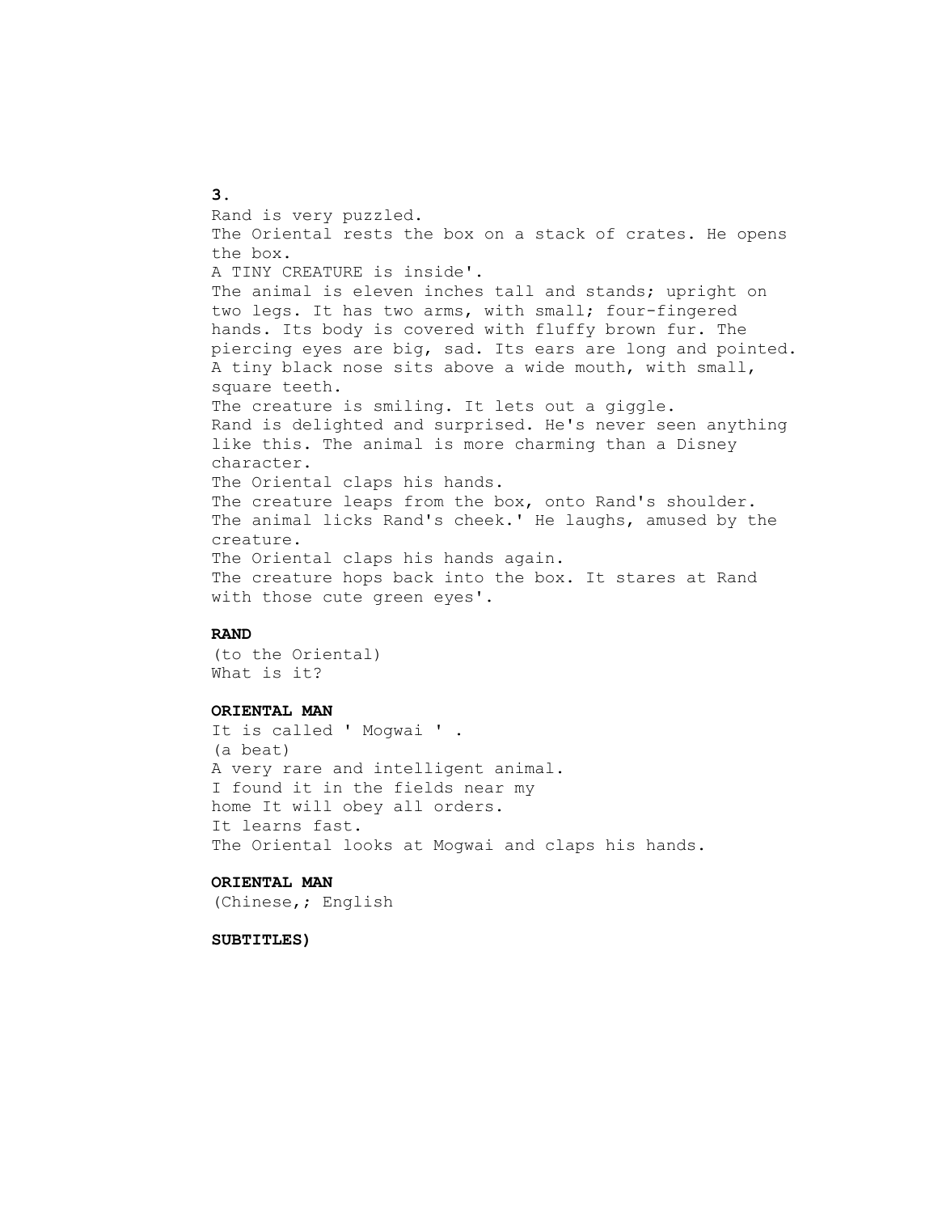Rand is very puzzled.
The Oriental rests the box on a stack of crates. He opens the box.
A TINY CREATURE is inside'.
The animal is eleven inches tall and stands; upright on two legs. It has two arms, with small; four-fingered hands. Its body is covered with fluffy brown fur. The piercing eyes are big, sad. Its ears are long and pointed. A tiny black nose sits above a wide mouth, with small, square teeth.
The creature is smiling. It lets out a giggle.
Rand is delighted and surprised. He's never seen anything like this. The animal is more charming than a Disney character.
The Oriental claps his hands.
The creature leaps from the box, onto Rand's shoulder. The animal licks Rand's cheek.' He laughs, amused by the creature.
The Oriental claps his hands again.
The creature hops back into the box. It stares at Rand with those cute green eyes'.

**RAND**
(to the Oriental)
What is it?

**ORIENTAL MAN**
It is called ' Mogwai ' .
(a beat)
A very rare and intelligent animal.
I found it in the fields near my
home It will obey all orders.
It learns fast.
The Oriental looks at Mogwai and claps his hands.

**ORIENTAL MAN**
(Chinese,; English

**SUBTITLES)**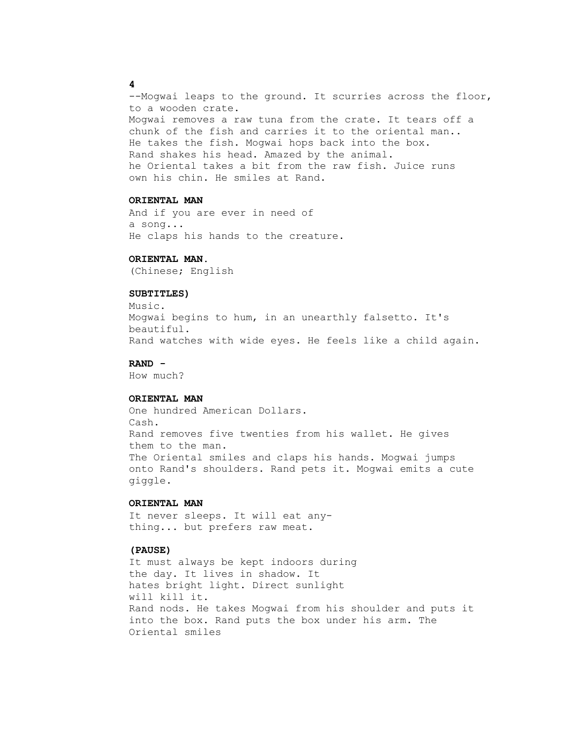--Mogwai leaps to the ground. It scurries across the floor, to a wooden crate.
Mogwai removes a raw tuna from the crate. It tears off a chunk of the fish and carries it to the oriental man..
He takes the fish. Mogwai hops back into the box.
Rand shakes his head. Amazed by the animal.
he Oriental takes a bit from the raw fish. Juice runs own his chin. He smiles at Rand.

**ORIENTAL MAN**

And if you are ever in need of
a song...
He claps his hands to the creature.

**ORIENTAL MAN.**

(Chinese; English

**SUBTITLES)**

Music.
Mogwai begins to hum, in an unearthly falsetto. It's beautiful.
Rand watches with wide eyes. He feels like a child again.

**RAND -**

How much?

**ORIENTAL MAN**

One hundred American Dollars.
Cash.
Rand removes five twenties from his wallet. He gives them to the man.
The Oriental smiles and claps his hands. Mogwai jumps onto Rand's shoulders. Rand pets it. Mogwai emits a cute giggle.

**ORIENTAL MAN**

It never sleeps. It will eat any-
thing... but prefers raw meat.

**(PAUSE)**

It must always be kept indoors during
the day. It lives in shadow. It
hates bright light. Direct sunlight
will kill it.
Rand nods. He takes Mogwai from his shoulder and puts it into the box. Rand puts the box under his arm. The Oriental smiles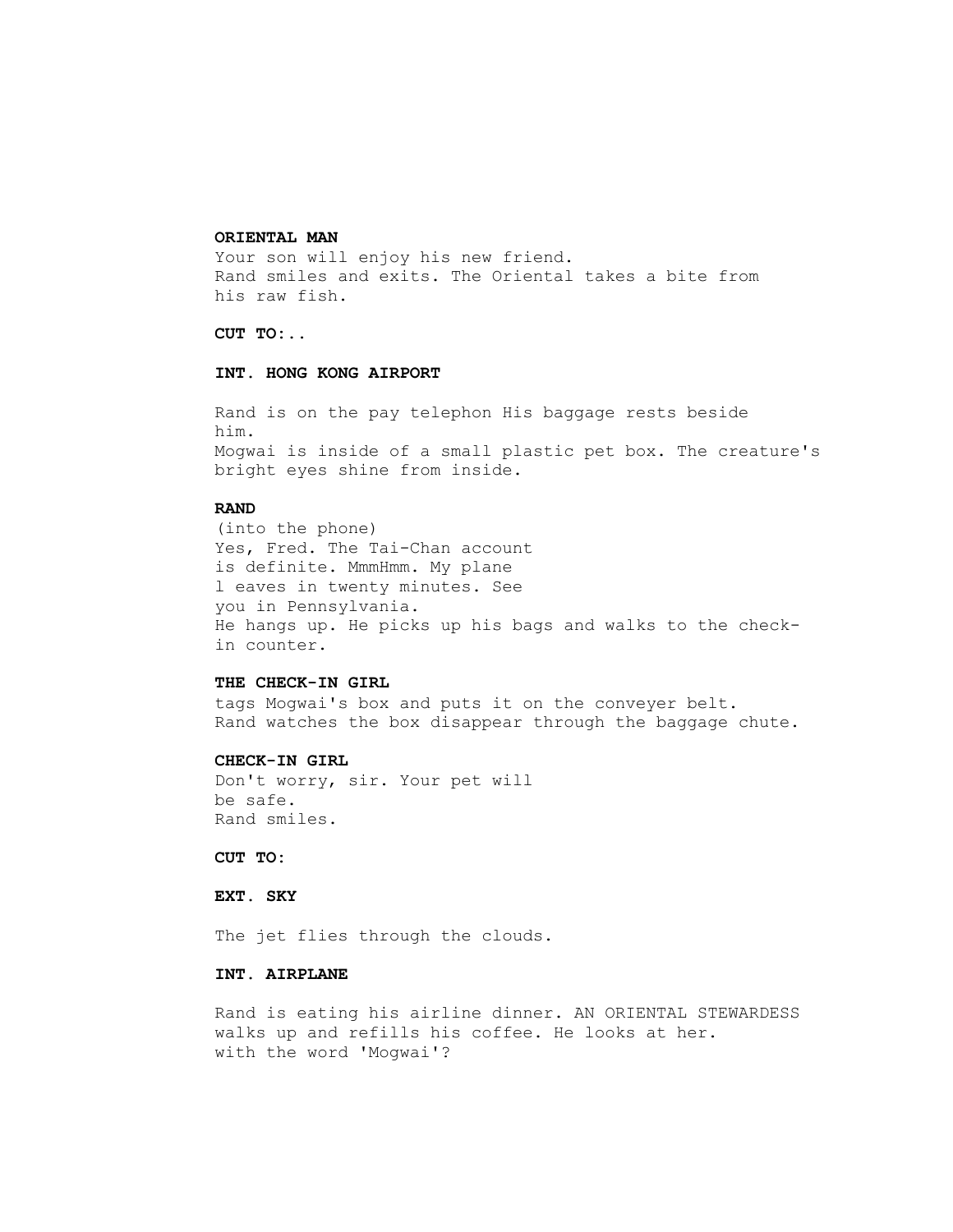**ORIENTAL MAN**
Your son will enjoy his new friend.
Rand smiles and exits. The Oriental takes a bite from his raw fish.

**CUT TO:..**

**INT. HONG KONG AIRPORT**

Rand is on the pay telephon His baggage rests beside him.
Mogwai is inside of a small plastic pet box. The creature's bright eyes shine from inside.

**RAND**
(into the phone)
Yes, Fred. The Tai-Chan account is definite. MmmHmm. My plane l eaves in twenty minutes. See you in Pennsylvania.
He hangs up. He picks up his bags and walks to the check-in counter.

**THE CHECK-IN GIRL**
tags Mogwai's box and puts it on the conveyer belt.
Rand watches the box disappear through the baggage chute.

**CHECK-IN GIRL**
Don't worry, sir. Your pet will be safe.
Rand smiles.

**CUT TO:**

**EXT. SKY**

The jet flies through the clouds.

**INT. AIRPLANE**

Rand is eating his airline dinner. AN ORIENTAL STEWARDESS walks up and refills his coffee. He looks at her.
with the word 'Mogwai'?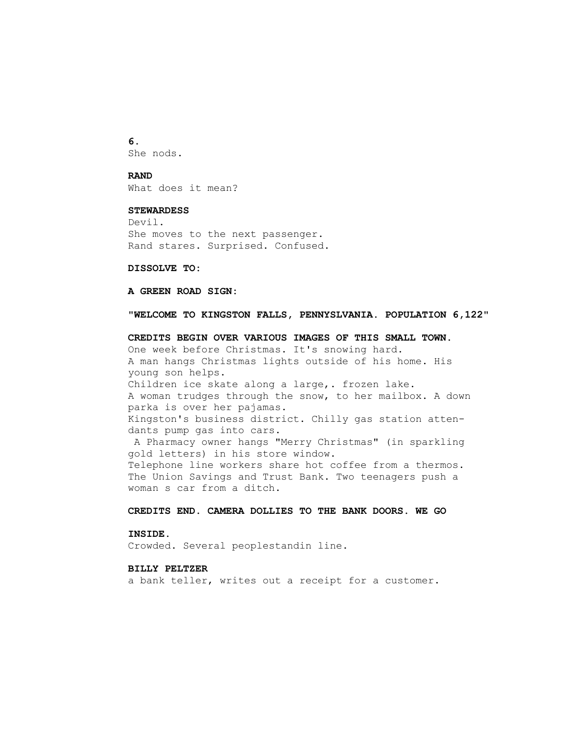She nods.

**RAND**
What does it mean?

**STEWARDESS**
Devil.
She moves to the next passenger.
Rand stares. Surprised. Confused.

**DISSOLVE TO:**

**A GREEN ROAD SIGN:**

**"WELCOME TO KINGSTON FALLS, PENNYSLVANIA. POPULATION 6,122"**

**CREDITS BEGIN OVER VARIOUS IMAGES OF THIS SMALL TOWN.**
One week before Christmas. It's snowing hard.
A man hangs Christmas lights outside of his home. His young son helps.
Children ice skate along a large,. frozen lake.
A woman trudges through the snow, to her mailbox. A down parka is over her pajamas.
Kingston's business district. Chilly gas station attendants pump gas into cars.
A Pharmacy owner hangs "Merry Christmas" (in sparkling gold letters) in his store window.
Telephone line workers share hot coffee from a thermos.
The Union Savings and Trust Bank. Two teenagers push a woman s car from a ditch.

**CREDITS END. CAMERA DOLLIES TO THE BANK DOORS. WE GO**

**INSIDE.**
Crowded. Several peoplestandin line.

**BILLY PELTZER**
a bank teller, writes out a receipt for a customer.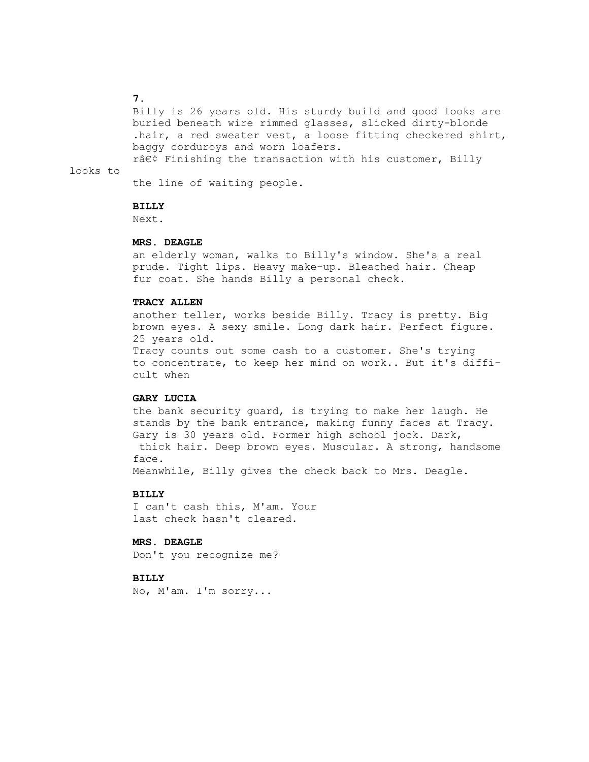Billy is 26 years old. His sturdy build and good looks are buried beneath wire rimmed glasses, slicked dirty-blonde .hair, a red sweater vest, a loose fitting checkered shirt, baggy corduroys and worn loafers.

râ€¢ Finishing the transaction with his customer, Billy looks to the line of waiting people.

**BILLY**

Next.

**MRS. DEAGLE**

an elderly woman, walks to Billy's window. She's a real prude. Tight lips. Heavy make-up. Bleached hair. Cheap fur coat. She hands Billy a personal check.

**TRACY ALLEN**

another teller, works beside Billy. Tracy is pretty. Big brown eyes. A sexy smile. Long dark hair. Perfect figure. 25 years old.

Tracy counts out some cash to a customer. She's trying to concentrate, to keep her mind on work.. But it's difficult when

**GARY LUCIA**

the bank security guard, is trying to make her laugh. He stands by the bank entrance, making funny faces at Tracy. Gary is 30 years old. Former high school jock. Dark, thick hair. Deep brown eyes. Muscular. A strong, handsome face.

Meanwhile, Billy gives the check back to Mrs. Deagle.

**BILLY**

I can't cash this, M'am. Your last check hasn't cleared.

**MRS. DEAGLE**

Don't you recognize me?

**BILLY**

No, M'am. I'm sorry...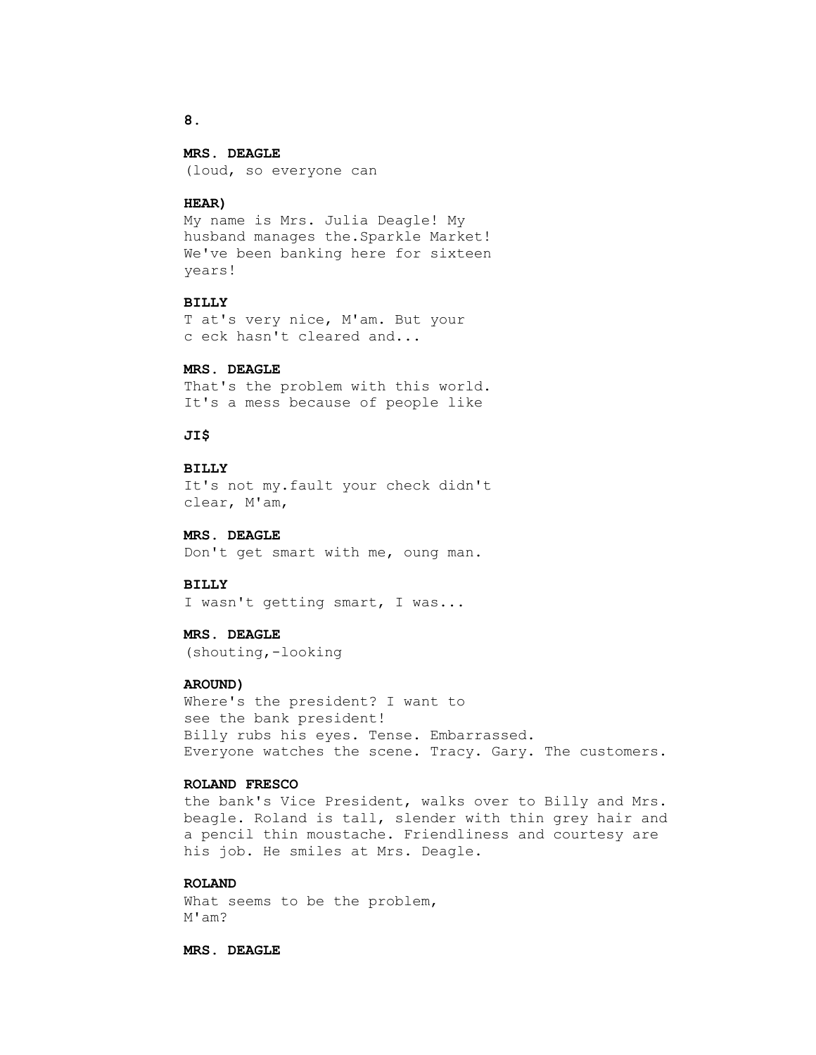**MRS. DEAGLE**
(loud, so everyone can

**HEAR)**
My name is Mrs. Julia Deagle! My husband manages the.Sparkle Market! We've been banking here for sixteen years!

**BILLY**
T at's very nice, M'am. But your c eck hasn't cleared and...

**MRS. DEAGLE**
That's the problem with this world. It's a mess because of people like

**JI$**

**BILLY**
It's not my.fault your check didn't clear, M'am,

**MRS. DEAGLE**
Don't get smart with me, oung man.

**BILLY**
I wasn't getting smart, I was...

**MRS. DEAGLE**
(shouting,-looking

**AROUND)**
Where's the president? I want to see the bank president!
Billy rubs his eyes. Tense. Embarrassed.
Everyone watches the scene. Tracy. Gary. The customers.

**ROLAND FRESCO**
the bank's Vice President, walks over to Billy and Mrs. beagle. Roland is tall, slender with thin grey hair and a pencil thin moustache. Friendliness and courtesy are his job. He smiles at Mrs. Deagle.

**ROLAND**
What seems to be the problem, M'am?

**MRS. DEAGLE**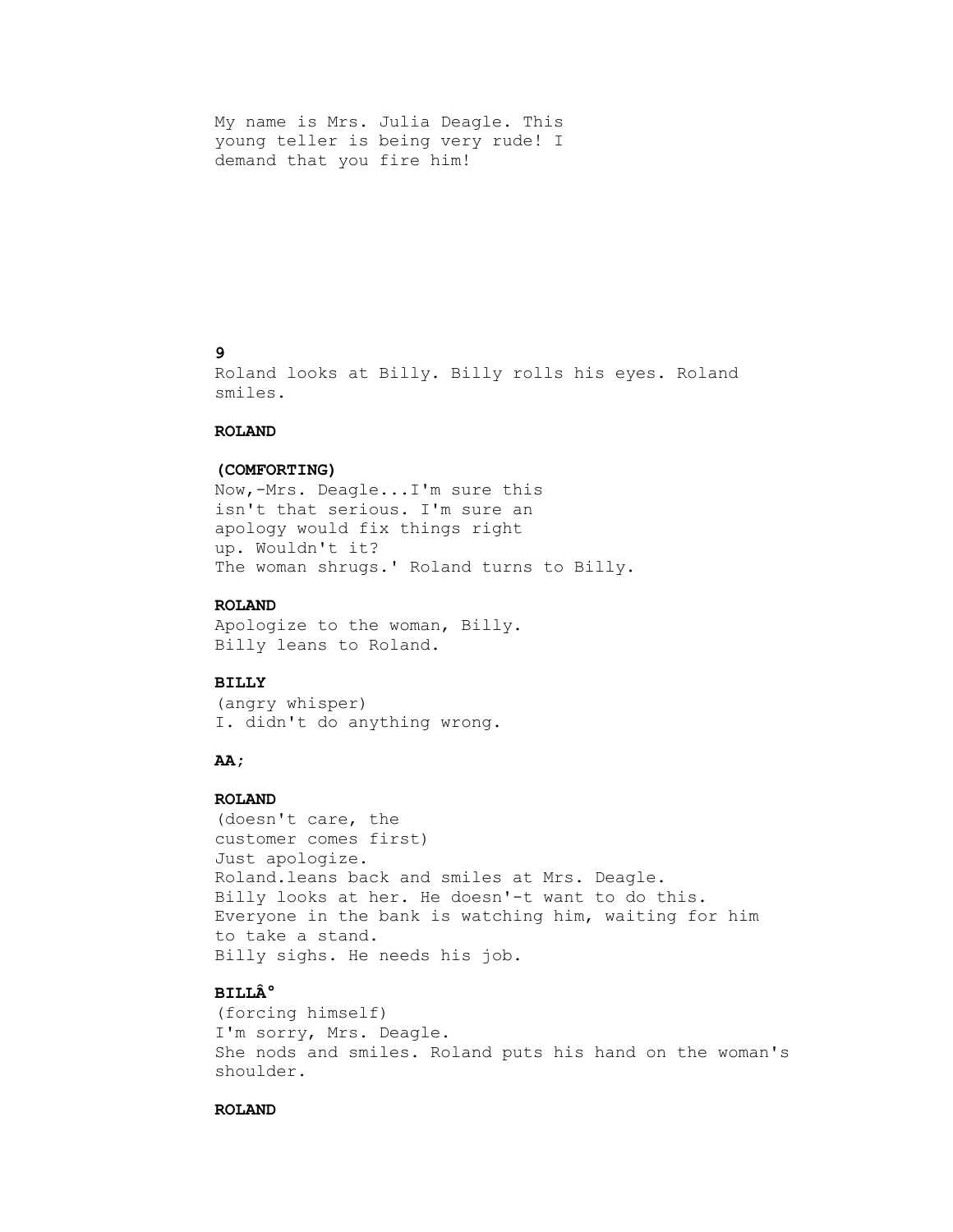My name is Mrs. Julia Deagle. This
young teller is being very rude! I
demand that you fire him!

Roland looks at Billy. Billy rolls his eyes. Roland
smiles.

**ROLAND**

**(COMFORTING)**
Now,-Mrs. Deagle...I'm sure this
isn't that serious. I'm sure an
apology would fix things right
up. Wouldn't it?
The woman shrugs.' Roland turns to Billy.

**ROLAND**
Apologize to the woman, Billy.
Billy leans to Roland.

**BILLY**
(angry whisper)
I. didn't do anything wrong.

**AA;**

**ROLAND**
(doesn't care, the
customer comes first)
Just apologize.
Roland.leans back and smiles at Mrs. Deagle.
Billy looks at her. He doesn'-t want to do this.
Everyone in the bank is watching him, waiting for him
to take a stand.
Billy sighs. He needs his job.

**BILLÂ°**
(forcing himself)
I'm sorry, Mrs. Deagle.
She nods and smiles. Roland puts his hand on the woman's
shoulder.

**ROLAND**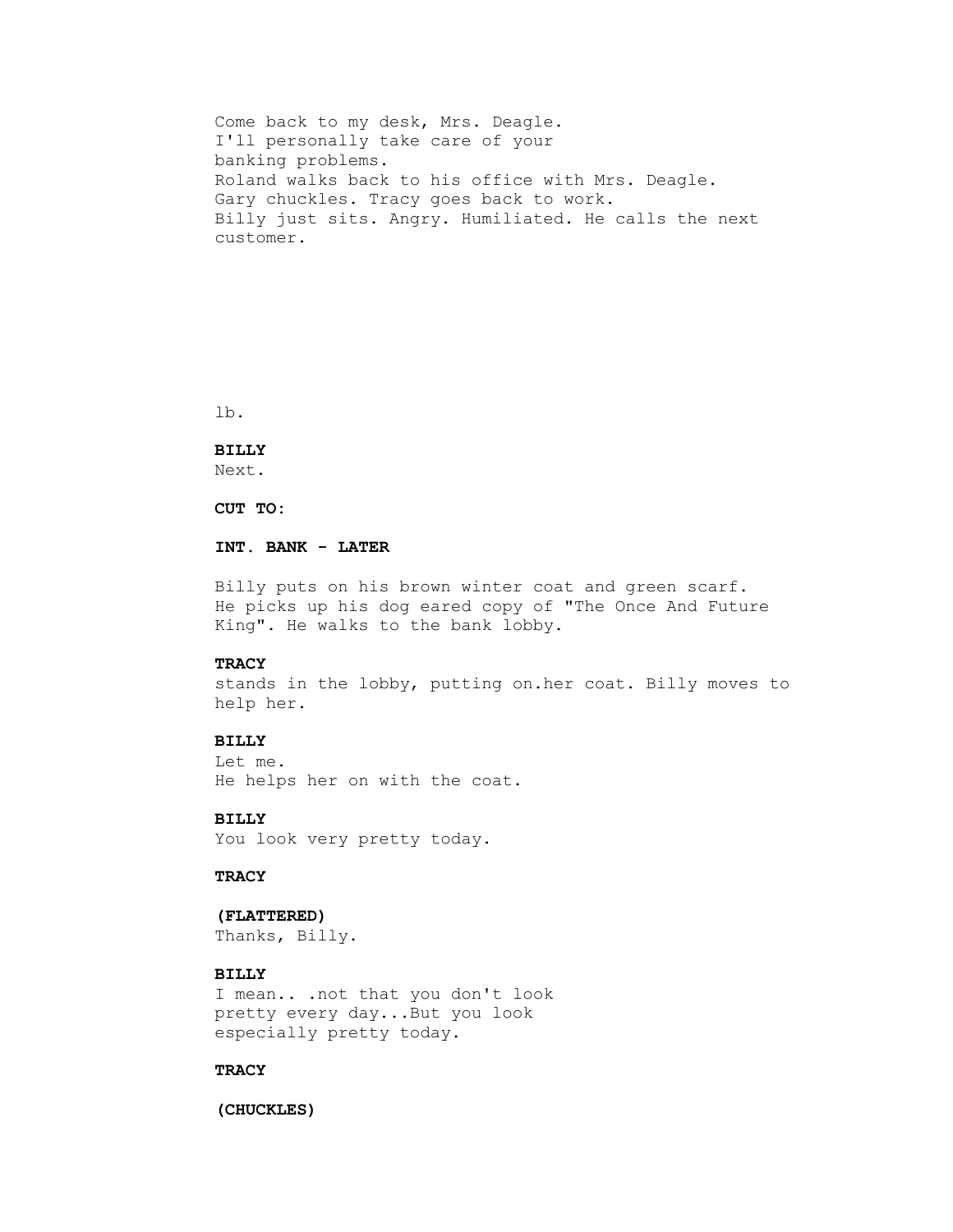Come back to my desk, Mrs. Deagle.
I'll personally take care of your
banking problems.
Roland walks back to his office with Mrs. Deagle.
Gary chuckles. Tracy goes back to work.
Billy just sits. Angry. Humiliated. He calls the next
customer.

lb.

**BILLY**
Next.

**CUT TO:**

**INT. BANK - LATER**

Billy puts on his brown winter coat and green scarf.
He picks up his dog eared copy of "The Once And Future
King". He walks to the bank lobby.

**TRACY**
stands in the lobby, putting on.her coat. Billy moves to
help her.

**BILLY**
Let me.
He helps her on with the coat.

**BILLY**
You look very pretty today.

**TRACY**

**(FLATTERED)**
Thanks, Billy.

**BILLY**
I mean.. .not that you don't look
pretty every day...But you look
especially pretty today.

**TRACY**

**(CHUCKLES)**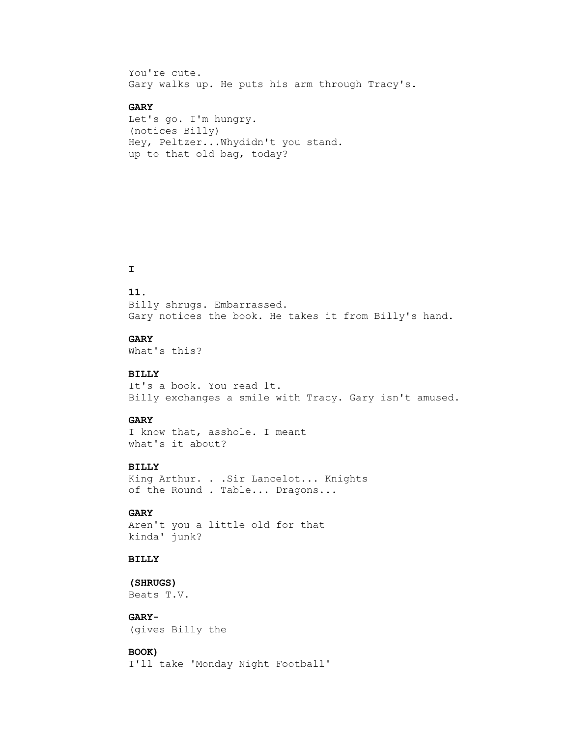You're cute.
Gary walks up. He puts his arm through Tracy's.

**GARY**
Let's go. I'm hungry.
(notices Billy)
Hey, Peltzer...Whydidn't you stand.
up to that old bag, today?

**I**

Billy shrugs. Embarrassed.
Gary notices the book. He takes it from Billy's hand.

**GARY**
What's this?

**BILLY**
It's a book. You read 1t.
Billy exchanges a smile with Tracy. Gary isn't amused.

**GARY**
I know that, asshole. I meant
what's it about?

**BILLY**
King Arthur. . .Sir Lancelot... Knights
of the Round . Table... Dragons...

**GARY**
Aren't you a little old for that
kinda' junk?

**BILLY**

**(SHRUGS)**
Beats T.V.

**GARY-**
(gives Billy the

**BOOK)**
I'll take 'Monday Night Football'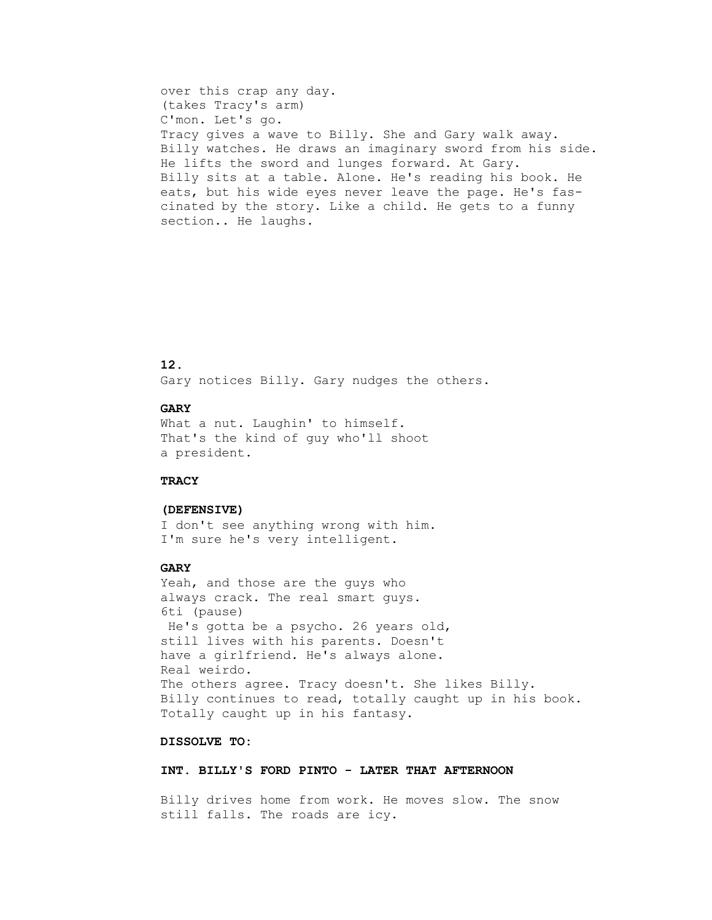over this crap any day.
(takes Tracy's arm)
C'mon. Let's go.
Tracy gives a wave to Billy. She and Gary walk away.
Billy watches. He draws an imaginary sword from his side.
He lifts the sword and lunges forward. At Gary.
Billy sits at a table. Alone. He's reading his book. He
eats, but his wide eyes never leave the page. He's fas-
cinated by the story. Like a child. He gets to a funny
section.. He laughs.

Gary notices Billy. Gary nudges the others.

**GARY**

What a nut. Laughin' to himself.
That's the kind of guy who'll shoot
a president.

**TRACY**

**(DEFENSIVE)**

I don't see anything wrong with him.
I'm sure he's very intelligent.

**GARY**

Yeah, and those are the guys who
always crack. The real smart guys.
6ti (pause)
He's gotta be a psycho. 26 years old,
still lives with his parents. Doesn't
have a girlfriend. He's always alone.
Real weirdo.
The others agree. Tracy doesn't. She likes Billy.
Billy continues to read, totally caught up in his book.
Totally caught up in his fantasy.

**DISSOLVE TO:**

**INT. BILLY'S FORD PINTO - LATER THAT AFTERNOON**

Billy drives home from work. He moves slow. The snow
still falls. The roads are icy.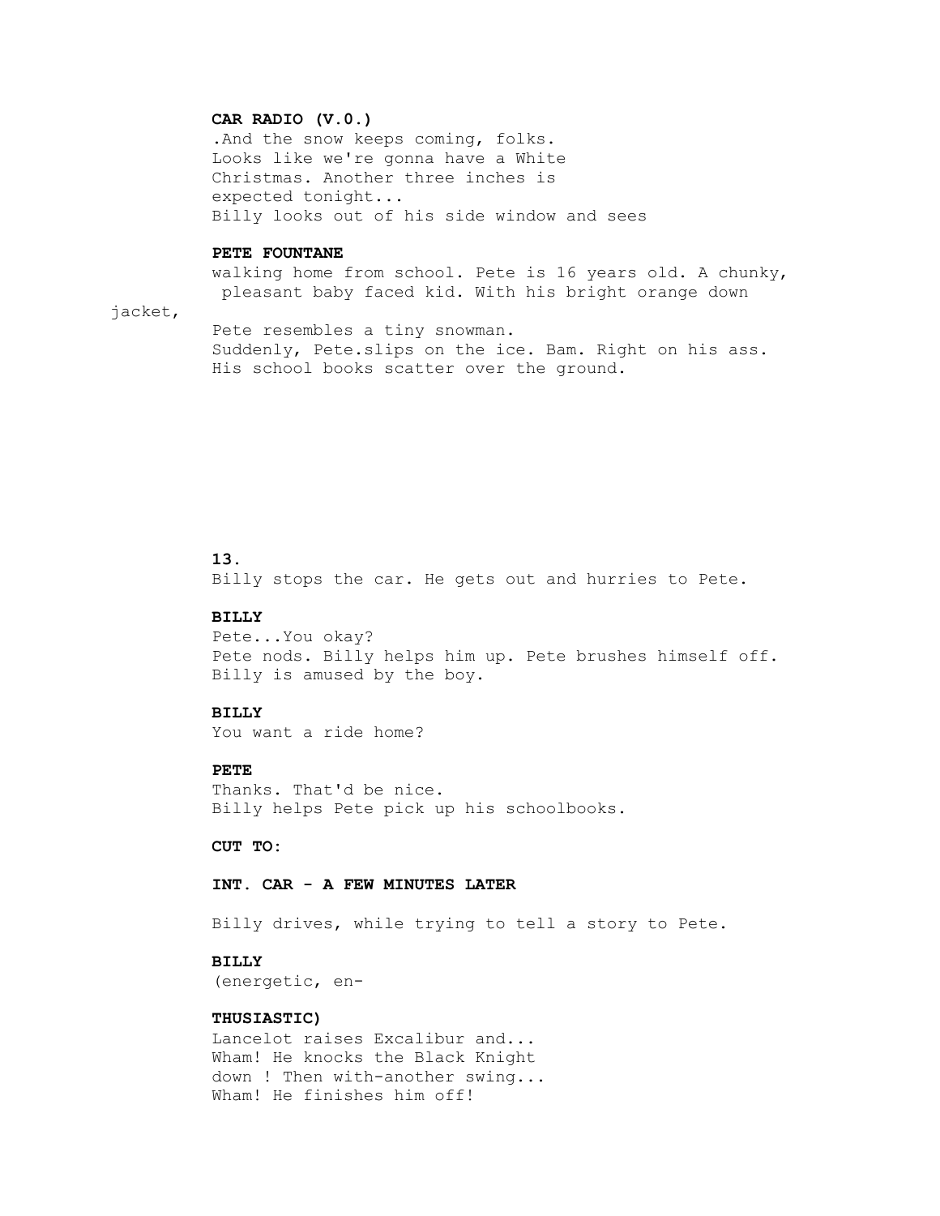**CAR RADIO (V.0.)**
.And the snow keeps coming, folks.
Looks like we're gonna have a White
Christmas. Another three inches is
expected tonight...
Billy looks out of his side window and sees

**PETE FOUNTANE**
walking home from school. Pete is 16 years old. A chunky, pleasant baby faced kid. With his bright orange down jacket,
Pete resembles a tiny snowman.
Suddenly, Pete.slips on the ice. Bam. Right on his ass.
His school books scatter over the ground.

**13.**
Billy stops the car. He gets out and hurries to Pete.

**BILLY**
Pete...You okay?
Pete nods. Billy helps him up. Pete brushes himself off.
Billy is amused by the boy.

**BILLY**
You want a ride home?

**PETE**
Thanks. That'd be nice.
Billy helps Pete pick up his schoolbooks.

**CUT TO:**

**INT. CAR - A FEW MINUTES LATER**

Billy drives, while trying to tell a story to Pete.

**BILLY**
(energetic, en-

**THUSIASTIC)**
Lancelot raises Excalibur and...
Wham! He knocks the Black Knight
down ! Then with-another swing...
Wham! He finishes him off!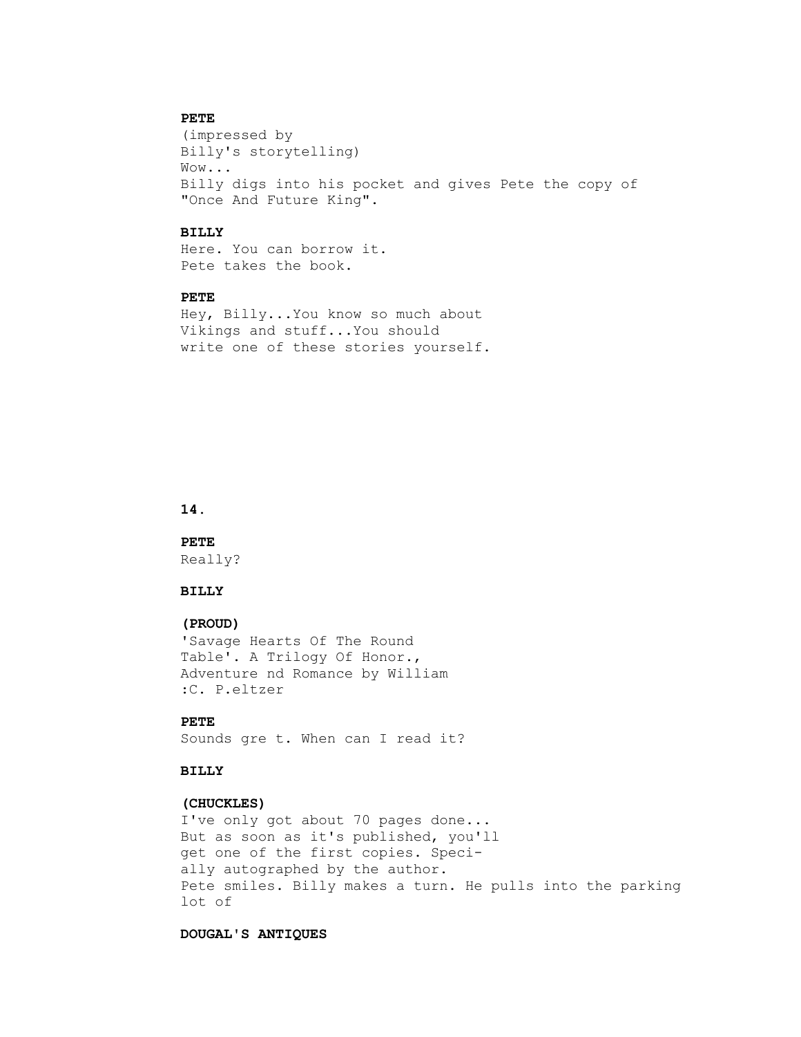**PETE**
(impressed by
Billy's storytelling)
Wow...
Billy digs into his pocket and gives Pete the copy of
"Once And Future King".

**BILLY**
Here. You can borrow it.
Pete takes the book.

**PETE**
Hey, Billy...You know so much about
Vikings and stuff...You should
write one of these stories yourself.

**PETE**
Really?

**BILLY**

**(PROUD)**
'Savage Hearts Of The Round
Table'. A Trilogy Of Honor.,
Adventure nd Romance by William
:C. P.eltzer

**PETE**
Sounds gre t. When can I read it?

**BILLY**

**(CHUCKLES)**
I've only got about 70 pages done...
But as soon as it's published, you'll
get one of the first copies. Speci-
ally autographed by the author.
Pete smiles. Billy makes a turn. He pulls into the parking
lot of

**DOUGAL'S ANTIQUES**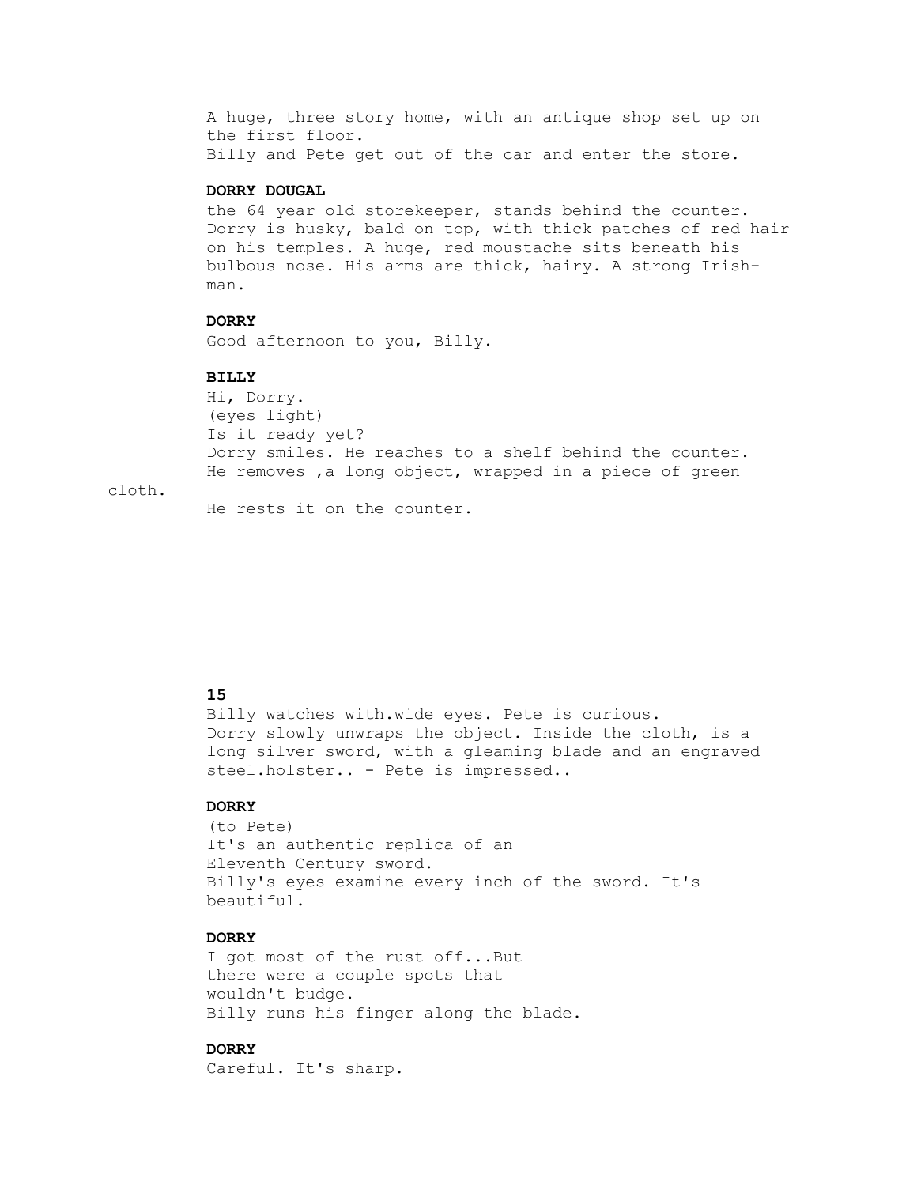A huge, three story home, with an antique shop set up on the first floor.
Billy and Pete get out of the car and enter the store.

**DORRY DOUGAL**

the 64 year old storekeeper, stands behind the counter. Dorry is husky, bald on top, with thick patches of red hair on his temples. A huge, red moustache sits beneath his bulbous nose. His arms are thick, hairy. A strong Irish-man.

**DORRY**

Good afternoon to you, Billy.

**BILLY**

Hi, Dorry.
(eyes light)
Is it ready yet?
Dorry smiles. He reaches to a shelf behind the counter. He removes ,a long object, wrapped in a piece of green cloth.
He rests it on the counter.

Billy watches with.wide eyes. Pete is curious.
Dorry slowly unwraps the object. Inside the cloth, is a long silver sword, with a gleaming blade and an engraved steel.holster.. - Pete is impressed..

**DORRY**

(to Pete)
It's an authentic replica of an Eleventh Century sword.
Billy's eyes examine every inch of the sword. It's beautiful.

**DORRY**

I got most of the rust off...But there were a couple spots that wouldn't budge.
Billy runs his finger along the blade.

**DORRY**

Careful. It's sharp.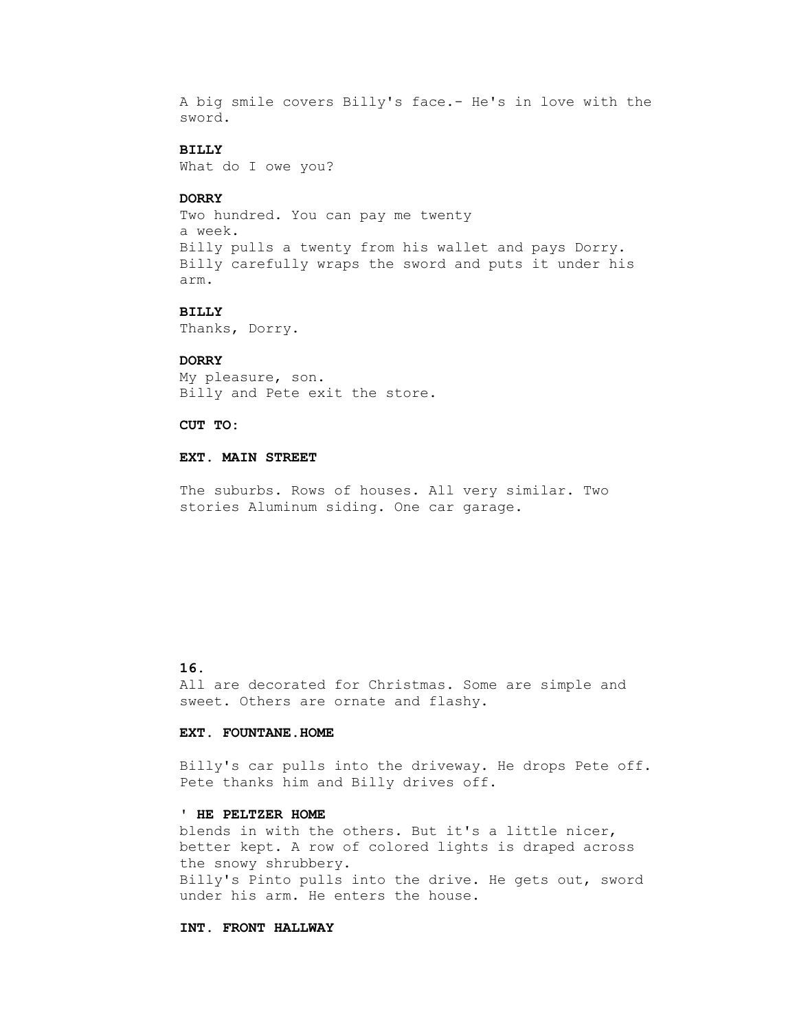A big smile covers Billy's face.- He's in love with the sword.

**BILLY**
What do I owe you?

**DORRY**
Two hundred. You can pay me twenty a week.
Billy pulls a twenty from his wallet and pays Dorry. Billy carefully wraps the sword and puts it under his arm.

**BILLY**
Thanks, Dorry.

**DORRY**
My pleasure, son.
Billy and Pete exit the store.

**CUT TO:**

**EXT. MAIN STREET**

The suburbs. Rows of houses. All very similar. Two stories Aluminum siding. One car garage.

All are decorated for Christmas. Some are simple and sweet. Others are ornate and flashy.

**EXT. FOUNTANE.HOME**

Billy's car pulls into the driveway. He drops Pete off. Pete thanks him and Billy drives off.

**' HE PELTZER HOME**
blends in with the others. But it's a little nicer, better kept. A row of colored lights is draped across the snowy shrubbery.
Billy's Pinto pulls into the drive. He gets out, sword under his arm. He enters the house.

**INT. FRONT HALLWAY**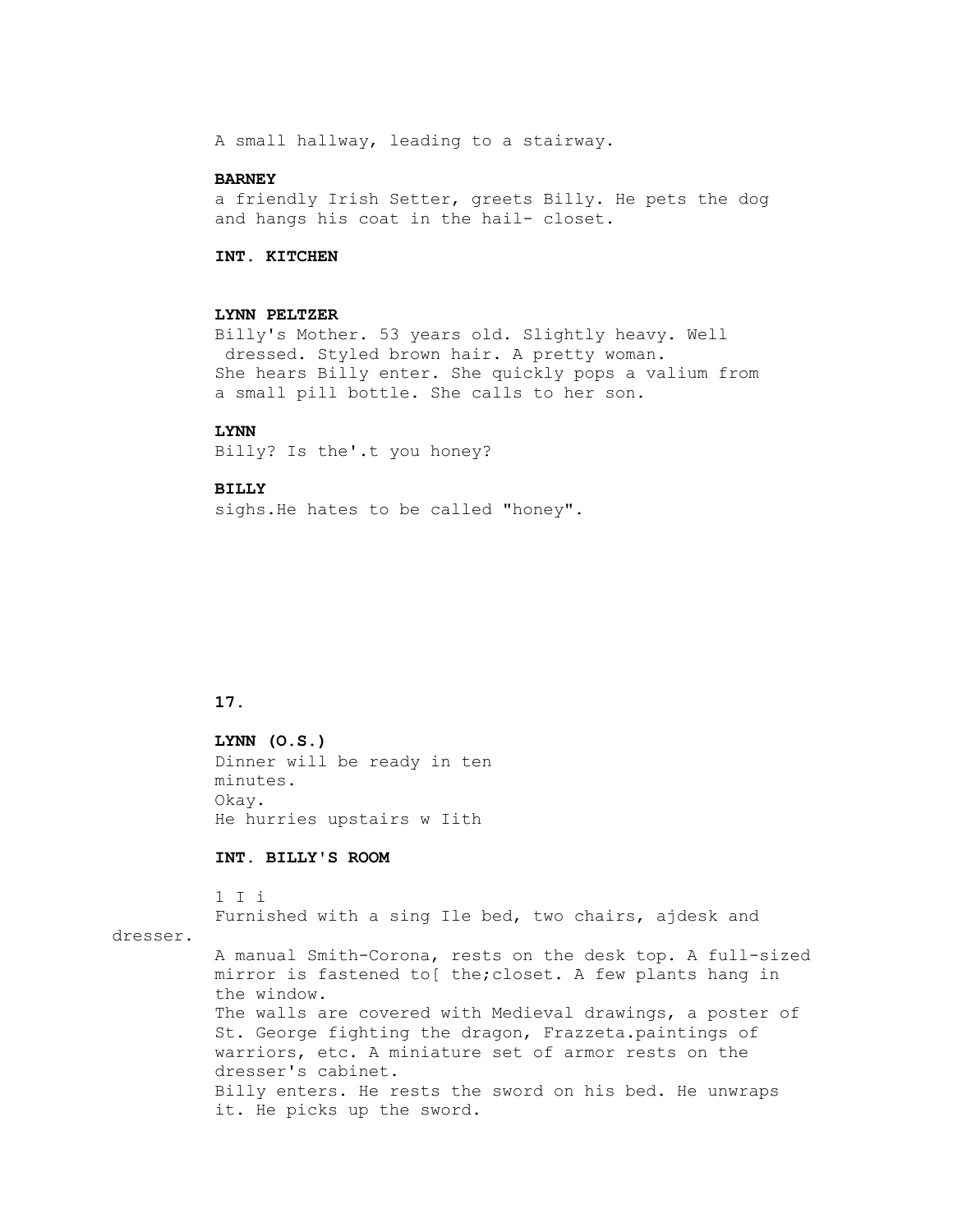A small hallway, leading to a stairway.

**BARNEY**

a friendly Irish Setter, greets Billy. He pets the dog and hangs his coat in the hail- closet.

**INT. KITCHEN**

**LYNN PELTZER**

Billy's Mother. 53 years old. Slightly heavy. Well dressed. Styled brown hair. A pretty woman.
She hears Billy enter. She quickly pops a valium from a small pill bottle. She calls to her son.

**LYNN**

Billy? Is the'.t you honey?

**BILLY**

sighs.He hates to be called "honey".

**17.**

**LYNN (O.S.)**

Dinner will be ready in ten minutes.
Okay.
He hurries upstairs w Iith

**INT. BILLY'S ROOM**

1 I i
Furnished with a sing Ile bed, two chairs, ajdesk and dresser.
A manual Smith-Corona, rests on the desk top. A full-sized mirror is fastened to[ the;closet. A few plants hang in the window.
The walls are covered with Medieval drawings, a poster of St. George fighting the dragon, Frazzeta.paintings of warriors, etc. A miniature set of armor rests on the dresser's cabinet.
Billy enters. He rests the sword on his bed. He unwraps it. He picks up the sword.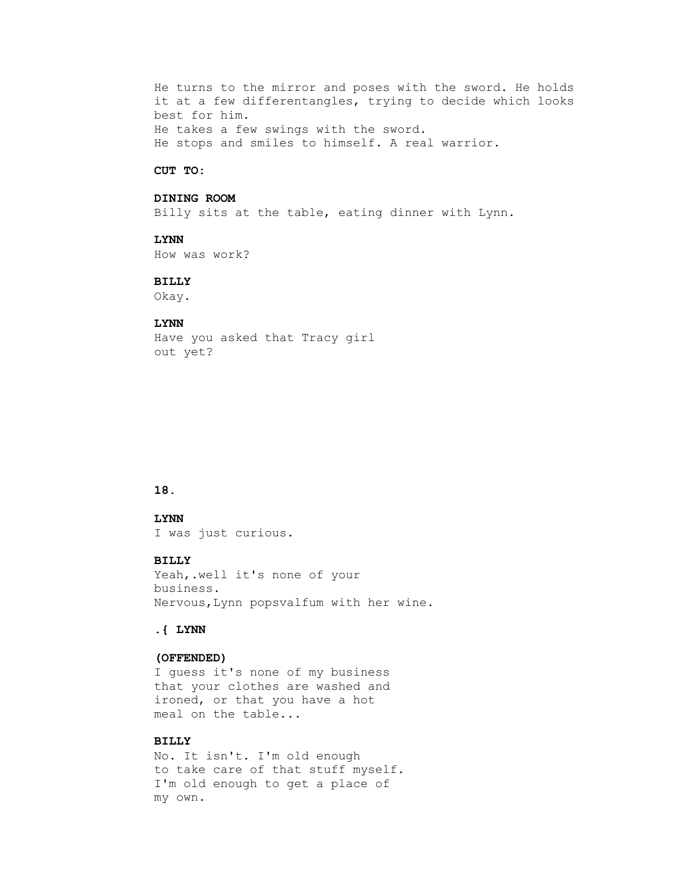He turns to the mirror and poses with the sword. He holds it at a few differentangles, trying to decide which looks best for him.
He takes a few swings with the sword.
He stops and smiles to himself. A real warrior.

**CUT TO:**

**DINING ROOM**
Billy sits at the table, eating dinner with Lynn.

**LYNN**
How was work?

**BILLY**
Okay.

**LYNN**
Have you asked that Tracy girl
out yet?

**LYNN**
I was just curious.

**BILLY**
Yeah,.well it's none of your
business.
Nervous,Lynn popsvalfum with her wine.

**.{ LYNN**

**(OFFENDED)**
I guess it's none of my business
that your clothes are washed and
ironed, or that you have a hot
meal on the table...

**BILLY**
No. It isn't. I'm old enough
to take care of that stuff myself.
I'm old enough to get a place of
my own.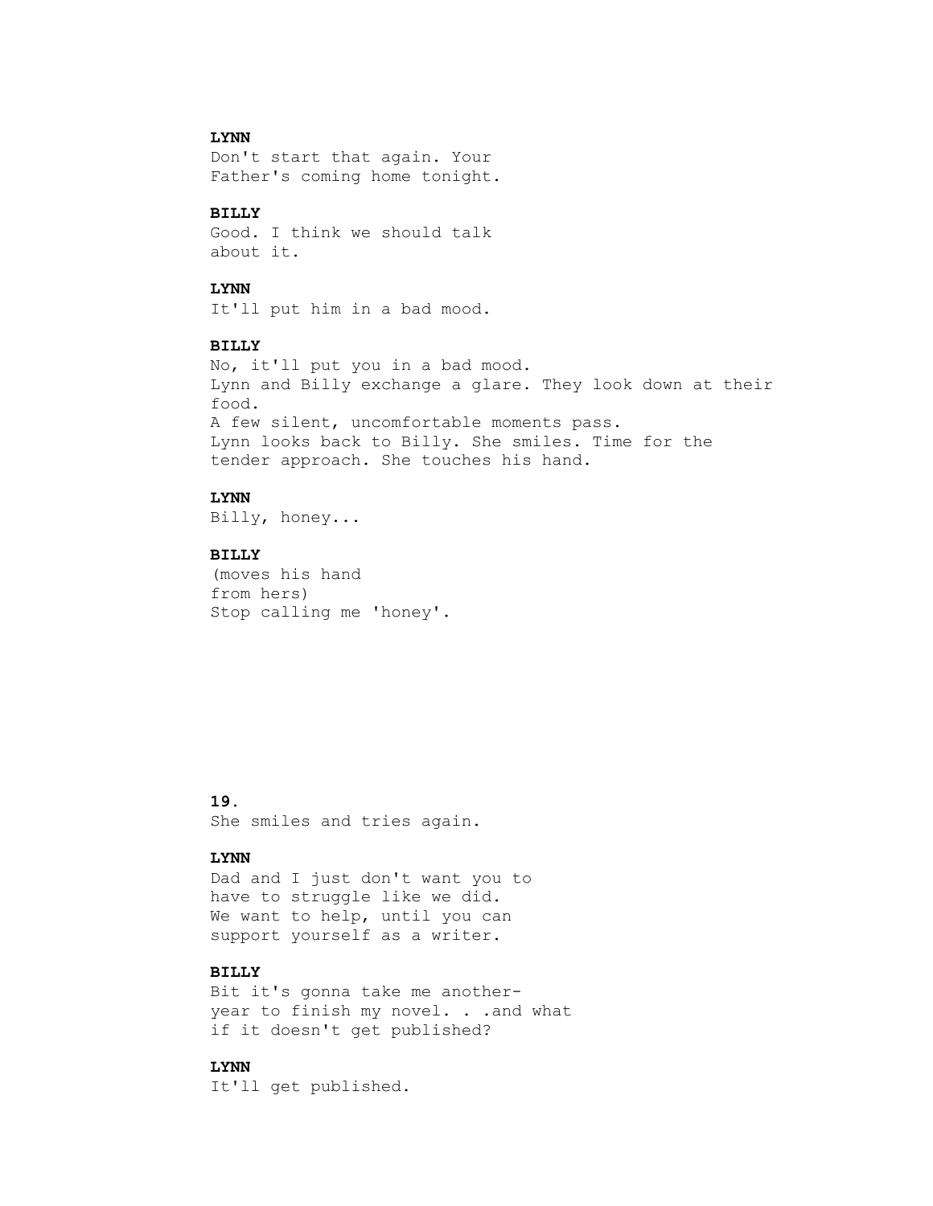**LYNN**

Don't start that again. Your Father's coming home tonight.

**BILLY**

Good. I think we should talk about it.

**LYNN**

It'll put him in a bad mood.

**BILLY**

No, it'll put you in a bad mood.

Lynn and Billy exchange a glare. They look down at their food.

A few silent, uncomfortable moments pass.

Lynn looks back to Billy. She smiles. Time for the tender approach. She touches his hand.

**LYNN**

Billy, honey...

**BILLY**

(moves his hand from hers)

Stop calling me 'honey'.

She smiles and tries again.

**LYNN**

Dad and I just don't want you to have to struggle like we did. We want to help, until you can support yourself as a writer.

**BILLY**

Bit it's gonna take me another-year to finish my novel. . .and what if it doesn't get published?

**LYNN**

It'll get published.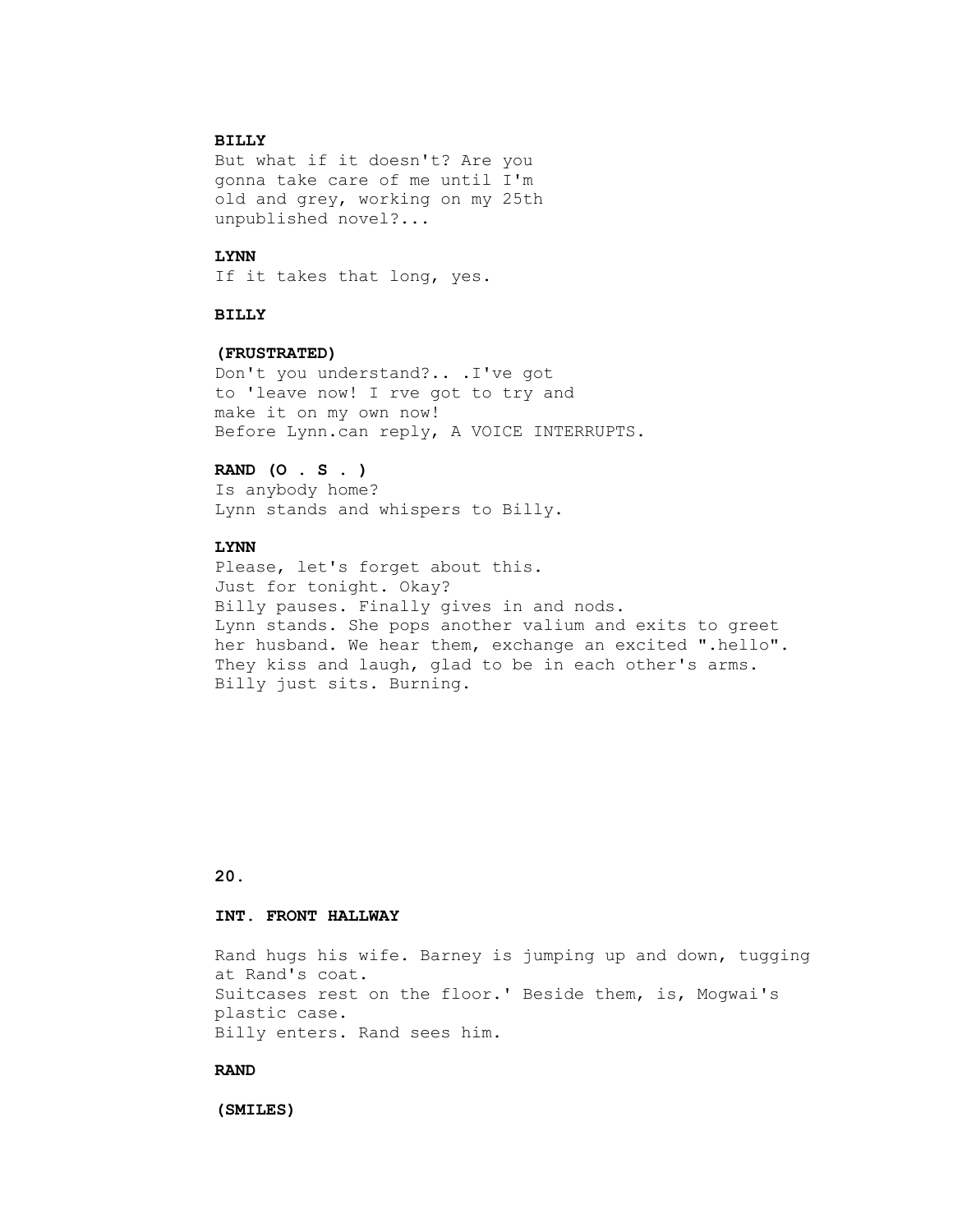**BILLY**

But what if it doesn't? Are you gonna take care of me until I'm old and grey, working on my 25th unpublished novel?...

**LYNN**

If it takes that long, yes.

**BILLY**

**(FRUSTRATED)**

Don't you understand?.. .I've got to 'leave now! I rve got to try and make it on my own now!

Before Lynn.can reply, A VOICE INTERRUPTS.

**RAND (O . S . )**

Is anybody home?

Lynn stands and whispers to Billy.

**LYNN**

Please, let's forget about this. Just for tonight. Okay?

Billy pauses. Finally gives in and nods.

Lynn stands. She pops another valium and exits to greet her husband. We hear them, exchange an excited ".hello". They kiss and laugh, glad to be in each other's arms.

Billy just sits. Burning.

**20.**

**INT. FRONT HALLWAY**

Rand hugs his wife. Barney is jumping up and down, tugging at Rand's coat.

Suitcases rest on the floor.' Beside them, is, Mogwai's plastic case.

Billy enters. Rand sees him.

**RAND**

**(SMILES)**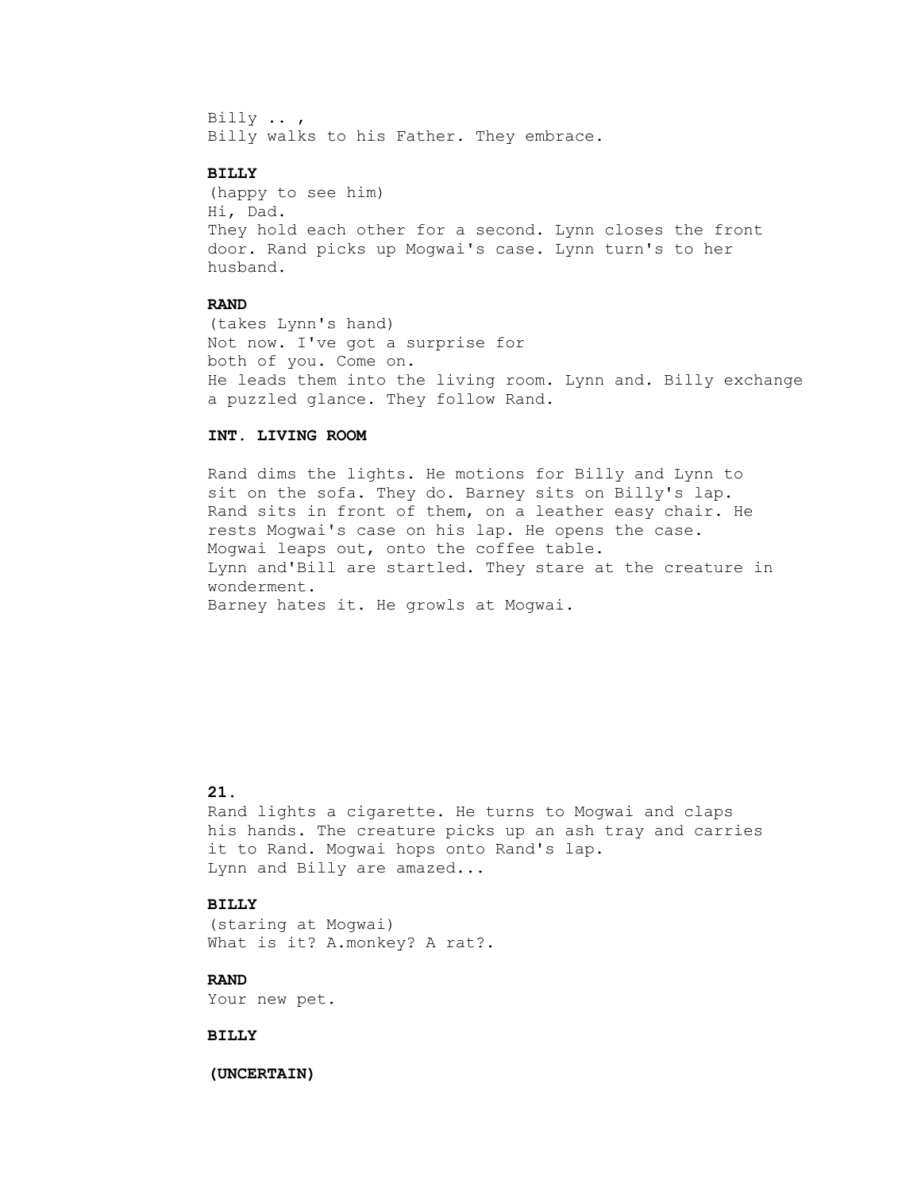Billy .. ,
Billy walks to his Father. They embrace.

**BILLY**

(happy to see him)
Hi, Dad.
They hold each other for a second. Lynn closes the front door. Rand picks up Mogwai's case. Lynn turn's to her husband.

**RAND**

(takes Lynn's hand)
Not now. I've got a surprise for
both of you. Come on.
He leads them into the living room. Lynn and. Billy exchange a puzzled glance. They follow Rand.

**INT. LIVING ROOM**

Rand dims the lights. He motions for Billy and Lynn to sit on the sofa. They do. Barney sits on Billy's lap. Rand sits in front of them, on a leather easy chair. He rests Mogwai's case on his lap. He opens the case.
Mogwai leaps out, onto the coffee table.
Lynn and'Bill are startled. They stare at the creature in wonderment.
Barney hates it. He growls at Mogwai.

Rand lights a cigarette. He turns to Mogwai and claps his hands. The creature picks up an ash tray and carries it to Rand. Mogwai hops onto Rand's lap.
Lynn and Billy are amazed...

**BILLY**

(staring at Mogwai)
What is it? A.monkey? A rat?.

**RAND**

Your new pet.

**BILLY**

**(UNCERTAIN)**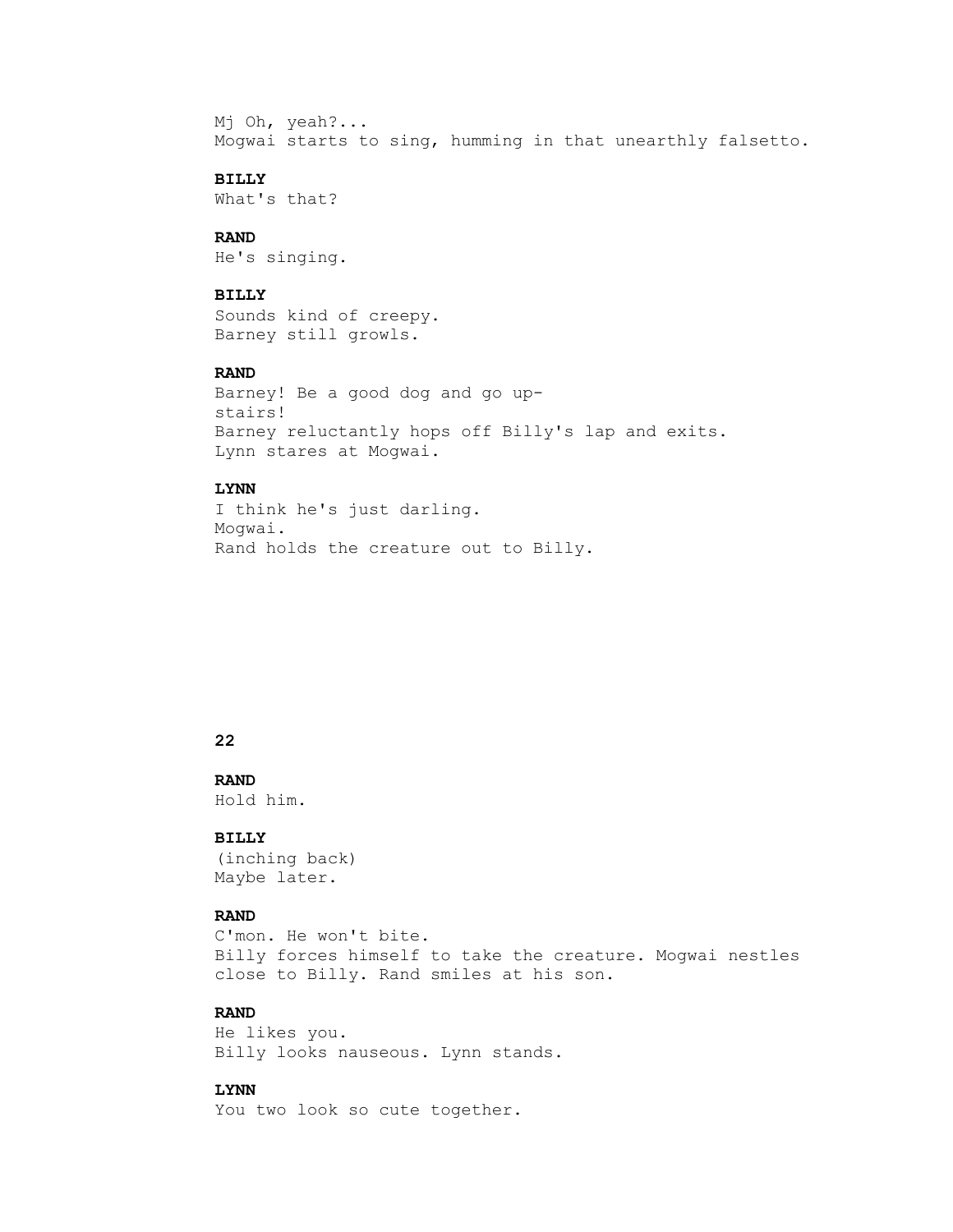Mj Oh, yeah?...
Mogwai starts to sing, humming in that unearthly falsetto.

**BILLY**
What's that?

**RAND**
He's singing.

**BILLY**
Sounds kind of creepy.
Barney still growls.

**RAND**
Barney! Be a good dog and go up-
stairs!
Barney reluctantly hops off Billy's lap and exits.
Lynn stares at Mogwai.

**LYNN**
I think he's just darling.
Mogwai.
Rand holds the creature out to Billy.

**RAND**
Hold him.

**BILLY**
(inching back)
Maybe later.

**RAND**
C'mon. He won't bite.
Billy forces himself to take the creature. Mogwai nestles close to Billy. Rand smiles at his son.

**RAND**
He likes you.
Billy looks nauseous. Lynn stands.

**LYNN**
You two look so cute together.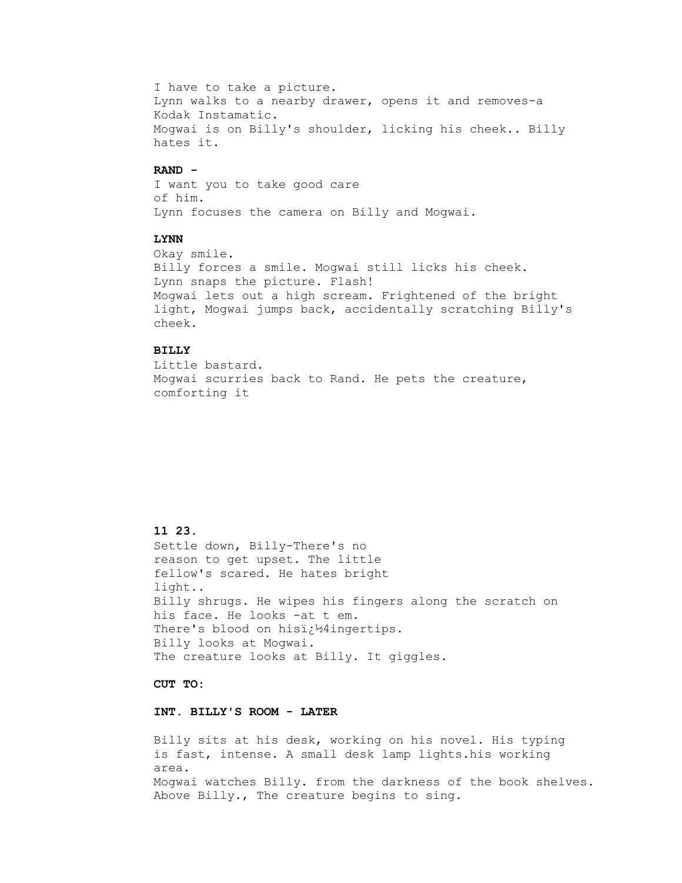I have to take a picture.
Lynn walks to a nearby drawer, opens it and removes-a Kodak Instamatic.
Mogwai is on Billy's shoulder, licking his cheek.. Billy hates it.

**RAND -**

I want you to take good care
of him.
Lynn focuses the camera on Billy and Mogwai.

**LYNN**

Okay smile.
Billy forces a smile. Mogwai still licks his cheek.
Lynn snaps the picture. Flash!
Mogwai lets out a high scream. Frightened of the bright light, Mogwai jumps back, accidentally scratching Billy's cheek.

**BILLY**

Little bastard.
Mogwai scurries back to Rand. He pets the creature, comforting it

**11 23.**

Settle down, Billy-There's no
reason to get upset. The little
fellow's scared. He hates bright
light..
Billy shrugs. He wipes his fingers along the scratch on his face. He looks -at t em.
There's blood on hisï¿½4ingertips.
Billy looks at Mogwai.
The creature looks at Billy. It giggles.

**CUT TO:**

**INT. BILLY'S ROOM - LATER**

Billy sits at his desk, working on his novel. His typing is fast, intense. A small desk lamp lights.his working area.
Mogwai watches Billy. from the darkness of the book shelves. Above Billy., The creature begins to sing.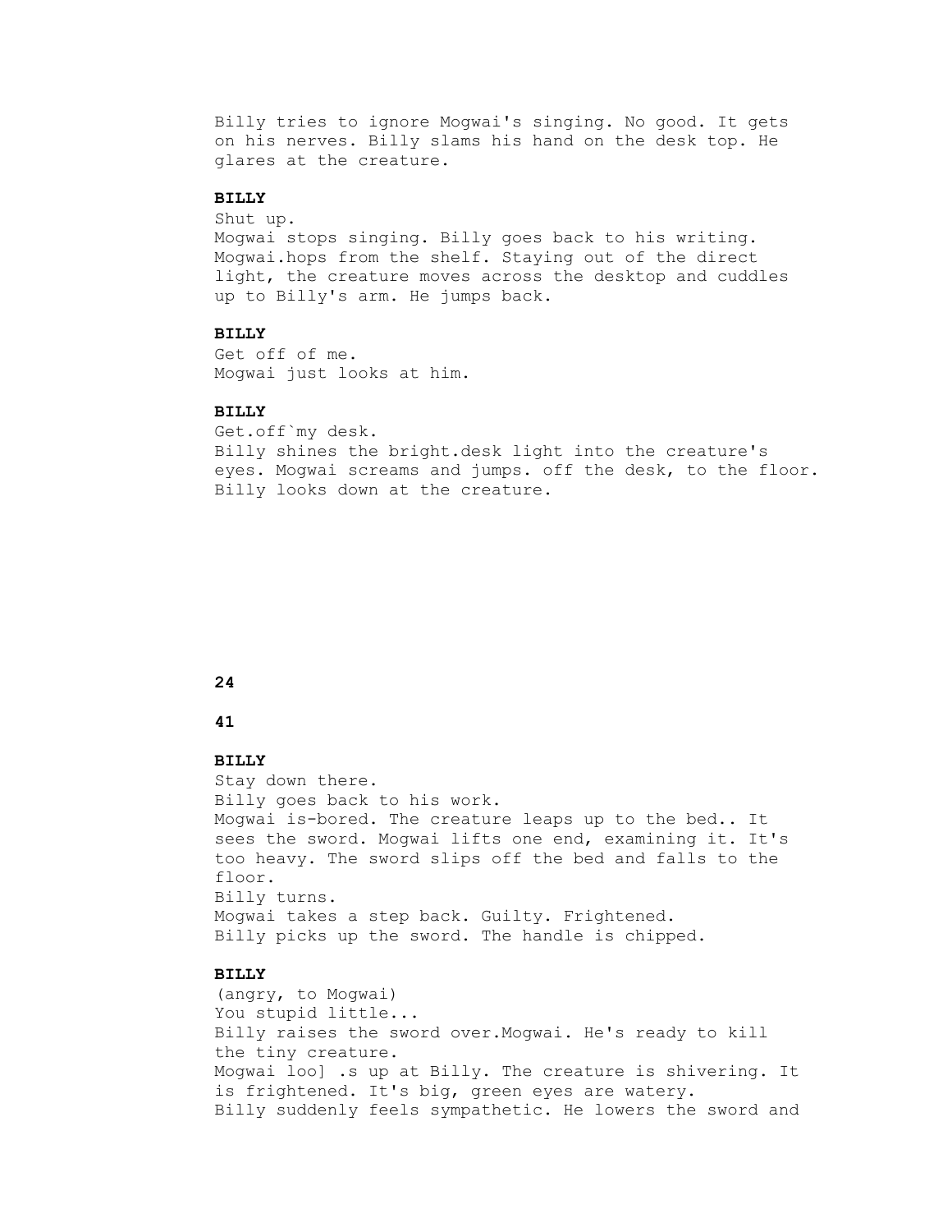Billy tries to ignore Mogwai's singing. No good. It gets on his nerves. Billy slams his hand on the desk top. He glares at the creature.

**BILLY**

Shut up.

Mogwai stops singing. Billy goes back to his writing. Mogwai.hops from the shelf. Staying out of the direct light, the creature moves across the desktop and cuddles up to Billy's arm. He jumps back.

**BILLY**

Get off of me.

Mogwai just looks at him.

**BILLY**

Get.off`my desk.

Billy shines the bright.desk light into the creature's eyes. Mogwai screams and jumps. off the desk, to the floor. Billy looks down at the creature.

**41**

**BILLY**

Stay down there.

Billy goes back to his work.

Mogwai is-bored. The creature leaps up to the bed.. It sees the sword. Mogwai lifts one end, examining it. It's too heavy. The sword slips off the bed and falls to the floor.

Billy turns.

Mogwai takes a step back. Guilty. Frightened.

Billy picks up the sword. The handle is chipped.

**BILLY**

(angry, to Mogwai)

You stupid little...

Billy raises the sword over.Mogwai. He's ready to kill the tiny creature.

Mogwai loo] .s up at Billy. The creature is shivering. It is frightened. It's big, green eyes are watery.

Billy suddenly feels sympathetic. He lowers the sword and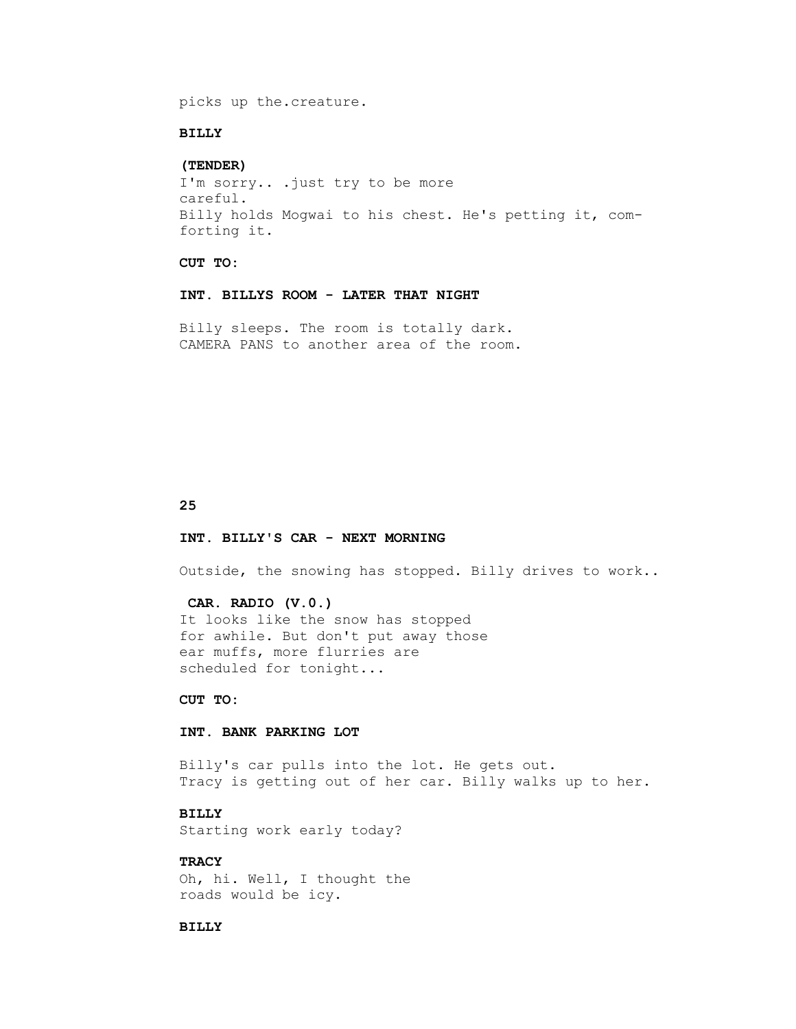picks up the.creature.

**BILLY**

**(TENDER)**
I'm sorry.. .just try to be more
careful.
Billy holds Mogwai to his chest. He's petting it, com-
forting it.

**CUT TO:**

**INT. BILLYS ROOM - LATER THAT NIGHT**

Billy sleeps. The room is totally dark.
CAMERA PANS to another area of the room.

**INT. BILLY'S CAR - NEXT MORNING**

Outside, the snowing has stopped. Billy drives to work..

**CAR. RADIO (V.0.)**
It looks like the snow has stopped
for awhile. But don't put away those
ear muffs, more flurries are
scheduled for tonight...

**CUT TO:**

**INT. BANK PARKING LOT**

Billy's car pulls into the lot. He gets out.
Tracy is getting out of her car. Billy walks up to her.

**BILLY**
Starting work early today?

**TRACY**
Oh, hi. Well, I thought the
roads would be icy.

**BILLY**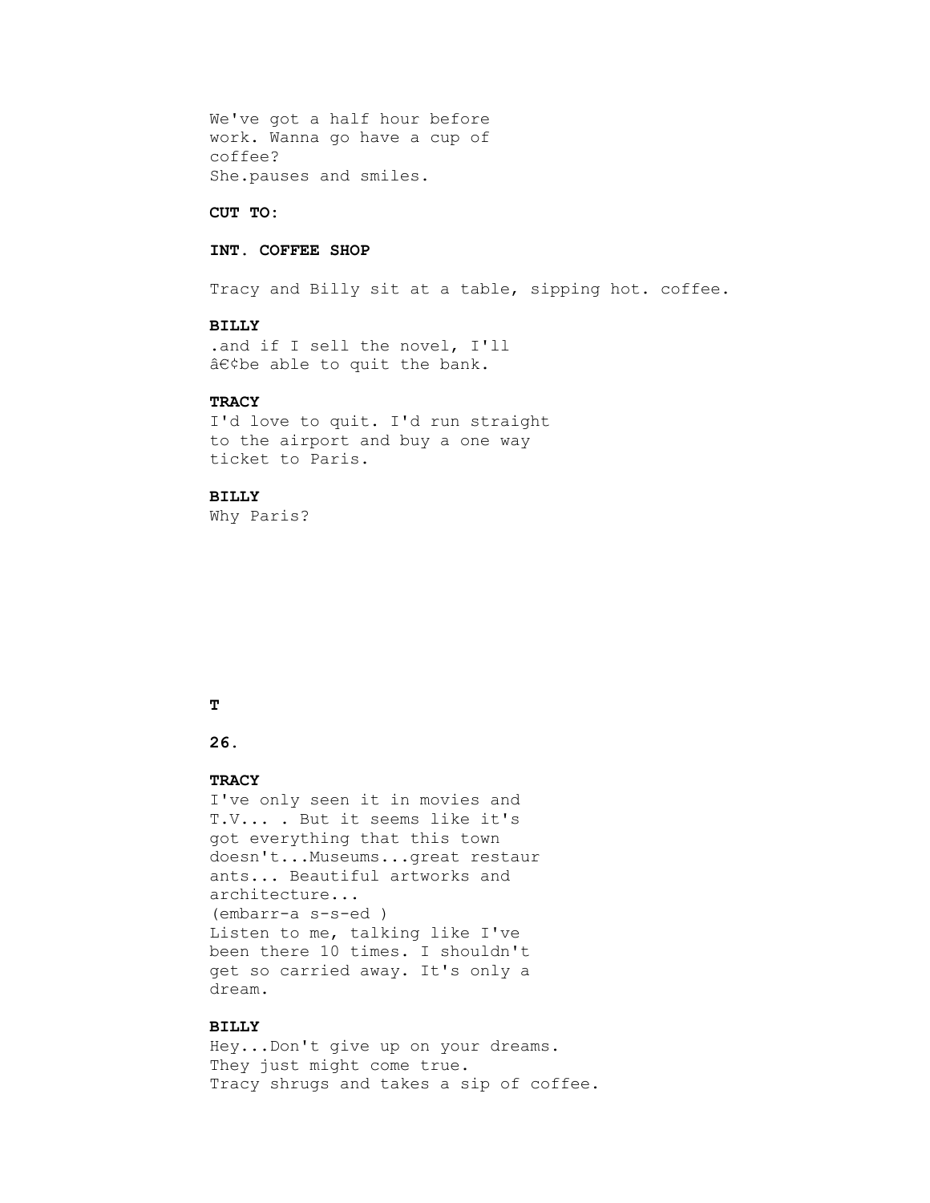We've got a half hour before work. Wanna go have a cup of coffee?
She.pauses and smiles.

**CUT TO:**

**INT. COFFEE SHOP**

Tracy and Billy sit at a table, sipping hot. coffee.

**BILLY**
.and if I sell the novel, I'll â€¢be able to quit the bank.

**TRACY**
I'd love to quit. I'd run straight to the airport and buy a one way ticket to Paris.

**BILLY**
Why Paris?

**T**

**TRACY**
I've only seen it in movies and T.V... . But it seems like it's got everything that this town doesn't...Museums...great restaur ants... Beautiful artworks and architecture...
(embarr-a s-s-ed )
Listen to me, talking like I've been there 10 times. I shouldn't get so carried away. It's only a dream.

**BILLY**
Hey...Don't give up on your dreams. They just might come true.
Tracy shrugs and takes a sip of coffee.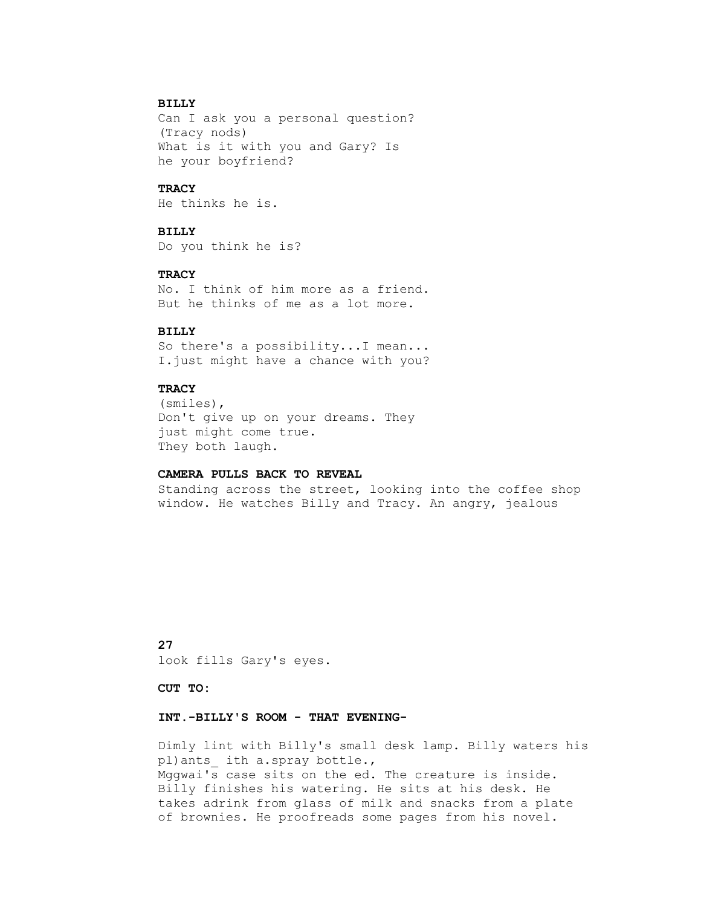**BILLY**
Can I ask you a personal question?
(Tracy nods)
What is it with you and Gary? Is
he your boyfriend?

**TRACY**
He thinks he is.

**BILLY**
Do you think he is?

**TRACY**
No. I think of him more as a friend.
But he thinks of me as a lot more.

**BILLY**
So there's a possibility...I mean...
I.just might have a chance with you?

**TRACY**
(smiles),
Don't give up on your dreams. They
just might come true.
They both laugh.

**CAMERA PULLS BACK TO REVEAL**
Standing across the street, looking into the coffee shop
window. He watches Billy and Tracy. An angry, jealous

look fills Gary's eyes.

**CUT TO:**

**INT.-BILLY'S ROOM - THAT EVENING-**

Dimly lint with Billy's small desk lamp. Billy waters his
pl)ants_ ith a.spray bottle.,
Mggwai's case sits on the ed. The creature is inside.
Billy finishes his watering. He sits at his desk. He
takes adrink from glass of milk and snacks from a plate
of brownies. He proofreads some pages from his novel.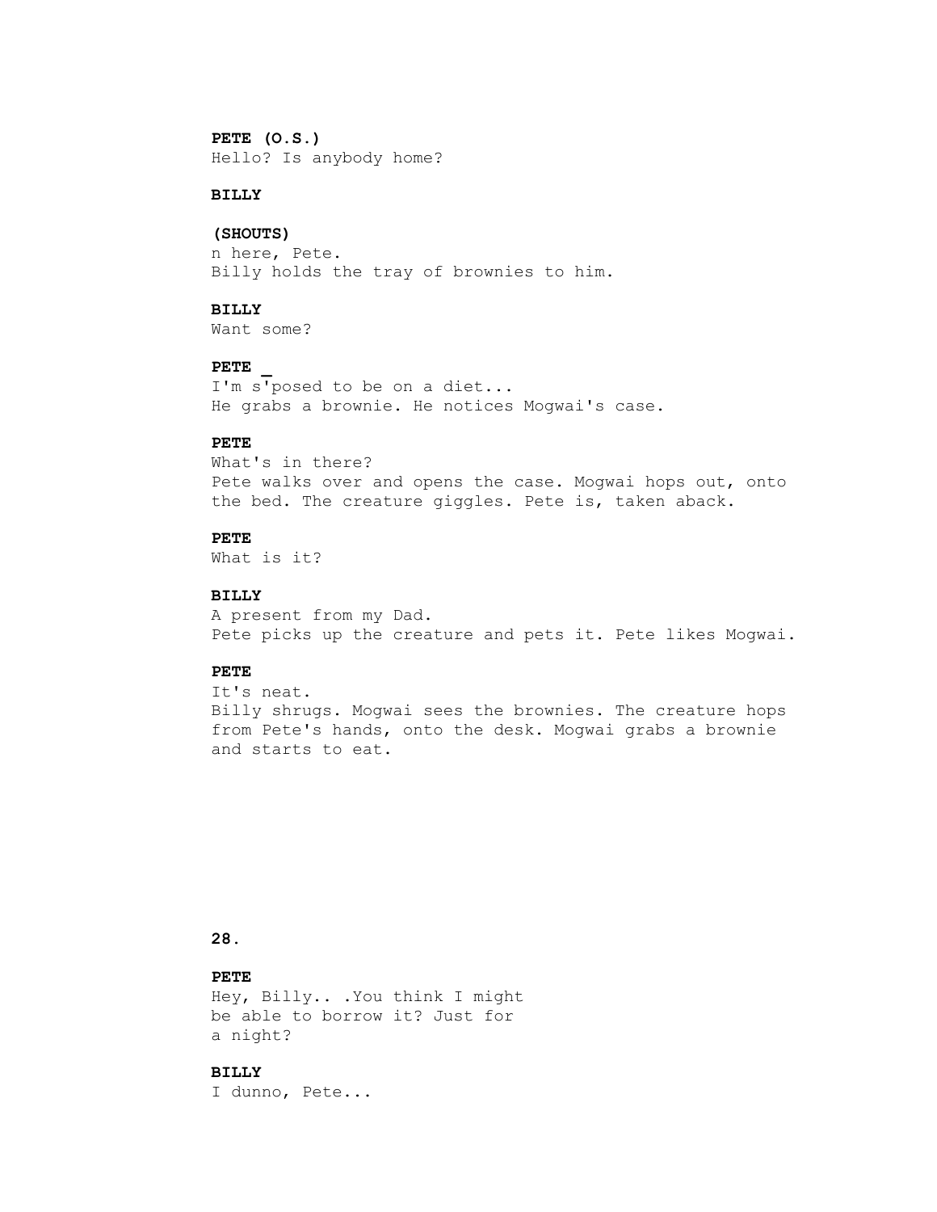**PETE (O.S.)**
Hello? Is anybody home?

**BILLY**

**(SHOUTS)**
n here, Pete.
Billy holds the tray of brownies to him.

**BILLY**
Want some?

**PETE _**
I'm s'posed to be on a diet...
He grabs a brownie. He notices Mogwai's case.

**PETE**
What's in there?
Pete walks over and opens the case. Mogwai hops out, onto the bed. The creature giggles. Pete is, taken aback.

**PETE**
What is it?

**BILLY**
A present from my Dad.
Pete picks up the creature and pets it. Pete likes Mogwai.

**PETE**
It's neat.
Billy shrugs. Mogwai sees the brownies. The creature hops from Pete's hands, onto the desk. Mogwai grabs a brownie and starts to eat.

**PETE**
Hey, Billy.. .You think I might be able to borrow it? Just for a night?

**BILLY**
I dunno, Pete...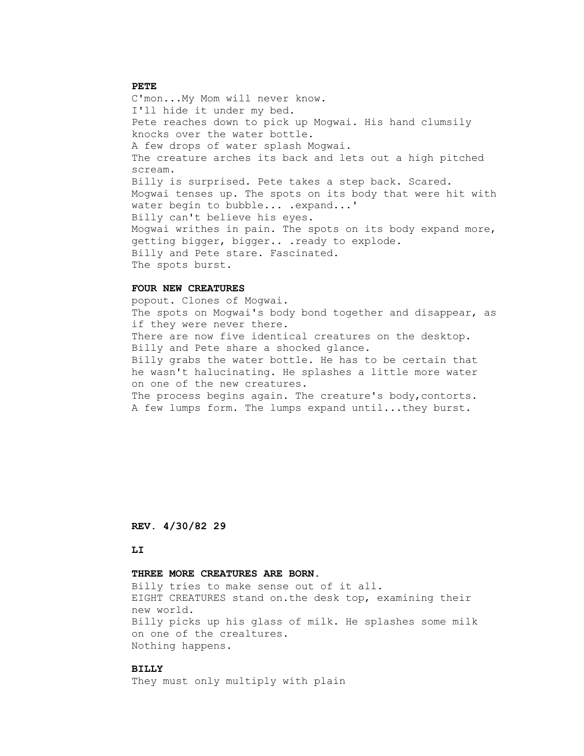**PETE**

C'mon...My Mom will never know.
I'll hide it under my bed.
Pete reaches down to pick up Mogwai. His hand clumsily knocks over the water bottle.
A few drops of water splash Mogwai.
The creature arches its back and lets out a high pitched scream.
Billy is surprised. Pete takes a step back. Scared.
Mogwai tenses up. The spots on its body that were hit with water begin to bubble... .expand...'
Billy can't believe his eyes.
Mogwai writhes in pain. The spots on its body expand more, getting bigger, bigger.. .ready to explode.
Billy and Pete stare. Fascinated.
The spots burst.

**FOUR NEW CREATURES**

popout. Clones of Mogwai.
The spots on Mogwai's body bond together and disappear, as if they were never there.
There are now five identical creatures on the desktop.
Billy and Pete share a shocked glance.
Billy grabs the water bottle. He has to be certain that he wasn't halucinating. He splashes a little more water on one of the new creatures.
The process begins again. The creature's body,contorts.
A few lumps form. The lumps expand until...they burst.

**REV. 4/30/82 29**

**LI**

**THREE MORE CREATURES ARE BORN.**

Billy tries to make sense out of it all.
EIGHT CREATURES stand on.the desk top, examining their new world.
Billy picks up his glass of milk. He splashes some milk on one of the crealtures.
Nothing happens.

**BILLY**

They must only multiply with plain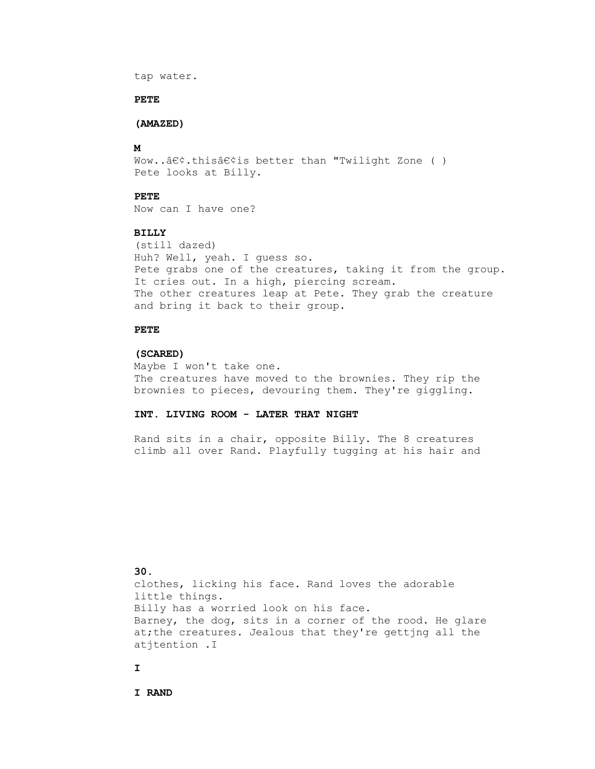tap water.

**PETE**

**(AMAZED)**

**M**

Wow..â€¢.thisâ€¢is better than "Twilight Zone ( )
Pete looks at Billy.

**PETE**

Now can I have one?

**BILLY**

(still dazed)
Huh? Well, yeah. I guess so.
Pete grabs one of the creatures, taking it from the group.
It cries out. In a high, piercing scream.
The other creatures leap at Pete. They grab the creature and bring it back to their group.

**PETE**

**(SCARED)**

Maybe I won't take one.
The creatures have moved to the brownies. They rip the brownies to pieces, devouring them. They're giggling.

**INT. LIVING ROOM - LATER THAT NIGHT**

Rand sits in a chair, opposite Billy. The 8 creatures climb all over Rand. Playfully tugging at his hair and clothes, licking his face. Rand loves the adorable little things.
Billy has a worried look on his face.
Barney, the dog, sits in a corner of the rood. He glare at;the creatures. Jealous that they're gettjng all the atjtention .I

**I**

**I RAND**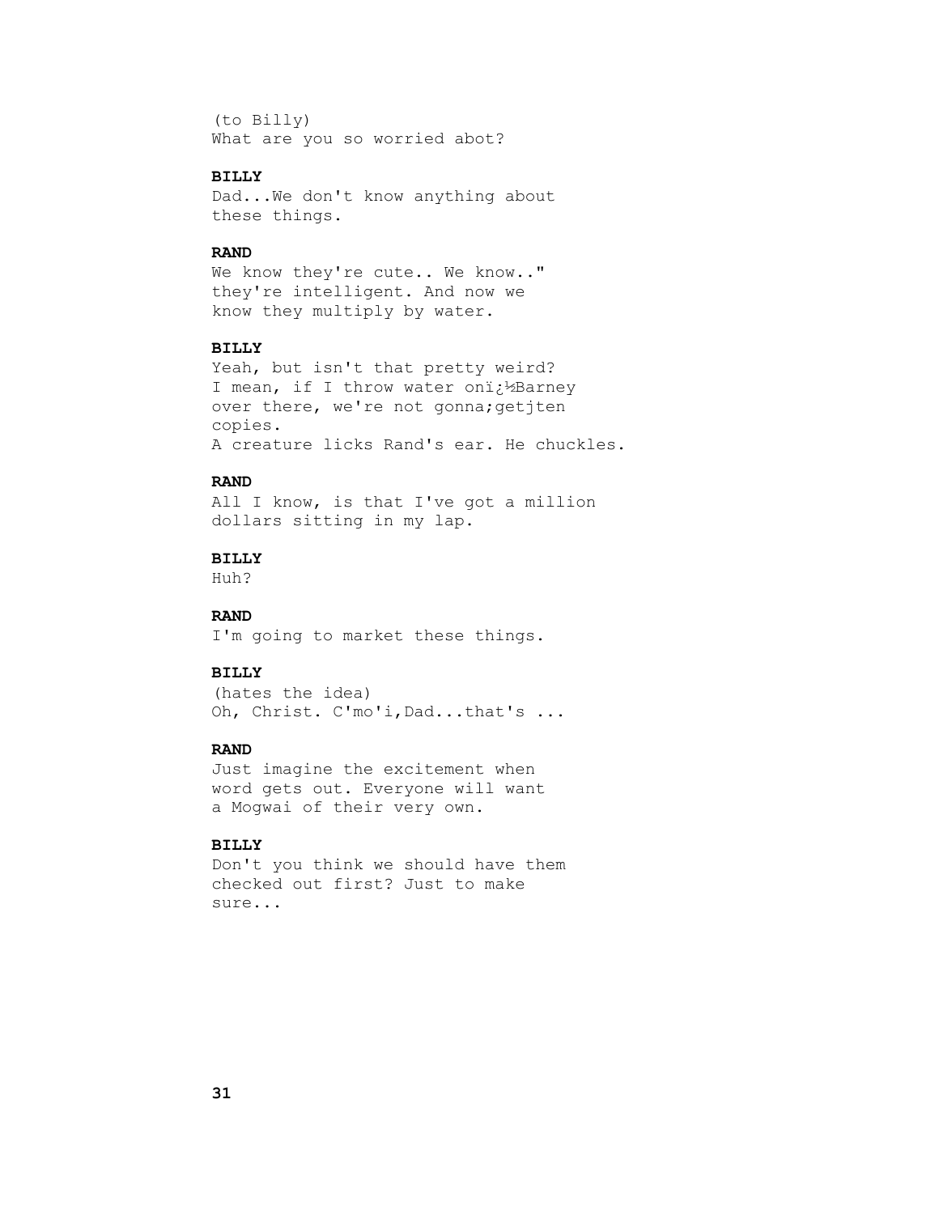(to Billy)
What are you so worried abot?

**BILLY**
Dad...We don't know anything about
these things.

**RAND**
We know they're cute.. We know.."
they're intelligent. And now we
know they multiply by water.

**BILLY**
Yeah, but isn't that pretty weird?
I mean, if I throw water onï¿½Barney
over there, we're not gonna;getjten
copies.
A creature licks Rand's ear. He chuckles.

**RAND**
All I know, is that I've got a million
dollars sitting in my lap.

**BILLY**
Huh?

**RAND**
I'm going to market these things.

**BILLY**
(hates the idea)
Oh, Christ. C'mo'i,Dad...that's ...

**RAND**
Just imagine the excitement when
word gets out. Everyone will want
a Mogwai of their very own.

**BILLY**
Don't you think we should have them
checked out first? Just to make
sure...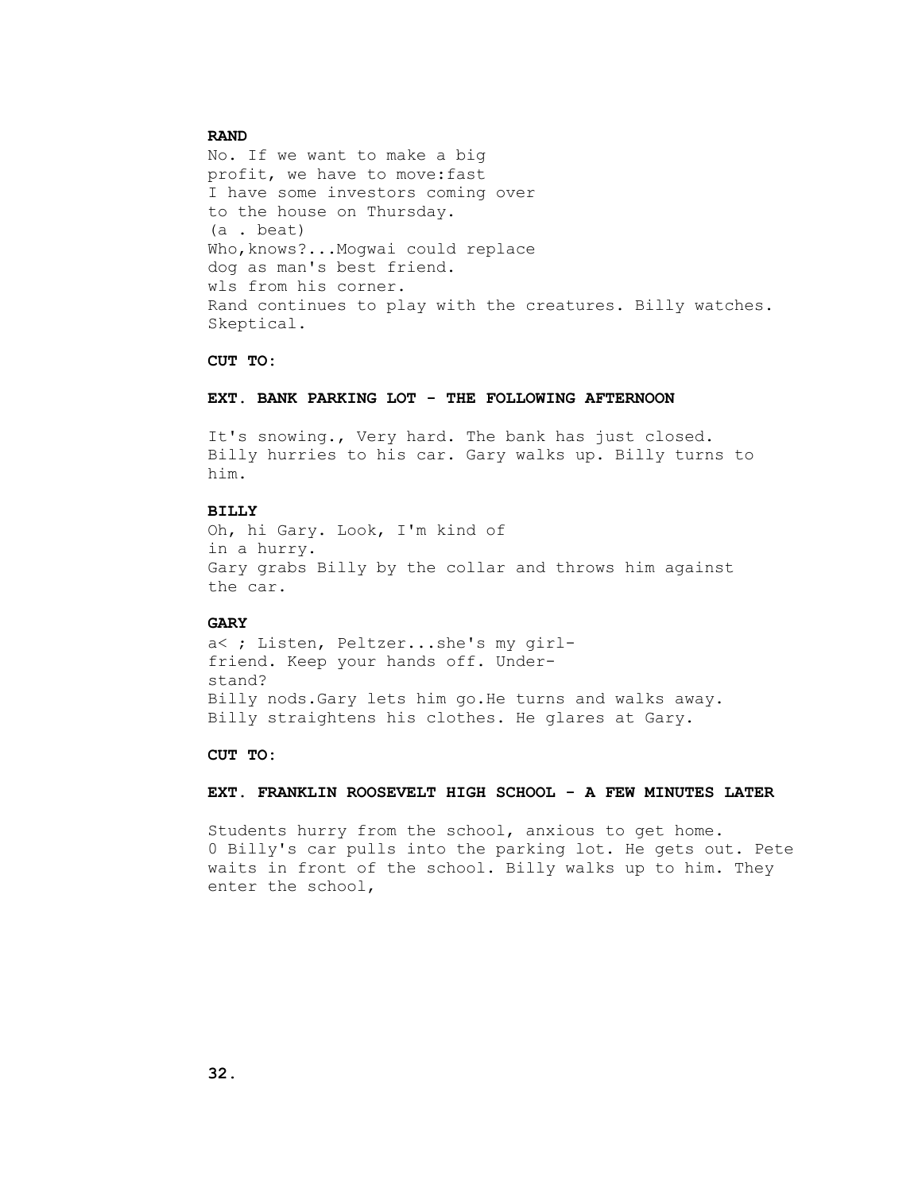**RAND**

No. If we want to make a big
profit, we have to move:fast
I have some investors coming over
to the house on Thursday.
(a . beat)
Who,knows?...Mogwai could replace
dog as man's best friend.
wls from his corner.
Rand continues to play with the creatures. Billy watches.
Skeptical.

**CUT TO:**

**EXT. BANK PARKING LOT - THE FOLLOWING AFTERNOON**

It's snowing., Very hard. The bank has just closed.
Billy hurries to his car. Gary walks up. Billy turns to
him.

**BILLY**

Oh, hi Gary. Look, I'm kind of
in a hurry.
Gary grabs Billy by the collar and throws him against
the car.

**GARY**

a< ; Listen, Peltzer...she's my girl-
friend. Keep your hands off. Under-
stand?
Billy nods.Gary lets him go.He turns and walks away.
Billy straightens his clothes. He glares at Gary.

**CUT TO:**

**EXT. FRANKLIN ROOSEVELT HIGH SCHOOL - A FEW MINUTES LATER**

Students hurry from the school, anxious to get home.
0 Billy's car pulls into the parking lot. He gets out. Pete
waits in front of the school. Billy walks up to him. They
enter the school,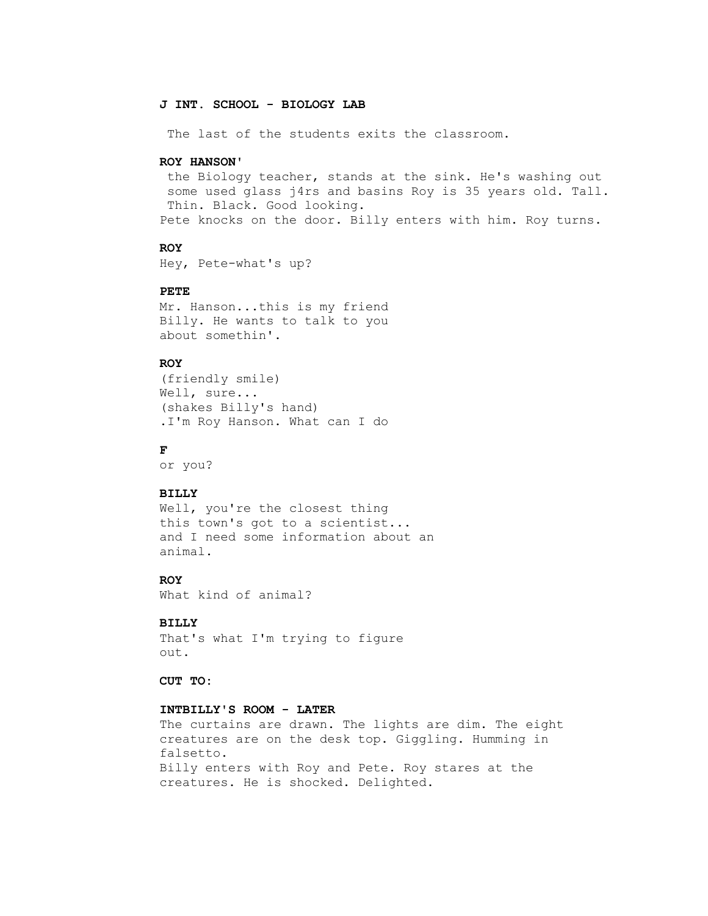**J INT. SCHOOL - BIOLOGY LAB**

The last of the students exits the classroom.

**ROY HANSON'**

the Biology teacher, stands at the sink. He's washing out some used glass j4rs and basins Roy is 35 years old. Tall. Thin. Black. Good looking.

Pete knocks on the door. Billy enters with him. Roy turns.

**ROY**

Hey, Pete-what's up?

**PETE**

Mr. Hanson...this is my friend Billy. He wants to talk to you about somethin'.

**ROY**

(friendly smile)
Well, sure...
(shakes Billy's hand)
.I'm Roy Hanson. What can I do

**F**

or you?

**BILLY**

Well, you're the closest thing this town's got to a scientist... and I need some information about an animal.

**ROY**

What kind of animal?

**BILLY**

That's what I'm trying to figure out.

**CUT TO:**

**INTBILLY'S ROOM - LATER**

The curtains are drawn. The lights are dim. The eight creatures are on the desk top. Giggling. Humming in falsetto.

Billy enters with Roy and Pete. Roy stares at the creatures. He is shocked. Delighted.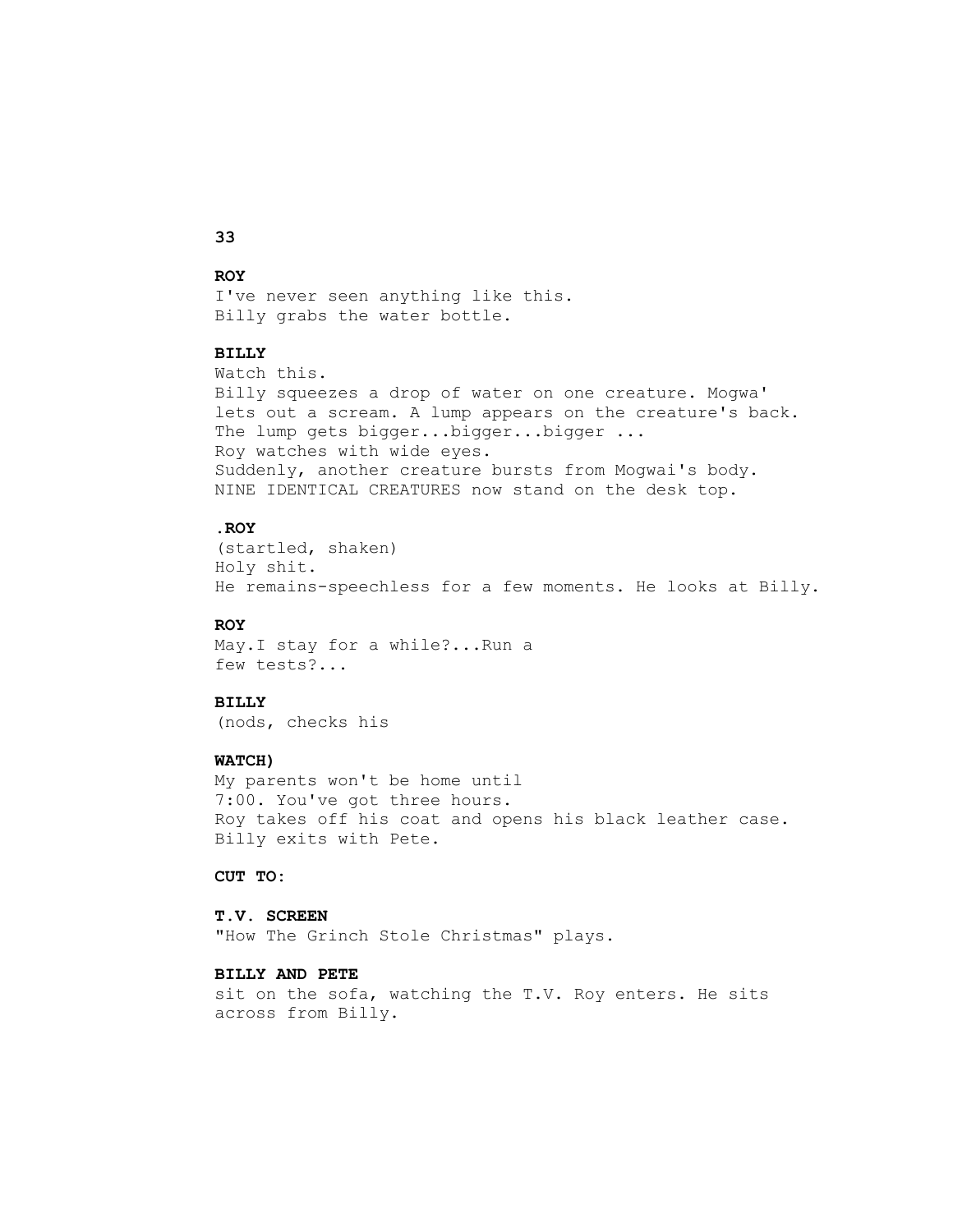**ROY**
I've never seen anything like this.
Billy grabs the water bottle.

**BILLY**
Watch this.
Billy squeezes a drop of water on one creature. Mogwa' lets out a scream. A lump appears on the creature's back. The lump gets bigger...bigger...bigger ...
Roy watches with wide eyes.
Suddenly, another creature bursts from Mogwai's body.
NINE IDENTICAL CREATURES now stand on the desk top.

**.ROY**
(startled, shaken)
Holy shit.
He remains-speechless for a few moments. He looks at Billy.

**ROY**
May.I stay for a while?...Run a
few tests?...

**BILLY**
(nods, checks his

**WATCH)**
My parents won't be home until
7:00. You've got three hours.
Roy takes off his coat and opens his black leather case.
Billy exits with Pete.

**CUT TO:**

**T.V. SCREEN**
"How The Grinch Stole Christmas" plays.

**BILLY AND PETE**
sit on the sofa, watching the T.V. Roy enters. He sits across from Billy.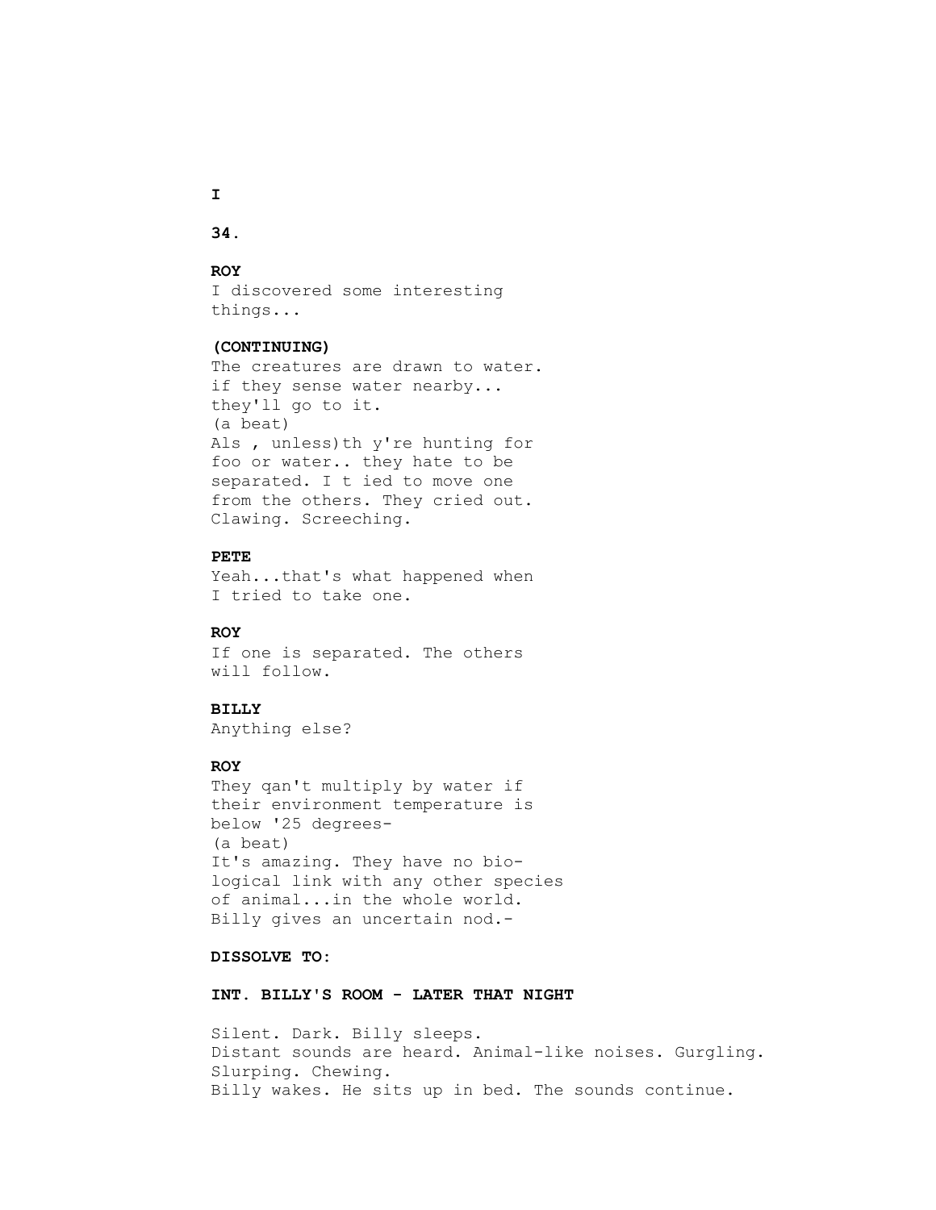I

**ROY**
I discovered some interesting
things...

**(CONTINUING)**
The creatures are drawn to water.
if they sense water nearby...
they'll go to it.
(a beat)
Als , unless)th y're hunting for
foo or water.. they hate to be
separated. I t ied to move one
from the others. They cried out.
Clawing. Screeching.

**PETE**
Yeah...that's what happened when
I tried to take one.

**ROY**
If one is separated. The others
will follow.

**BILLY**
Anything else?

**ROY**
They qan't multiply by water if
their environment temperature is
below '25 degrees-
(a beat)
It's amazing. They have no bio-
logical link with any other species
of animal...in the whole world.
Billy gives an uncertain nod.-

**DISSOLVE TO:**

**INT. BILLY'S ROOM - LATER THAT NIGHT**

Silent. Dark. Billy sleeps.
Distant sounds are heard. Animal-like noises. Gurgling.
Slurping. Chewing.
Billy wakes. He sits up in bed. The sounds continue.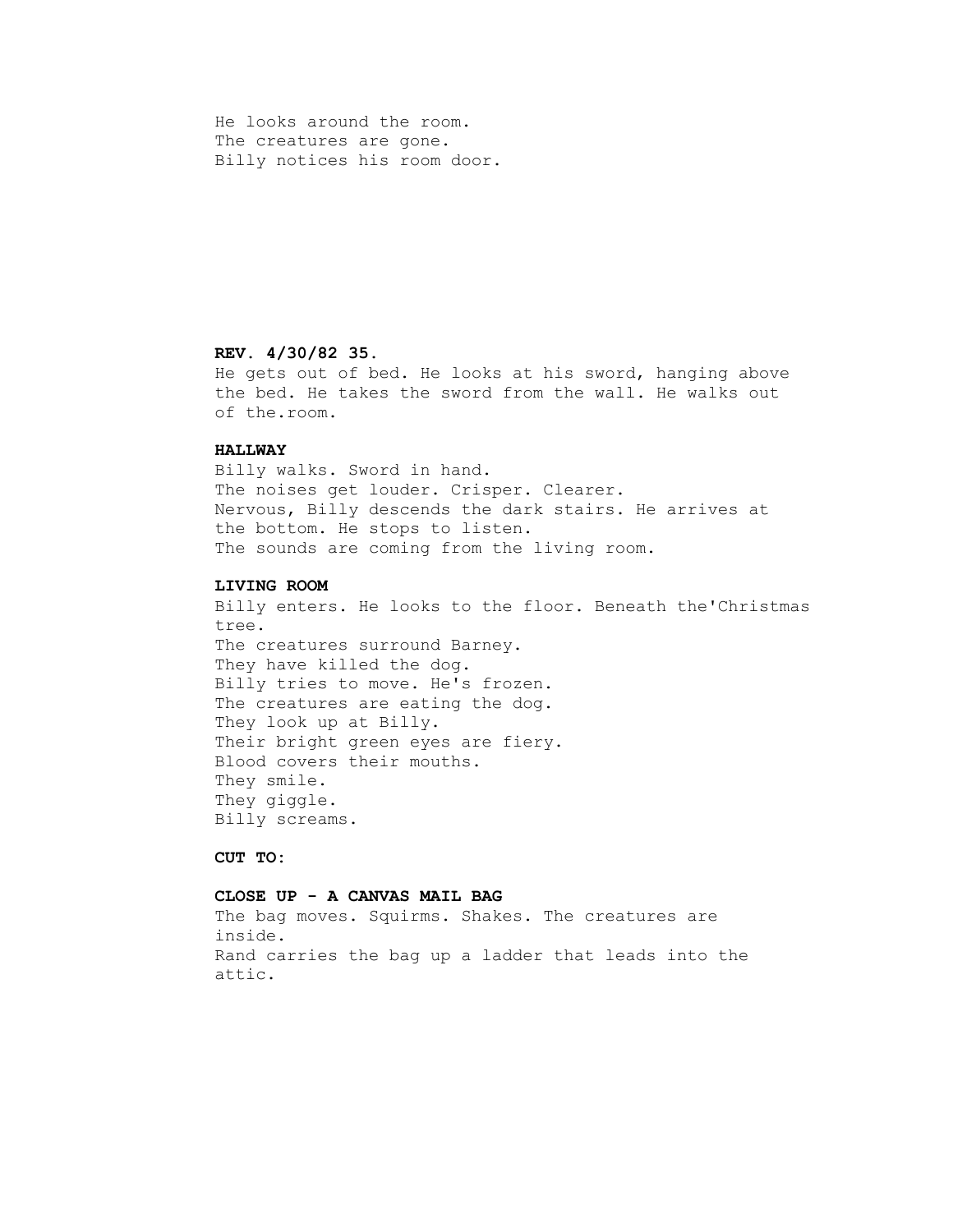He looks around the room.
The creatures are gone.
Billy notices his room door.

**REV. 4/30/82 35.**

He gets out of bed. He looks at his sword, hanging above the bed. He takes the sword from the wall. He walks out of the.room.

**HALLWAY**

Billy walks. Sword in hand.
The noises get louder. Crisper. Clearer.
Nervous, Billy descends the dark stairs. He arrives at the bottom. He stops to listen.
The sounds are coming from the living room.

**LIVING ROOM**

Billy enters. He looks to the floor. Beneath the'Christmas tree.
The creatures surround Barney.
They have killed the dog.
Billy tries to move. He's frozen.
The creatures are eating the dog.
They look up at Billy.
Their bright green eyes are fiery.
Blood covers their mouths.
They smile.
They giggle.
Billy screams.

**CUT TO:**

**CLOSE UP - A CANVAS MAIL BAG**

The bag moves. Squirms. Shakes. The creatures are inside.
Rand carries the bag up a ladder that leads into the attic.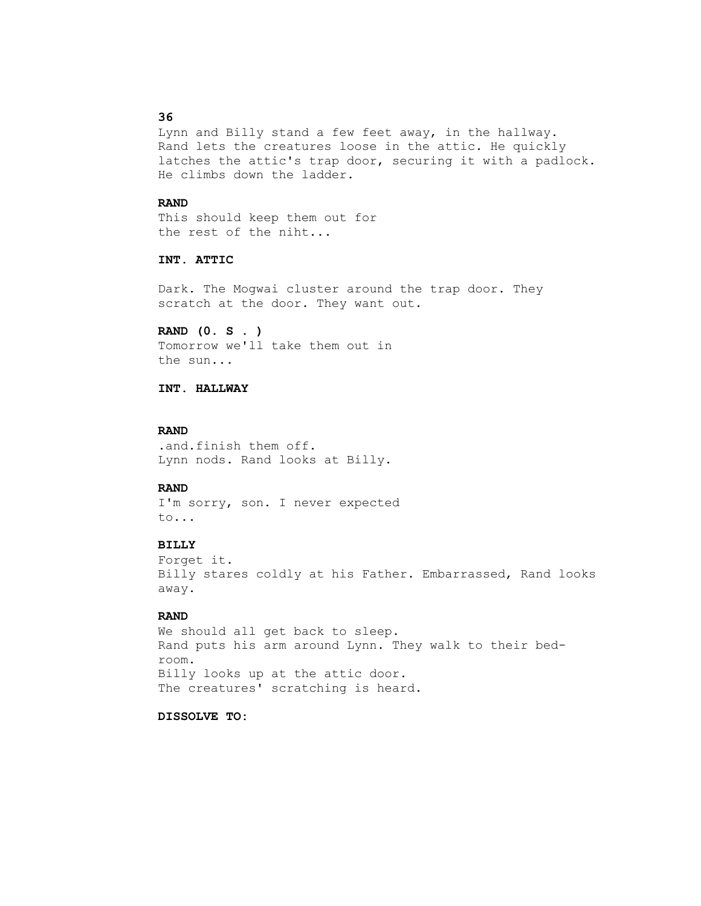Lynn and Billy stand a few feet away, in the hallway. Rand lets the creatures loose in the attic. He quickly latches the attic's trap door, securing it with a padlock. He climbs down the ladder.

**RAND**
This should keep them out for the rest of the niht...

**INT. ATTIC**

Dark. The Mogwai cluster around the trap door. They scratch at the door. They want out.

**RAND (0. S . )**
Tomorrow we'll take them out in the sun...

**INT. HALLWAY**

**RAND**
.and.finish them off.
Lynn nods. Rand looks at Billy.

**RAND**
I'm sorry, son. I never expected to...

**BILLY**
Forget it.
Billy stares coldly at his Father. Embarrassed, Rand looks away.

**RAND**
We should all get back to sleep.
Rand puts his arm around Lynn. They walk to their bed-room.
Billy looks up at the attic door.
The creatures' scratching is heard.

**DISSOLVE TO:**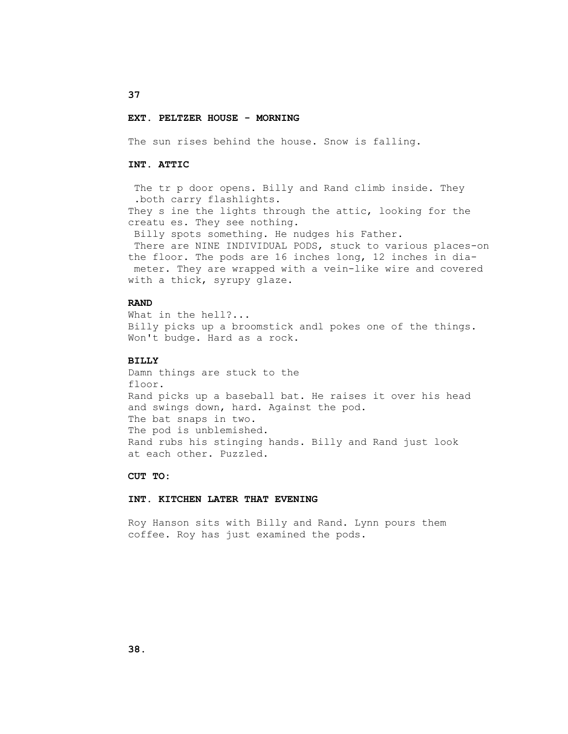**EXT. PELTZER HOUSE - MORNING**

The sun rises behind the house. Snow is falling.

**INT. ATTIC**

The tr p door opens. Billy and Rand climb inside. They .both carry flashlights.
They s ine the lights through the attic, looking for the creatu es. They see nothing.
Billy spots something. He nudges his Father.
There are NINE INDIVIDUAL PODS, stuck to various places-on the floor. The pods are 16 inches long, 12 inches in dia- meter. They are wrapped with a vein-like wire and covered with a thick, syrupy glaze.

**RAND**

What in the hell?...
Billy picks up a broomstick andl pokes one of the things. Won't budge. Hard as a rock.

**BILLY**

Damn things are stuck to the floor.
Rand picks up a baseball bat. He raises it over his head and swings down, hard. Against the pod.
The bat snaps in two.
The pod is unblemished.
Rand rubs his stinging hands. Billy and Rand just look at each other. Puzzled.

**CUT TO:**

**INT. KITCHEN LATER THAT EVENING**

Roy Hanson sits with Billy and Rand. Lynn pours them coffee. Roy has just examined the pods.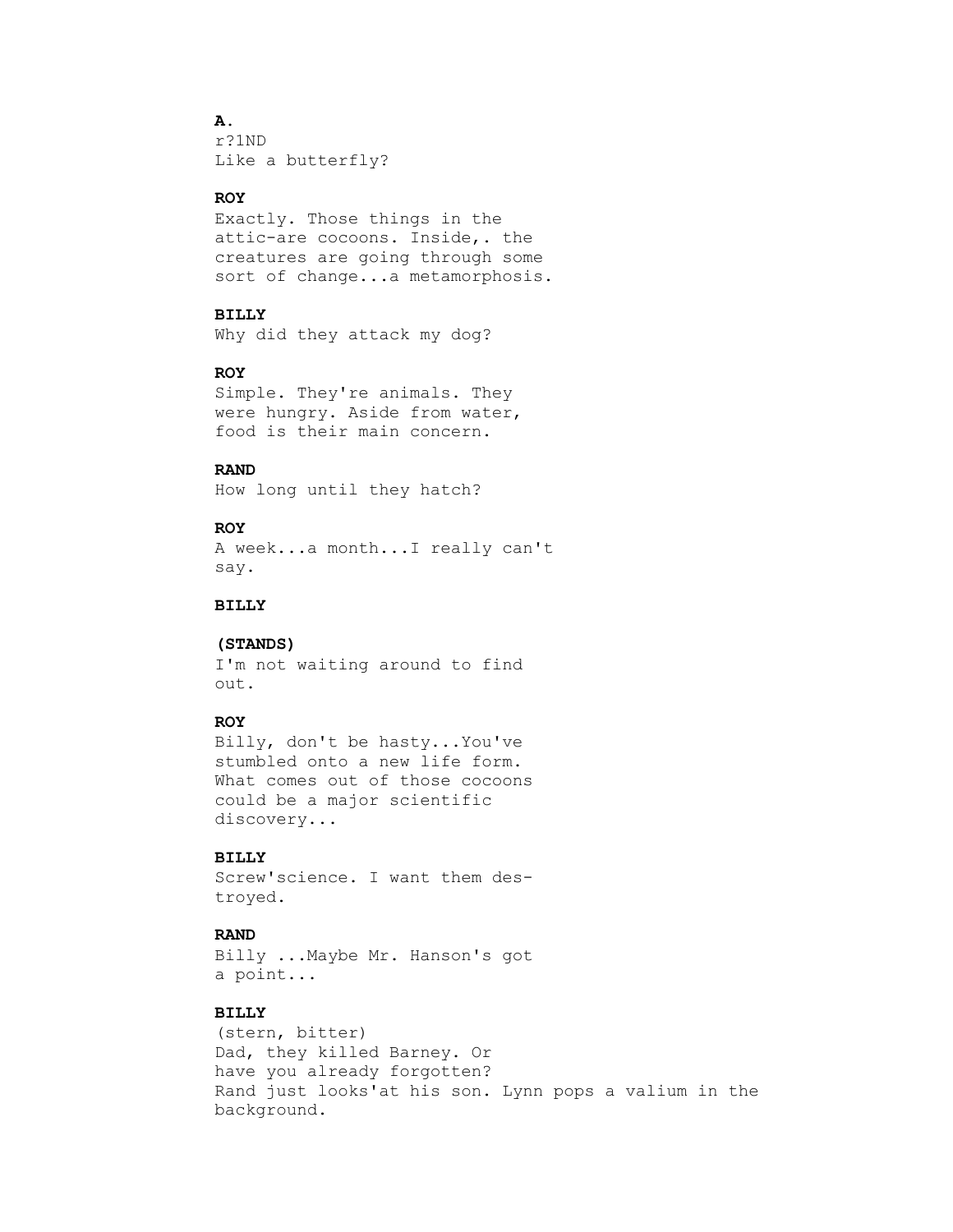**A.**
r?1ND
Like a butterfly?

**ROY**
Exactly. Those things in the attic-are cocoons. Inside,. the creatures are going through some sort of change...a metamorphosis.

**BILLY**
Why did they attack my dog?

**ROY**
Simple. They're animals. They were hungry. Aside from water, food is their main concern.

**RAND**
How long until they hatch?

**ROY**
A week...a month...I really can't say.

**BILLY**

**(STANDS)**
I'm not waiting around to find out.

**ROY**
Billy, don't be hasty...You've stumbled onto a new life form. What comes out of those cocoons could be a major scientific discovery...

**BILLY**
Screw'science. I want them destroyed.

**RAND**
Billy ...Maybe Mr. Hanson's got a point...

**BILLY**
(stern, bitter)
Dad, they killed Barney. Or have you already forgotten?

Rand just looks'at his son. Lynn pops a valium in the background.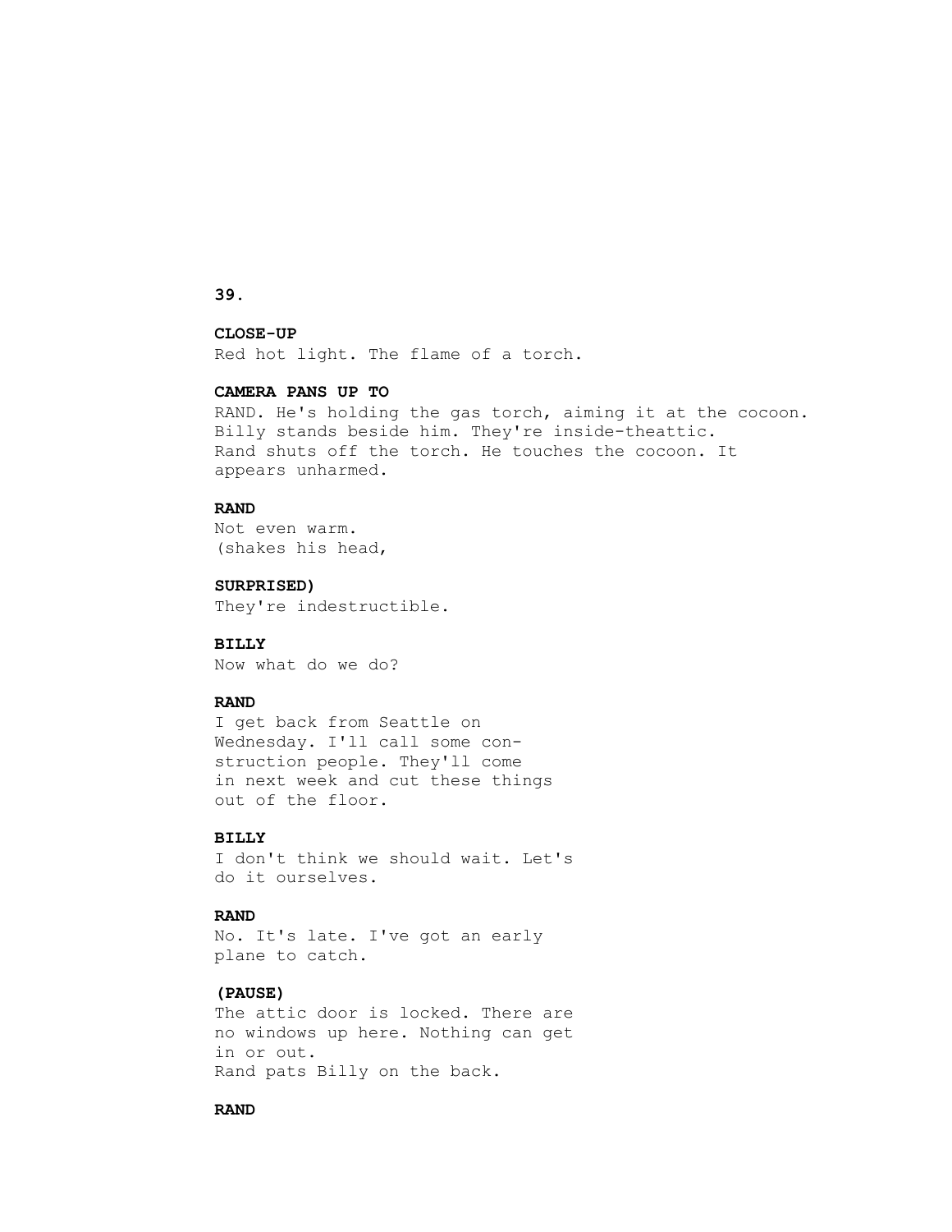**CLOSE-UP**

Red hot light. The flame of a torch.

**CAMERA PANS UP TO**

RAND. He's holding the gas torch, aiming it at the cocoon. Billy stands beside him. They're inside-theattic. Rand shuts off the torch. He touches the cocoon. It appears unharmed.

**RAND**

Not even warm.
(shakes his head,

**SURPRISED)**

They're indestructible.

**BILLY**

Now what do we do?

**RAND**

I get back from Seattle on Wednesday. I'll call some con- struction people. They'll come in next week and cut these things out of the floor.

**BILLY**

I don't think we should wait. Let's do it ourselves.

**RAND**

No. It's late. I've got an early plane to catch.

**(PAUSE)**

The attic door is locked. There are no windows up here. Nothing can get in or out.
Rand pats Billy on the back.

**RAND**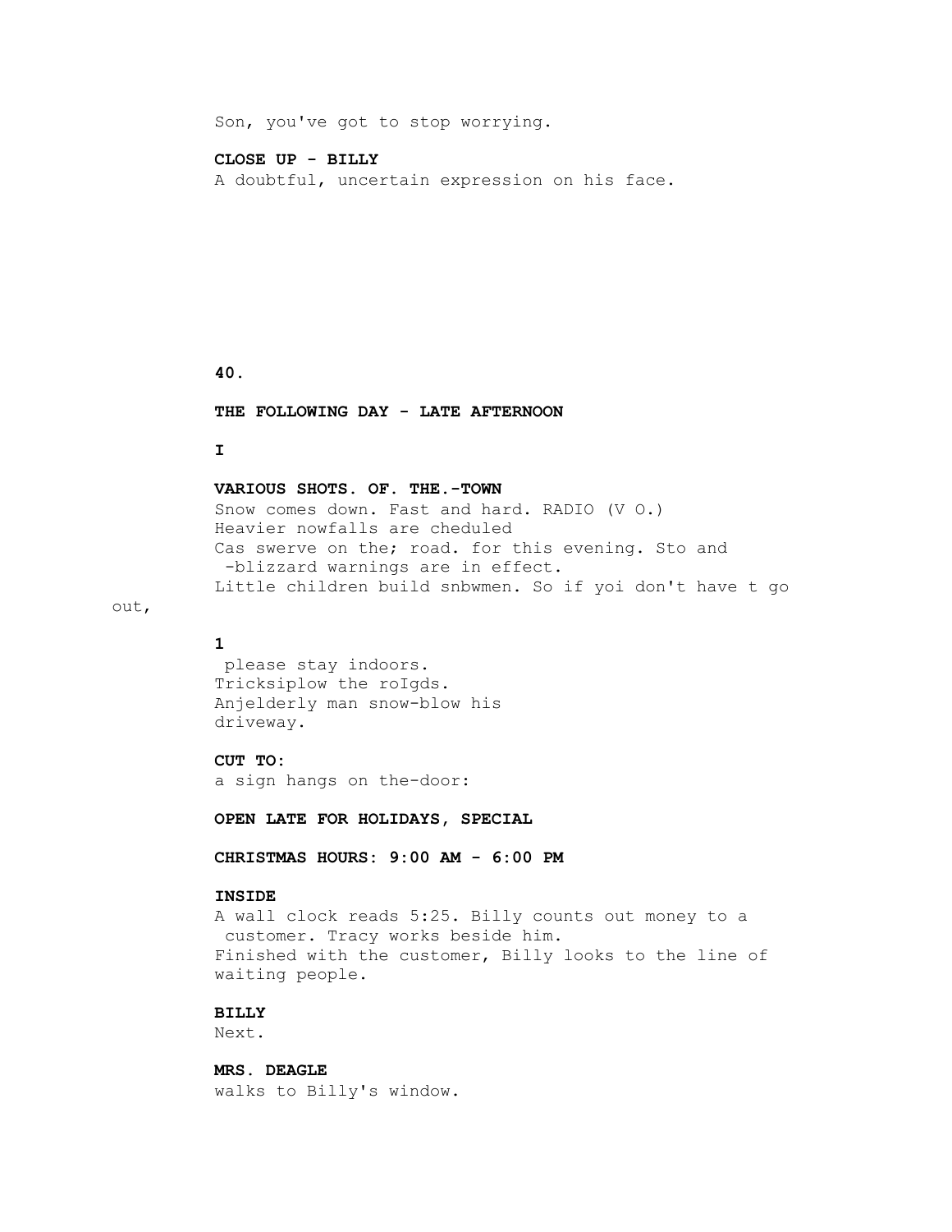Son, you've got to stop worrying.

**CLOSE UP - BILLY**

A doubtful, uncertain expression on his face.

**40.**

**THE FOLLOWING DAY - LATE AFTERNOON**

**I**

**VARIOUS SHOTS. OF. THE.-TOWN**

Snow comes down. Fast and hard. RADIO (V O.)
Heavier nowfalls are cheduled
Cas swerve on the; road. for this evening. Sto and
-blizzard warnings are in effect.
Little children build snbwmen. So if yoi don't have t go out,

**1**

please stay indoors.
Tricksiplow the roIgds.
Anjelderly man snow-blow his
driveway.

**CUT TO:**

a sign hangs on the-door:

**OPEN LATE FOR HOLIDAYS, SPECIAL**

**CHRISTMAS HOURS: 9:00 AM - 6:00 PM**

**INSIDE**

A wall clock reads 5:25. Billy counts out money to a customer. Tracy works beside him.
Finished with the customer, Billy looks to the line of waiting people.

**BILLY**

Next.

**MRS. DEAGLE**

walks to Billy's window.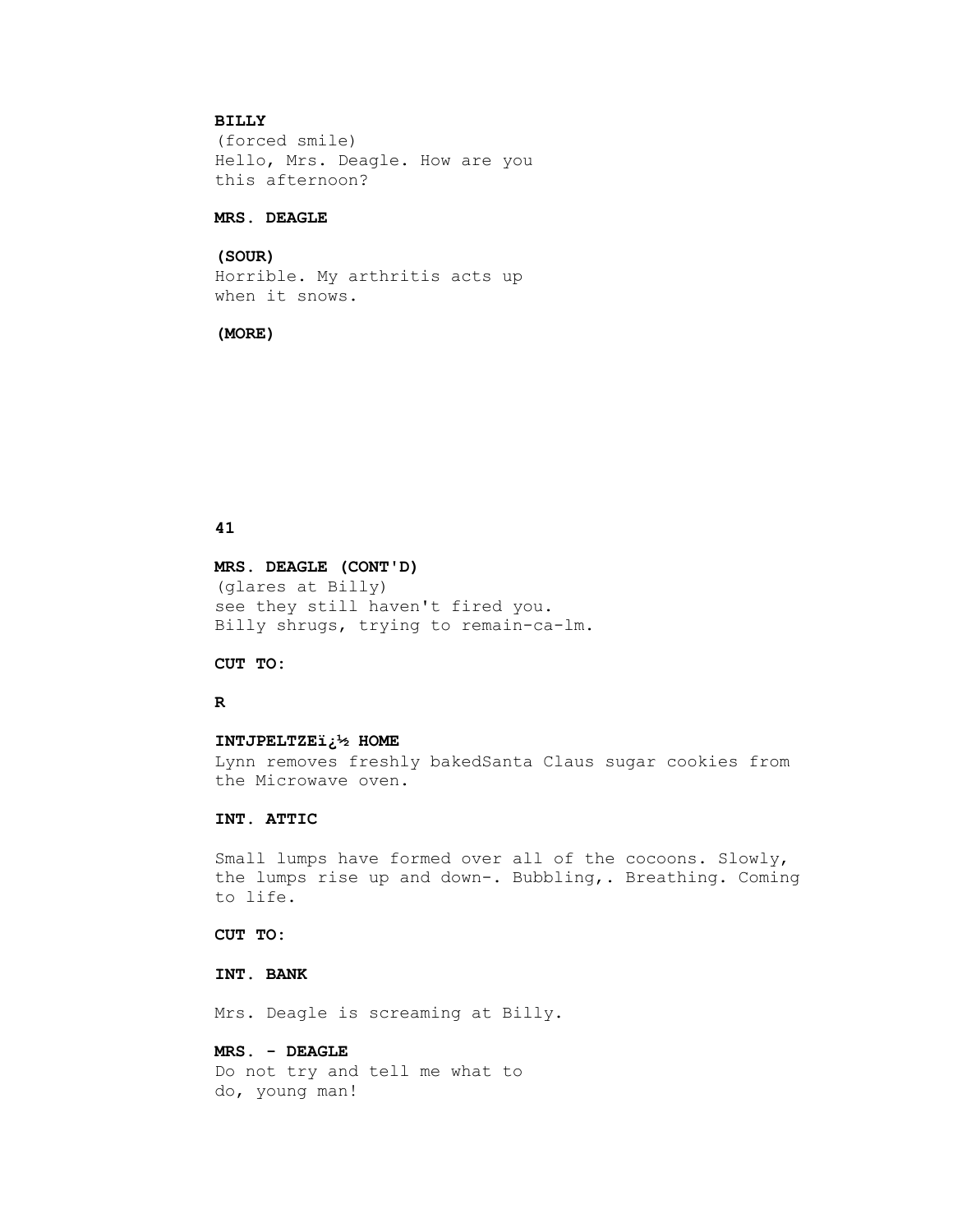**BILLY**
(forced smile)
Hello, Mrs. Deagle. How are you
this afternoon?

**MRS. DEAGLE**

**(SOUR)**
Horrible. My arthritis acts up
when it snows.

**(MORE)**

**41**

**MRS. DEAGLE (CONT'D)**
(glares at Billy)
see they still haven't fired you.
Billy shrugs, trying to remain-ca-lm.

**CUT TO:**

**R**

**INTJPELTZEï¿½ HOME**
Lynn removes freshly bakedSanta Claus sugar cookies from the Microwave oven.

**INT. ATTIC**

Small lumps have formed over all of the cocoons. Slowly, the lumps rise up and down-. Bubbling,. Breathing. Coming to life.

**CUT TO:**

**INT. BANK**

Mrs. Deagle is screaming at Billy.

**MRS. - DEAGLE**
Do not try and tell me what to
do, young man!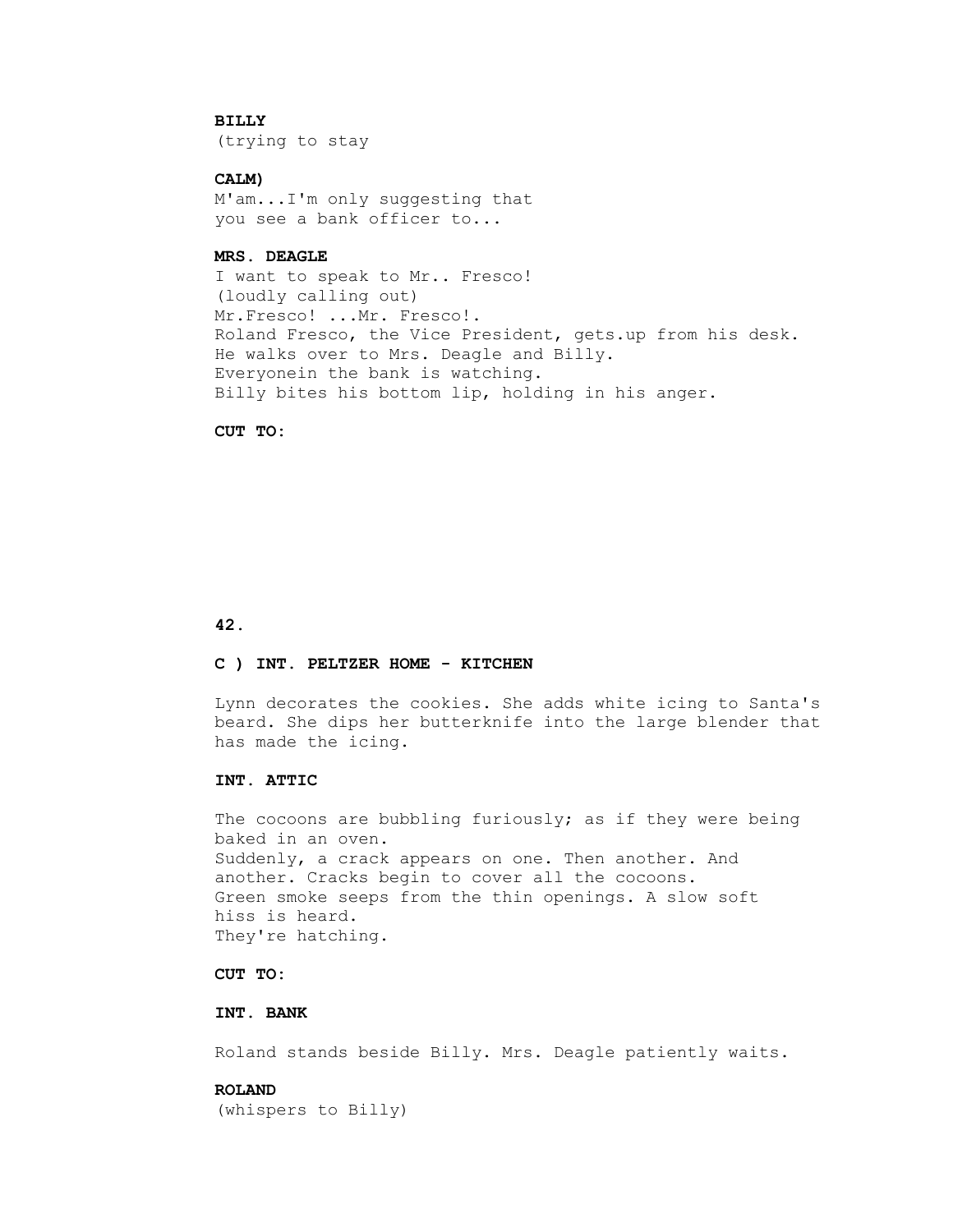**BILLY**
(trying to stay

**CALM)**
M'am...I'm only suggesting that
you see a bank officer to...

**MRS. DEAGLE**
I want to speak to Mr.. Fresco!
(loudly calling out)
Mr.Fresco! ...Mr. Fresco!.
Roland Fresco, the Vice President, gets.up from his desk.
He walks over to Mrs. Deagle and Billy.
Everyonein the bank is watching.
Billy bites his bottom lip, holding in his anger.

**CUT TO:**

**42.**

**C ) INT. PELTZER HOME - KITCHEN**

Lynn decorates the cookies. She adds white icing to Santa's beard. She dips her butterknife into the large blender that has made the icing.

**INT. ATTIC**

The cocoons are bubbling furiously; as if they were being baked in an oven.
Suddenly, a crack appears on one. Then another. And another. Cracks begin to cover all the cocoons.
Green smoke seeps from the thin openings. A slow soft hiss is heard.
They're hatching.

**CUT TO:**

**INT. BANK**

Roland stands beside Billy. Mrs. Deagle patiently waits.

**ROLAND**
(whispers to Billy)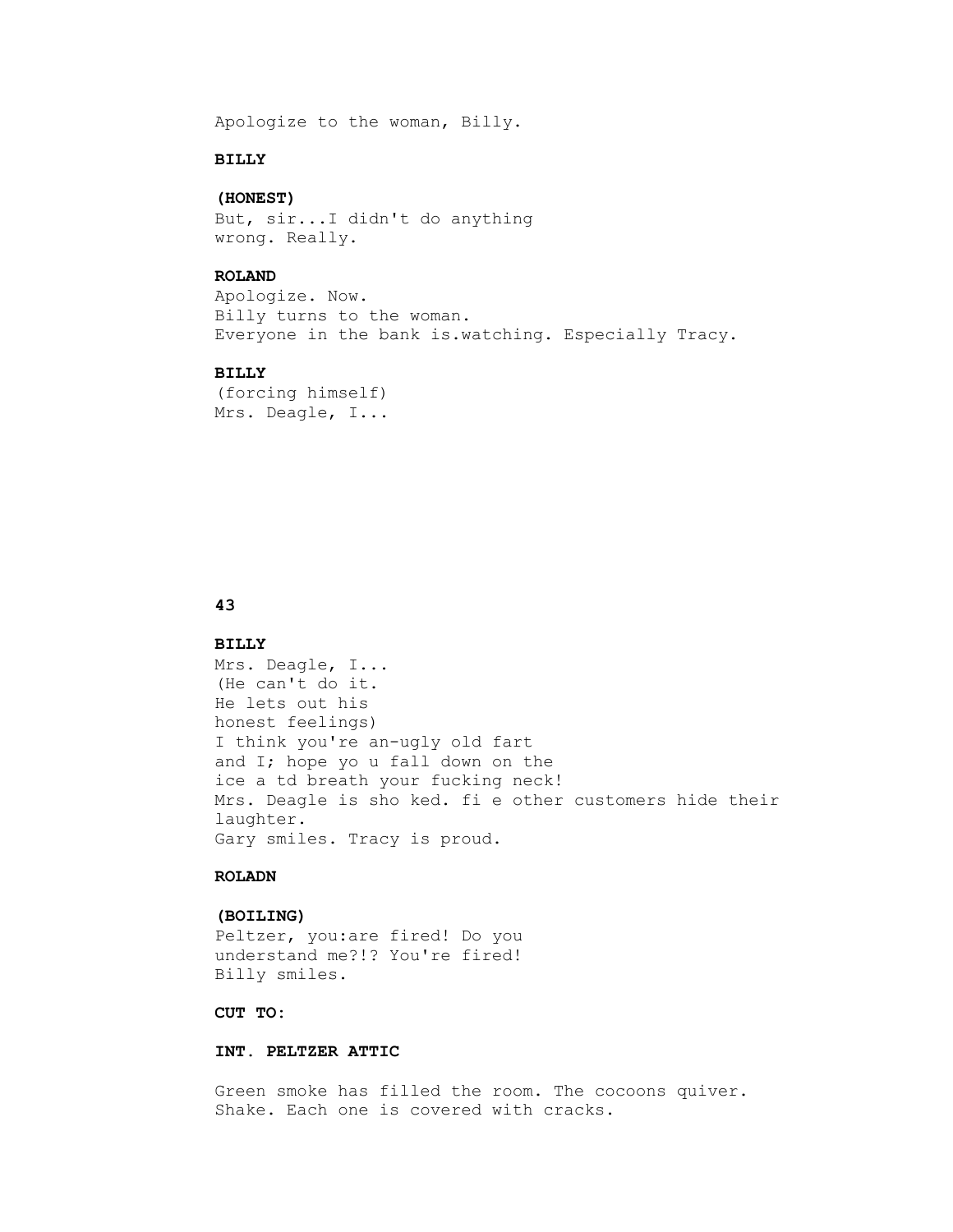Apologize to the woman, Billy.

**BILLY**

**(HONEST)**
But, sir...I didn't do anything
wrong. Really.

**ROLAND**
Apologize. Now.
Billy turns to the woman.
Everyone in the bank is.watching. Especially Tracy.

**BILLY**
(forcing himself)
Mrs. Deagle, I...

**43**

**BILLY**
Mrs. Deagle, I...
(He can't do it.
He lets out his
honest feelings)
I think you're an-ugly old fart
and I; hope yo u fall down on the
ice a td breath your fucking neck!
Mrs. Deagle is sho ked. fi e other customers hide their
laughter.
Gary smiles. Tracy is proud.

**ROLADN**

**(BOILING)**
Peltzer, you:are fired! Do you
understand me?!? You're fired!
Billy smiles.

**CUT TO:**

**INT. PELTZER ATTIC**

Green smoke has filled the room. The cocoons quiver.
Shake. Each one is covered with cracks.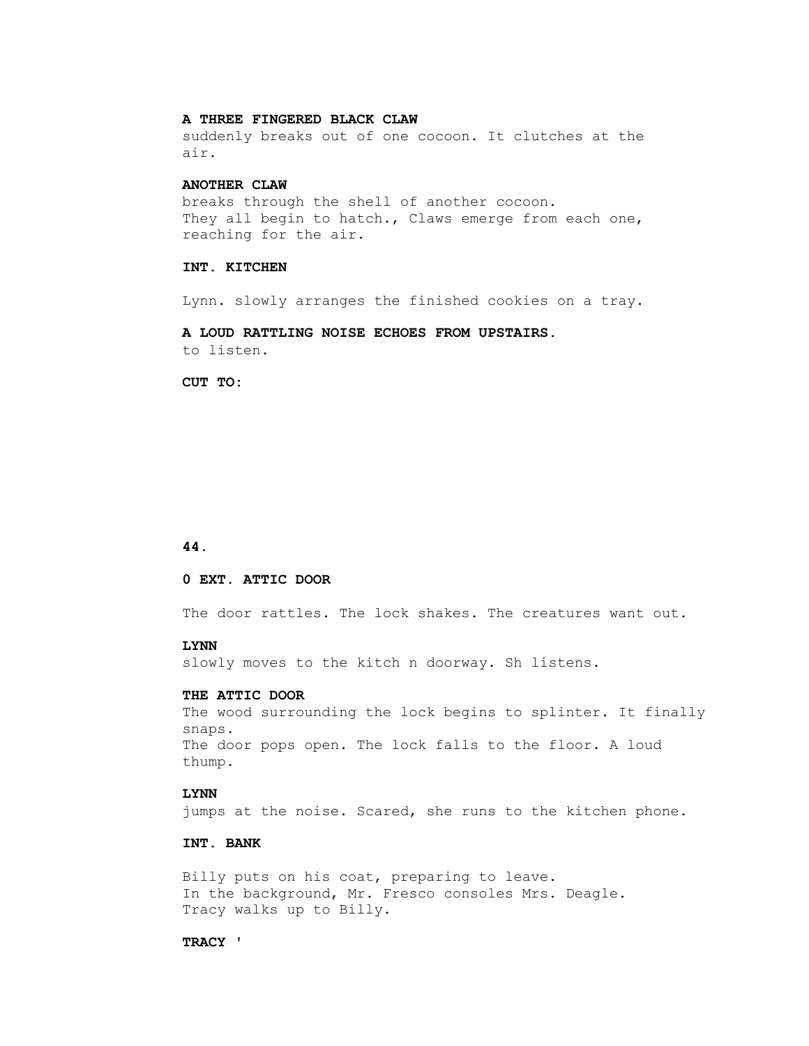**A THREE FINGERED BLACK CLAW**
suddenly breaks out of one cocoon. It clutches at the air.

**ANOTHER CLAW**
breaks through the shell of another cocoon.
They all begin to hatch., Claws emerge from each one, reaching for the air.

**INT. KITCHEN**

Lynn. slowly arranges the finished cookies on a tray.

**A LOUD RATTLING NOISE ECHOES FROM UPSTAIRS.**
to listen.

**CUT TO:**

**0 EXT. ATTIC DOOR**

The door rattles. The lock shakes. The creatures want out.

**LYNN**
slowly moves to the kitch n doorway. Sh listens.

**THE ATTIC DOOR**
The wood surrounding the lock begins to splinter. It finally snaps.
The door pops open. The lock falls to the floor. A loud thump.

**LYNN**
jumps at the noise. Scared, she runs to the kitchen phone.

**INT. BANK**

Billy puts on his coat, preparing to leave.
In the background, Mr. Fresco consoles Mrs. Deagle.
Tracy walks up to Billy.

**TRACY '**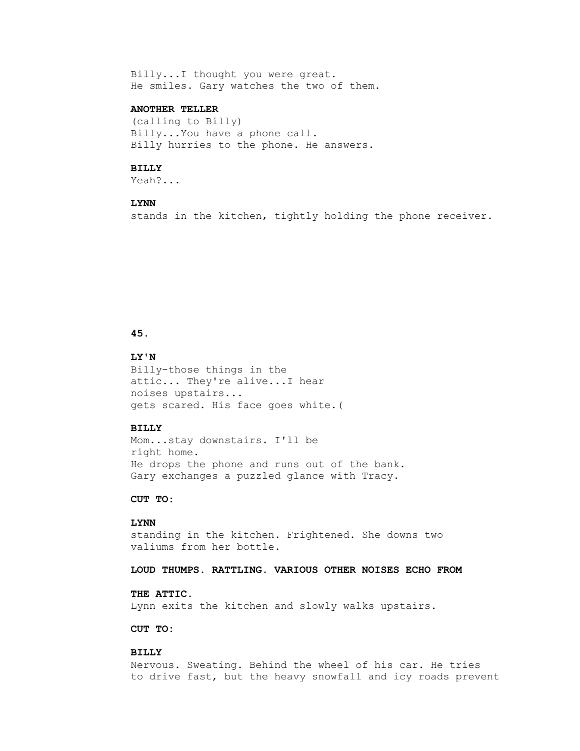Billy...I thought you were great.
He smiles. Gary watches the two of them.

**ANOTHER TELLER**
(calling to Billy)
Billy...You have a phone call.
Billy hurries to the phone. He answers.

**BILLY**
Yeah?...

**LYNN**
stands in the kitchen, tightly holding the phone receiver.

**LY'N**
Billy-those things in the
attic... They're alive...I hear
noises upstairs...
gets scared. His face goes white.(

**BILLY**
Mom...stay downstairs. I'll be
right home.
He drops the phone and runs out of the bank.
Gary exchanges a puzzled glance with Tracy.

**CUT TO:**

**LYNN**
standing in the kitchen. Frightened. She downs two
valiums from her bottle.

**LOUD THUMPS. RATTLING. VARIOUS OTHER NOISES ECHO FROM**

**THE ATTIC.**
Lynn exits the kitchen and slowly walks upstairs.

**CUT TO:**

**BILLY**
Nervous. Sweating. Behind the wheel of his car. He tries
to drive fast, but the heavy snowfall and icy roads prevent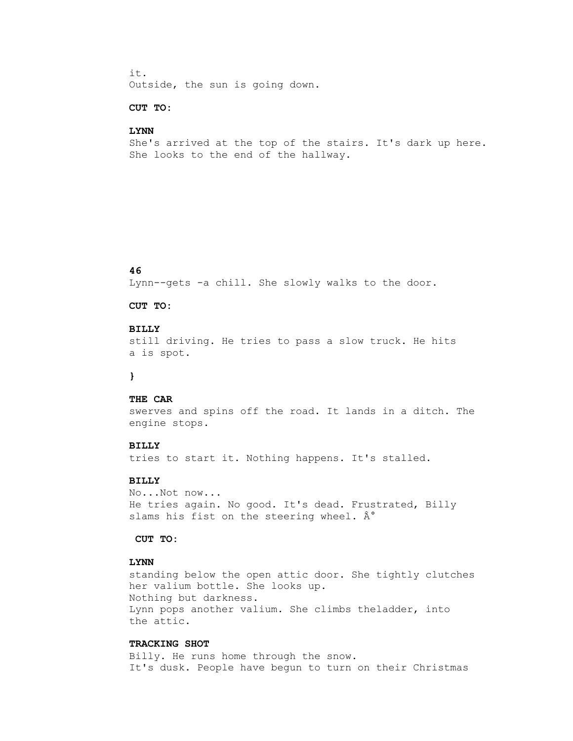it.
Outside, the sun is going down.

**CUT TO:**

**LYNN**
She's arrived at the top of the stairs. It's dark up here. She looks to the end of the hallway.

**46**
Lynn--gets -a chill. She slowly walks to the door.

**CUT TO:**

**BILLY**
still driving. He tries to pass a slow truck. He hits a is spot.

**}**

**THE CAR**
swerves and spins off the road. It lands in a ditch. The engine stops.

**BILLY**
tries to start it. Nothing happens. It's stalled.

**BILLY**
No...Not now...
He tries again. No good. It's dead. Frustrated, Billy slams his fist on the steering wheel. Â°

**CUT TO:**

**LYNN**
standing below the open attic door. She tightly clutches her valium bottle. She looks up.
Nothing but darkness.
Lynn pops another valium. She climbs theladder, into the attic.

**TRACKING SHOT**
Billy. He runs home through the snow.
It's dusk. People have begun to turn on their Christmas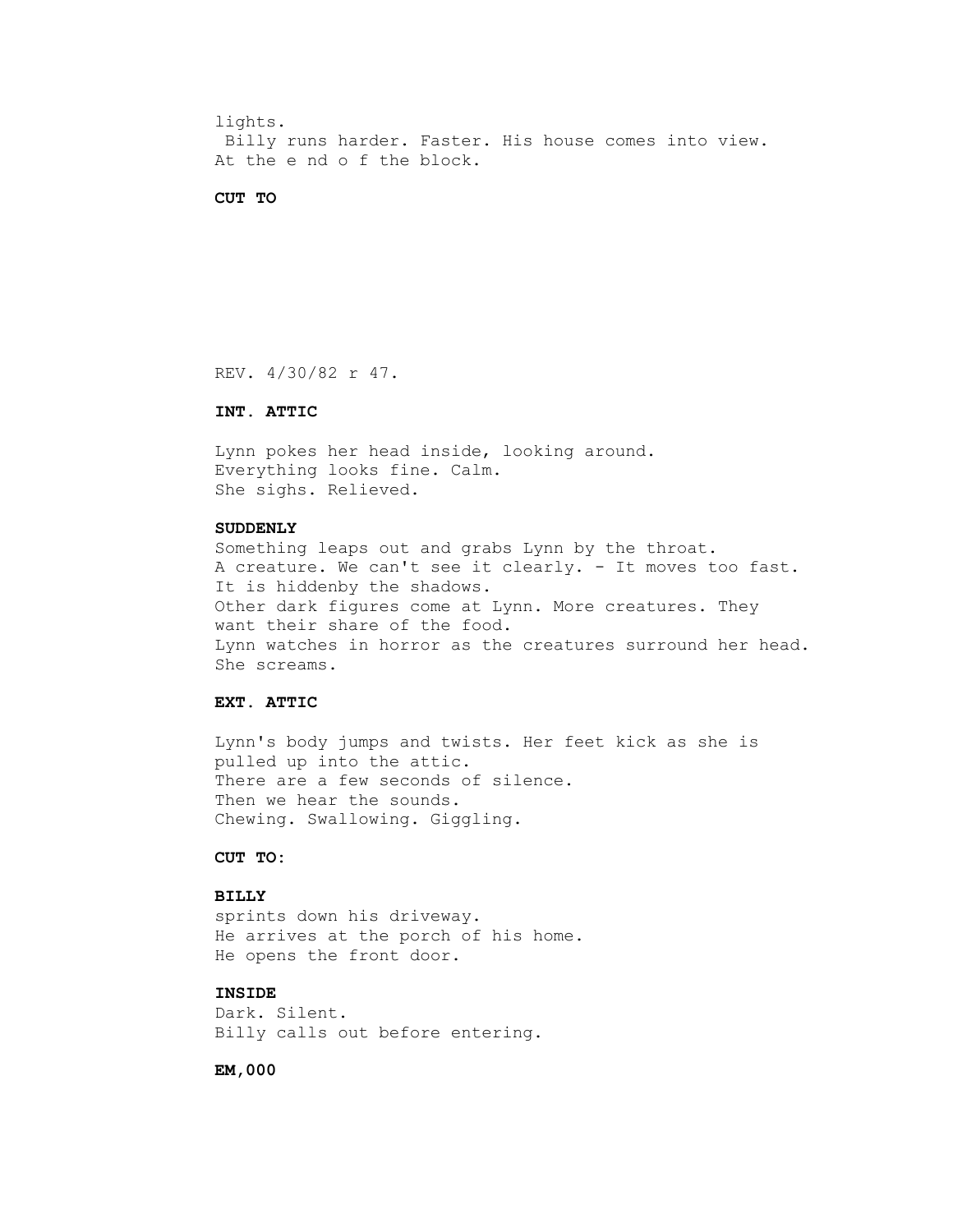lights.
 Billy runs harder. Faster. His house comes into view.
At the e nd o f the block.

**CUT TO**

REV. 4/30/82 r 47.

**INT. ATTIC**

Lynn pokes her head inside, looking around.
Everything looks fine. Calm.
She sighs. Relieved.

**SUDDENLY**
Something leaps out and grabs Lynn by the throat.
A creature. We can't see it clearly. - It moves too fast.
It is hiddenby the shadows.
Other dark figures come at Lynn. More creatures. They
want their share of the food.
Lynn watches in horror as the creatures surround her head.
She screams.

**EXT. ATTIC**

Lynn's body jumps and twists. Her feet kick as she is
pulled up into the attic.
There are a few seconds of silence.
Then we hear the sounds.
Chewing. Swallowing. Giggling.

**CUT TO:**

**BILLY**
sprints down his driveway.
He arrives at the porch of his home.
He opens the front door.

**INSIDE**
Dark. Silent.
Billy calls out before entering.

**EM,000**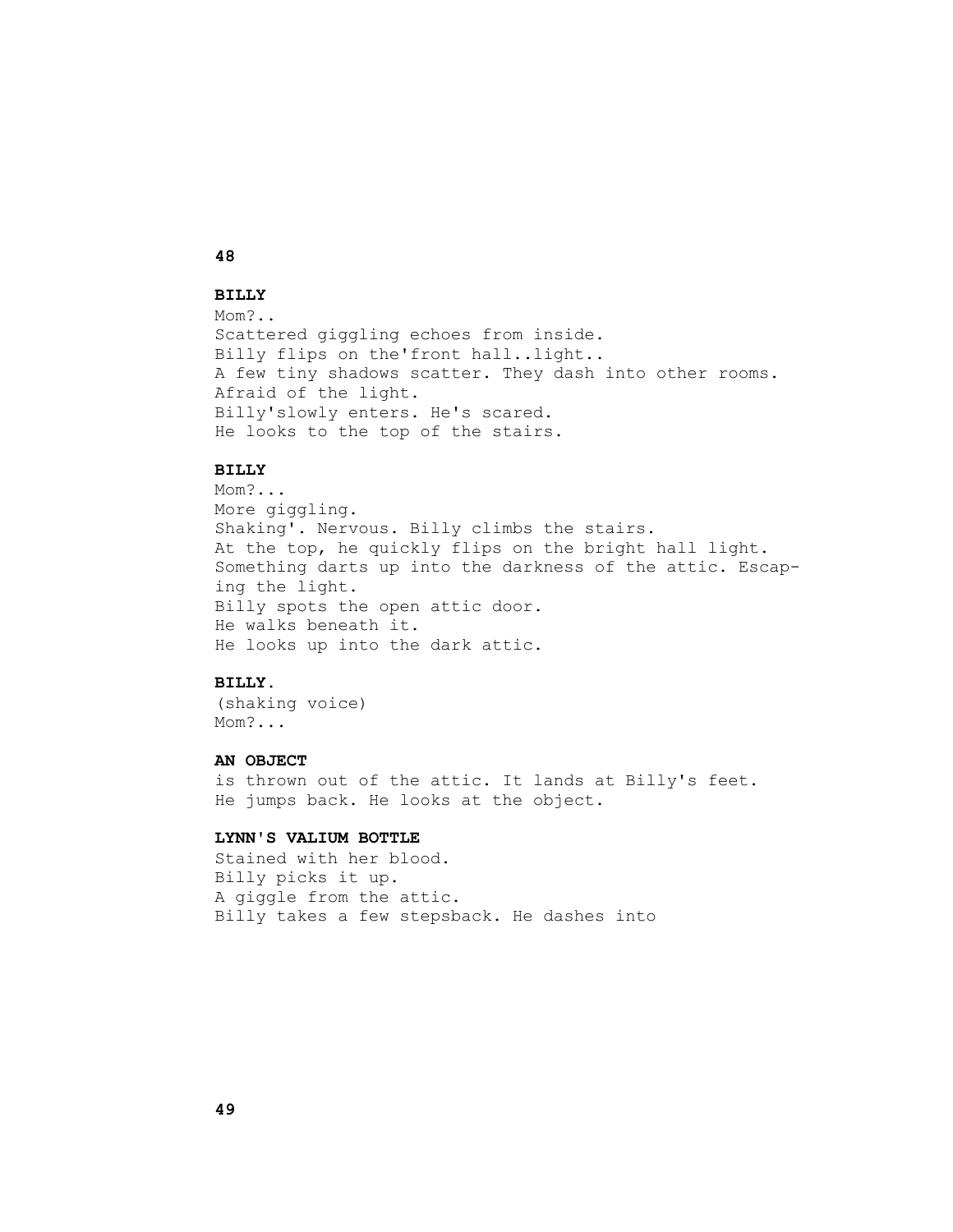**BILLY**
Mom?..
Scattered giggling echoes from inside.
Billy flips on the'front hall..light..
A few tiny shadows scatter. They dash into other rooms.
Afraid of the light.
Billy'slowly enters. He's scared.
He looks to the top of the stairs.

**BILLY**
Mom?...
More giggling.
Shaking'. Nervous. Billy climbs the stairs.
At the top, he quickly flips on the bright hall light.
Something darts up into the darkness of the attic. Escap-
ing the light.
Billy spots the open attic door.
He walks beneath it.
He looks up into the dark attic.

**BILLY.**
(shaking voice)
Mom?...

**AN OBJECT**
is thrown out of the attic. It lands at Billy's feet.
He jumps back. He looks at the object.

**LYNN'S VALIUM BOTTLE**
Stained with her blood.
Billy picks it up.
A giggle from the attic.
Billy takes a few stepsback. He dashes into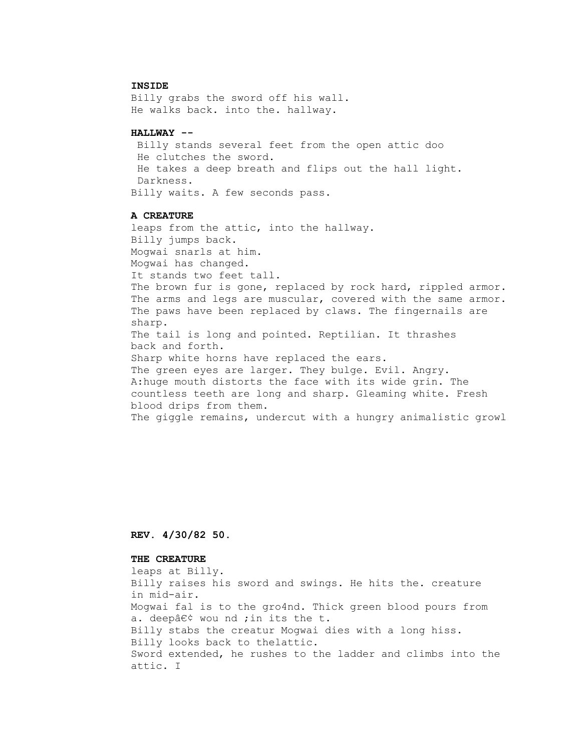**INSIDE**
Billy grabs the sword off his wall.
He walks back. into the. hallway.

**HALLWAY --**
Billy stands several feet from the open attic doo
He clutches the sword.
He takes a deep breath and flips out the hall light.
Darkness.
Billy waits. A few seconds pass.

**A CREATURE**
leaps from the attic, into the hallway.
Billy jumps back.
Mogwai snarls at him.
Mogwai has changed.
It stands two feet tall.
The brown fur is gone, replaced by rock hard, rippled armor.
The arms and legs are muscular, covered with the same armor.
The paws have been replaced by claws. The fingernails are sharp.
The tail is long and pointed. Reptilian. It thrashes back and forth.
Sharp white horns have replaced the ears.
The green eyes are larger. They bulge. Evil. Angry.
A:huge mouth distorts the face with its wide grin. The countless teeth are long and sharp. Gleaming white. Fresh blood drips from them.
The giggle remains, undercut with a hungry animalistic growl

**REV. 4/30/82 50.**

**THE CREATURE**
leaps at Billy.
Billy raises his sword and swings. He hits the. creature in mid-air.
Mogwai fal is to the gro4nd. Thick green blood pours from a. deepâ€¢ wou nd ;in its the t.
Billy stabs the creatur Mogwai dies with a long hiss.
Billy looks back to thelattic.
Sword extended, he rushes to the ladder and climbs into the attic. I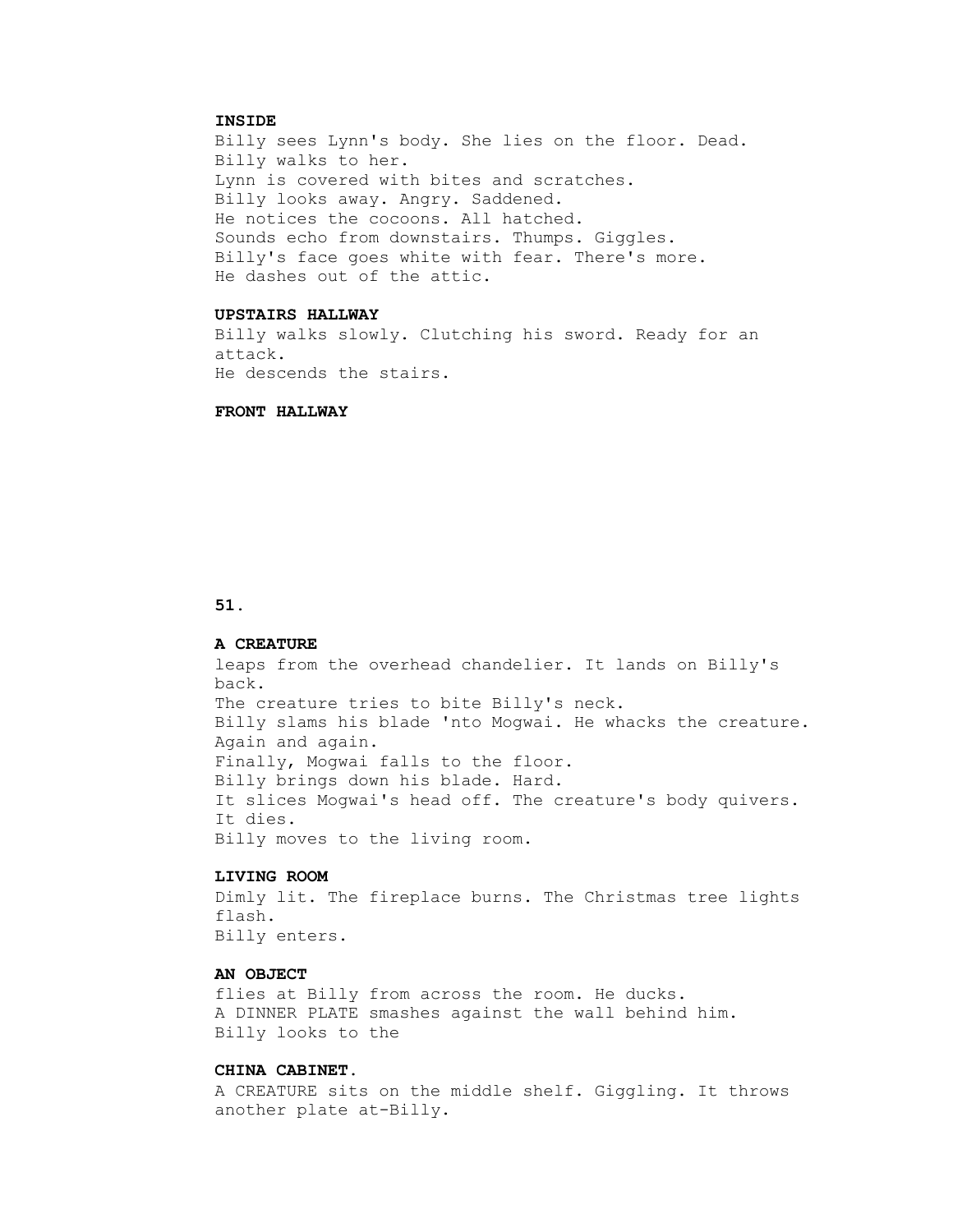**INSIDE**

Billy sees Lynn's body. She lies on the floor. Dead.
Billy walks to her.
Lynn is covered with bites and scratches.
Billy looks away. Angry. Saddened.
He notices the cocoons. All hatched.
Sounds echo from downstairs. Thumps. Giggles.
Billy's face goes white with fear. There's more.
He dashes out of the attic.

**UPSTAIRS HALLWAY**

Billy walks slowly. Clutching his sword. Ready for an attack.
He descends the stairs.

**FRONT HALLWAY**

**A CREATURE**

leaps from the overhead chandelier. It lands on Billy's back.
The creature tries to bite Billy's neck.
Billy slams his blade 'nto Mogwai. He whacks the creature.
Again and again.
Finally, Mogwai falls to the floor.
Billy brings down his blade. Hard.
It slices Mogwai's head off. The creature's body quivers.
It dies.
Billy moves to the living room.

**LIVING ROOM**

Dimly lit. The fireplace burns. The Christmas tree lights flash.
Billy enters.

**AN OBJECT**

flies at Billy from across the room. He ducks.
A DINNER PLATE smashes against the wall behind him.
Billy looks to the

**CHINA CABINET.**

A CREATURE sits on the middle shelf. Giggling. It throws another plate at-Billy.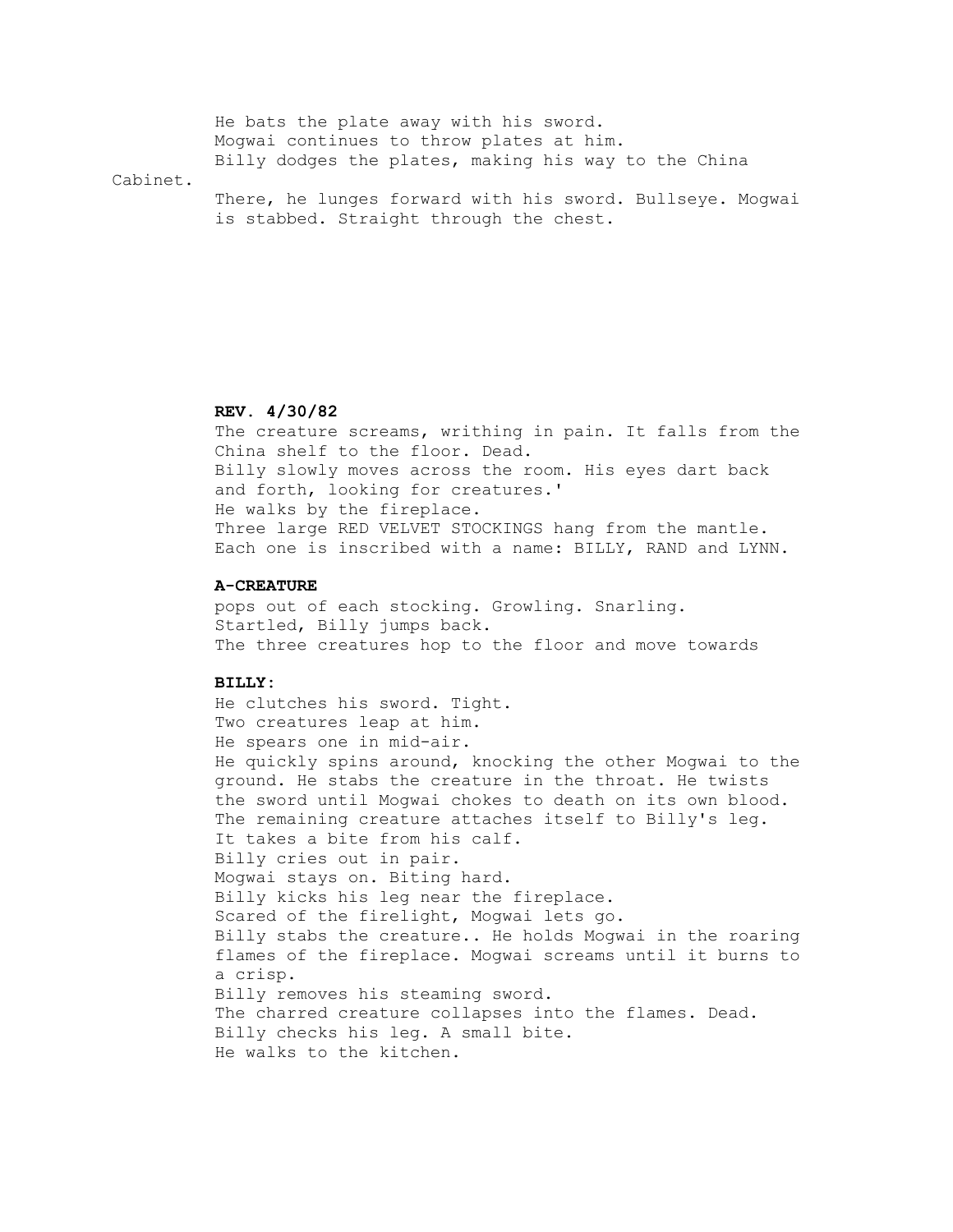He bats the plate away with his sword.
Mogwai continues to throw plates at him.
Billy dodges the plates, making his way to the China Cabinet.
There, he lunges forward with his sword. Bullseye. Mogwai is stabbed. Straight through the chest.

**REV. 4/30/82**

The creature screams, writhing in pain. It falls from the China shelf to the floor. Dead.
Billy slowly moves across the room. His eyes dart back and forth, looking for creatures.'
He walks by the fireplace.
Three large RED VELVET STOCKINGS hang from the mantle.
Each one is inscribed with a name: BILLY, RAND and LYNN.

**A-CREATURE**

pops out of each stocking. Growling. Snarling.
Startled, Billy jumps back.
The three creatures hop to the floor and move towards

**BILLY:**

He clutches his sword. Tight.
Two creatures leap at him.
He spears one in mid-air.
He quickly spins around, knocking the other Mogwai to the ground. He stabs the creature in the throat. He twists the sword until Mogwai chokes to death on its own blood.
The remaining creature attaches itself to Billy's leg.
It takes a bite from his calf.
Billy cries out in pair.
Mogwai stays on. Biting hard.
Billy kicks his leg near the fireplace.
Scared of the firelight, Mogwai lets go.
Billy stabs the creature.. He holds Mogwai in the roaring flames of the fireplace. Mogwai screams until it burns to a crisp.
Billy removes his steaming sword.
The charred creature collapses into the flames. Dead.
Billy checks his leg. A small bite.
He walks to the kitchen.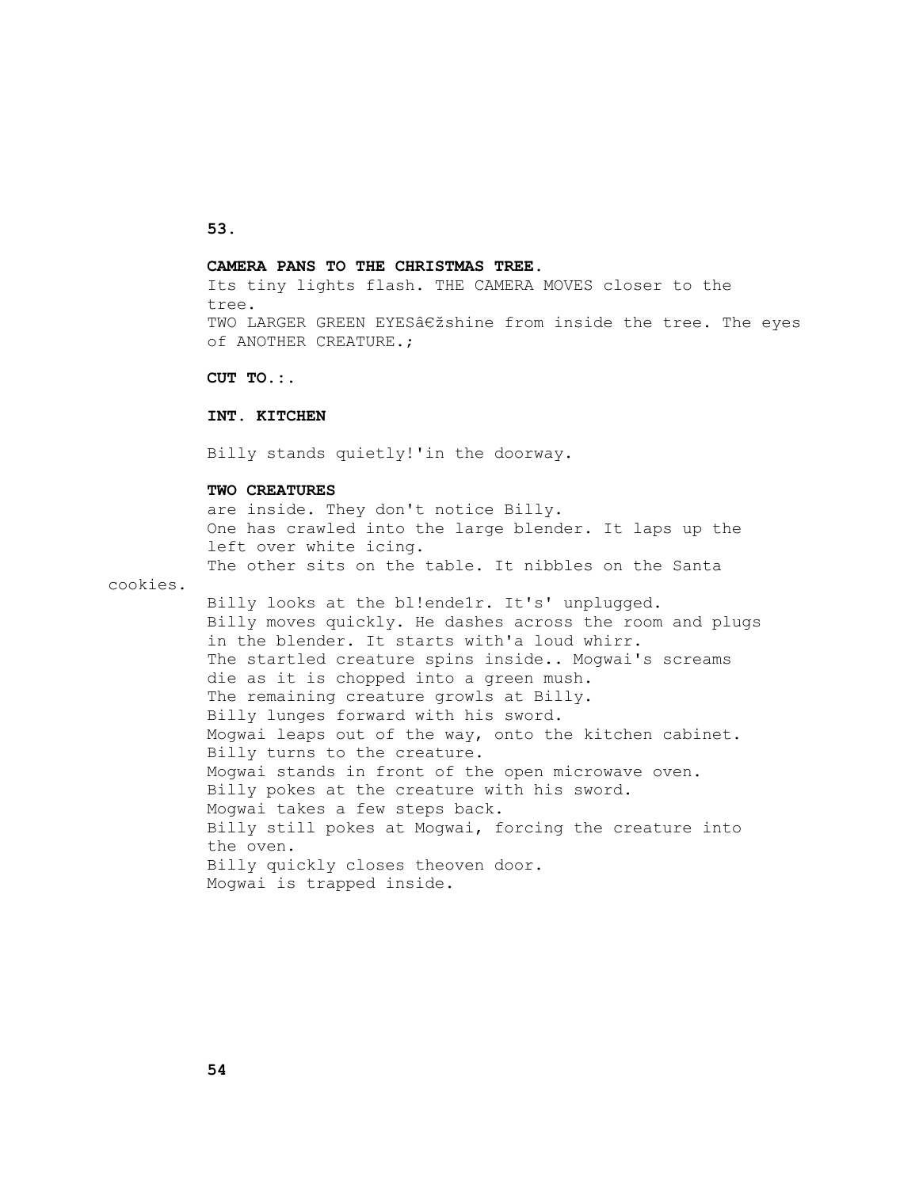**CAMERA PANS TO THE CHRISTMAS TREE.**
Its tiny lights flash. THE CAMERA MOVES closer to the tree.
TWO LARGER GREEN EYESâ€žshine from inside the tree. The eyes of ANOTHER CREATURE.;

**CUT TO.:.**

**INT. KITCHEN**

Billy stands quietly!'in the doorway.

**TWO CREATURES**
are inside. They don't notice Billy.
One has crawled into the large blender. It laps up the left over white icing.
The other sits on the table. It nibbles on the Santa cookies.
Billy looks at the bl!ende1r. It's' unplugged.
Billy moves quickly. He dashes across the room and plugs in the blender. It starts with'a loud whirr.
The startled creature spins inside.. Mogwai's screams die as it is chopped into a green mush.
The remaining creature growls at Billy.
Billy lunges forward with his sword.
Mogwai leaps out of the way, onto the kitchen cabinet.
Billy turns to the creature.
Mogwai stands in front of the open microwave oven.
Billy pokes at the creature with his sword.
Mogwai takes a few steps back.
Billy still pokes at Mogwai, forcing the creature into the oven.
Billy quickly closes theoven door.
Mogwai is trapped inside.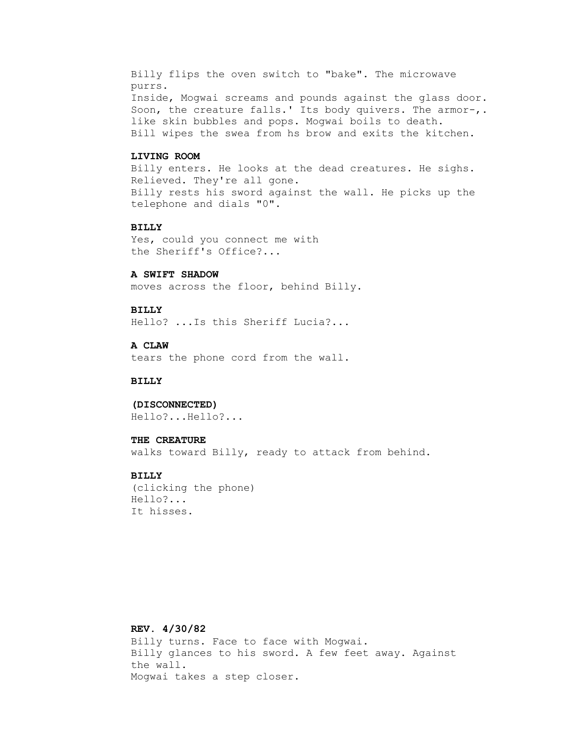Billy flips the oven switch to "bake". The microwave purrs.
Inside, Mogwai screams and pounds against the glass door. Soon, the creature falls.' Its body quivers. The armor-,. like skin bubbles and pops. Mogwai boils to death.
Bill wipes the swea from hs brow and exits the kitchen.

**LIVING ROOM**

Billy enters. He looks at the dead creatures. He sighs. Relieved. They're all gone.
Billy rests his sword against the wall. He picks up the telephone and dials "0".

**BILLY**

Yes, could you connect me with
the Sheriff's Office?...

**A SWIFT SHADOW**

moves across the floor, behind Billy.

**BILLY**

Hello? ...Is this Sheriff Lucia?...

**A CLAW**

tears the phone cord from the wall.

**BILLY**

**(DISCONNECTED)**

Hello?...Hello?...

**THE CREATURE**

walks toward Billy, ready to attack from behind.

**BILLY**

(clicking the phone)
Hello?...
It hisses.

**REV. 4/30/82**

Billy turns. Face to face with Mogwai.
Billy glances to his sword. A few feet away. Against the wall.
Mogwai takes a step closer.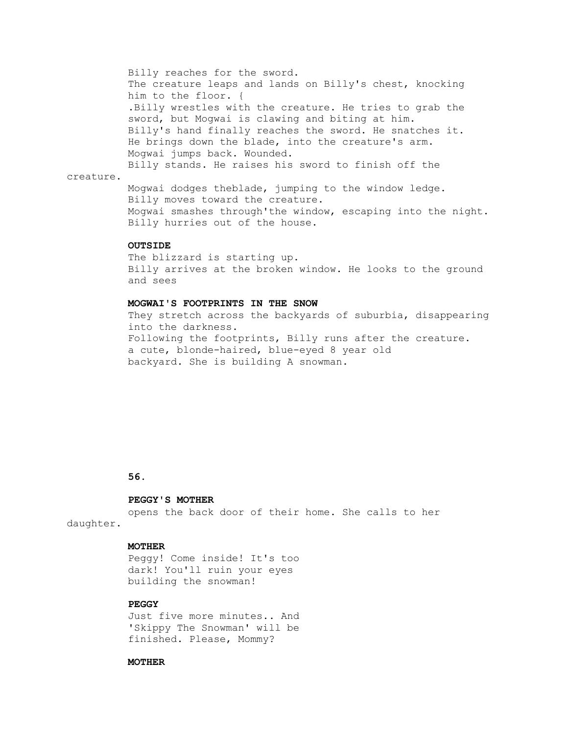Billy reaches for the sword.
The creature leaps and lands on Billy's chest, knocking him to the floor. {
.Billy wrestles with the creature. He tries to grab the sword, but Mogwai is clawing and biting at him.
Billy's hand finally reaches the sword. He snatches it.
He brings down the blade, into the creature's arm.
Mogwai jumps back. Wounded.
Billy stands. He raises his sword to finish off the creature.
Mogwai dodges theblade, jumping to the window ledge.
Billy moves toward the creature.
Mogwai smashes through'the window, escaping into the night.
Billy hurries out of the house.

**OUTSIDE**

The blizzard is starting up.
Billy arrives at the broken window. He looks to the ground and sees

**MOGWAI'S FOOTPRINTS IN THE SNOW**

They stretch across the backyards of suburbia, disappearing into the darkness.
Following the footprints, Billy runs after the creature.
a cute, blonde-haired, blue-eyed 8 year old
backyard. She is building A snowman.

**56.**

**PEGGY'S MOTHER**

opens the back door of their home. She calls to her daughter.

**MOTHER**

Peggy! Come inside! It's too dark! You'll ruin your eyes building the snowman!

**PEGGY**

Just five more minutes.. And 'Skippy The Snowman' will be finished. Please, Mommy?

**MOTHER**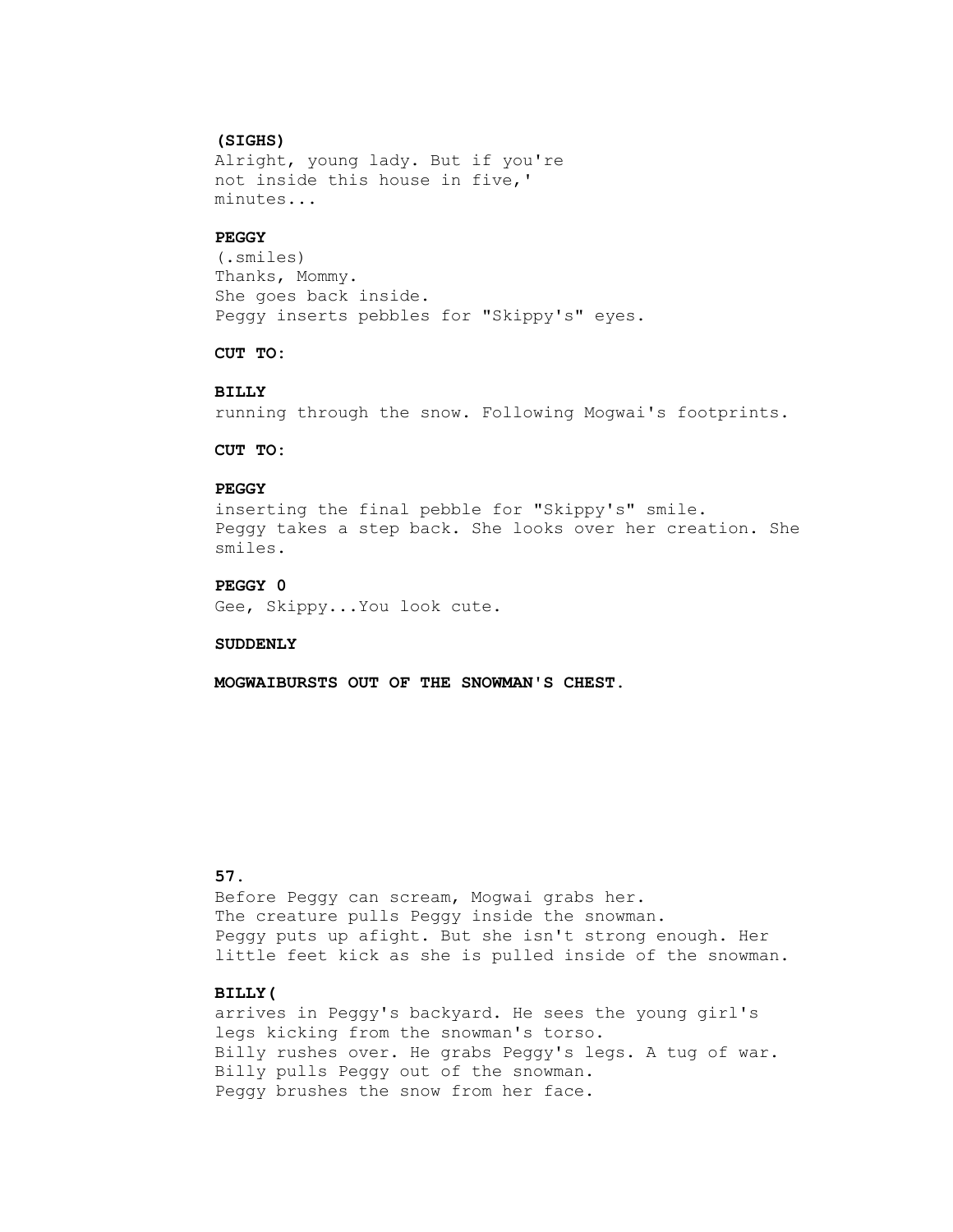**(SIGHS)**
Alright, young lady. But if you're not inside this house in five,' minutes...

**PEGGY**
(.smiles)
Thanks, Mommy.
She goes back inside.
Peggy inserts pebbles for "Skippy's" eyes.

**CUT TO:**

**BILLY**
running through the snow. Following Mogwai's footprints.

**CUT TO:**

**PEGGY**
inserting the final pebble for "Skippy's" smile.
Peggy takes a step back. She looks over her creation. She smiles.

**PEGGY 0**
Gee, Skippy...You look cute.

**SUDDENLY**

**MOGWAIBURSTS OUT OF THE SNOWMAN'S CHEST.**

**57.**
Before Peggy can scream, Mogwai grabs her.
The creature pulls Peggy inside the snowman.
Peggy puts up afight. But she isn't strong enough. Her little feet kick as she is pulled inside of the snowman.

**BILLY(**
arrives in Peggy's backyard. He sees the young girl's legs kicking from the snowman's torso.
Billy rushes over. He grabs Peggy's legs. A tug of war.
Billy pulls Peggy out of the snowman.
Peggy brushes the snow from her face.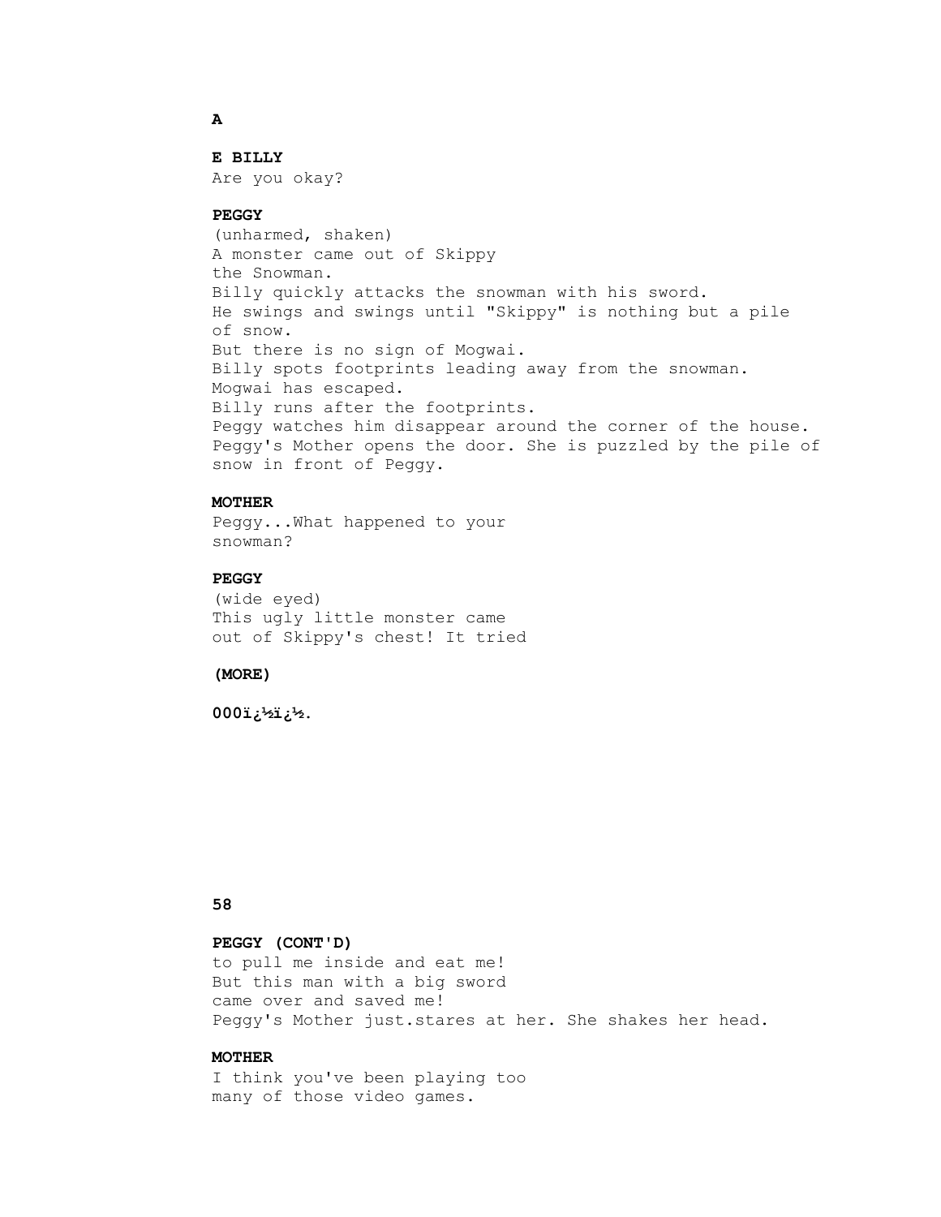**A**

**E BILLY**
Are you okay?

**PEGGY**
(unharmed, shaken)
A monster came out of Skippy
the Snowman.
Billy quickly attacks the snowman with his sword.
He swings and swings until "Skippy" is nothing but a pile
of snow.
But there is no sign of Mogwai.
Billy spots footprints leading away from the snowman.
Mogwai has escaped.
Billy runs after the footprints.
Peggy watches him disappear around the corner of the house.
Peggy's Mother opens the door. She is puzzled by the pile of
snow in front of Peggy.

**MOTHER**
Peggy...What happened to your
snowman?

**PEGGY**
(wide eyed)
This ugly little monster came
out of Skippy's chest! It tried

**(MORE)**

**000ï¿½ï¿½.**

**58**

**PEGGY (CONT'D)**
to pull me inside and eat me!
But this man with a big sword
came over and saved me!
Peggy's Mother just.stares at her. She shakes her head.

**MOTHER**
I think you've been playing too
many of those video games.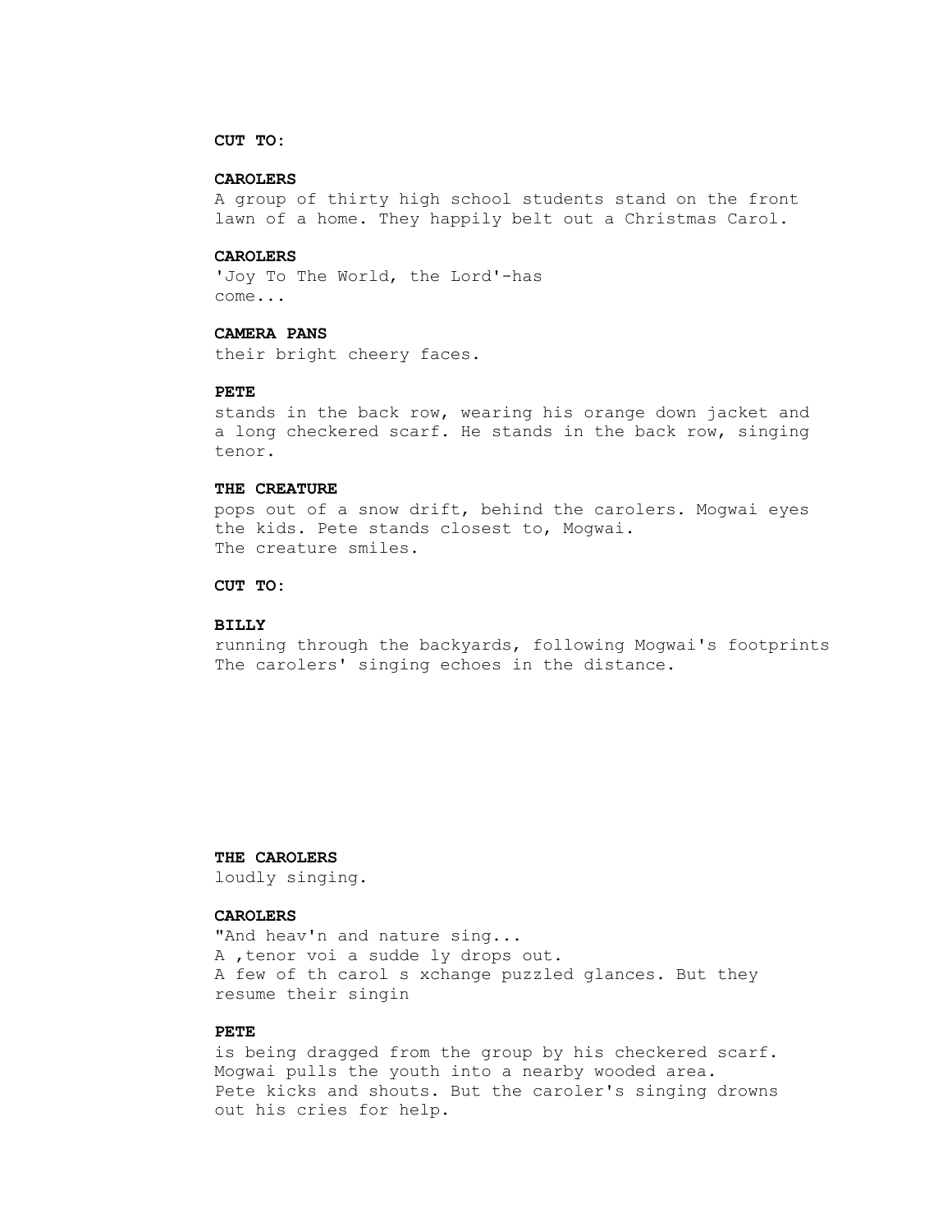**CUT TO:**

**CAROLERS**

A group of thirty high school students stand on the front lawn of a home. They happily belt out a Christmas Carol.

**CAROLERS**

'Joy To The World, the Lord'-has come...

**CAMERA PANS**

their bright cheery faces.

**PETE**

stands in the back row, wearing his orange down jacket and a long checkered scarf. He stands in the back row, singing tenor.

**THE CREATURE**

pops out of a snow drift, behind the carolers. Mogwai eyes the kids. Pete stands closest to, Mogwai.
The creature smiles.

**CUT TO:**

**BILLY**

running through the backyards, following Mogwai's footprints
The carolers' singing echoes in the distance.

**THE CAROLERS**

loudly singing.

**CAROLERS**

"And heav'n and nature sing...
A ,tenor voi a sudde ly drops out.
A few of th carol s xchange puzzled glances. But they resume their singin

**PETE**

is being dragged from the group by his checkered scarf.
Mogwai pulls the youth into a nearby wooded area.
Pete kicks and shouts. But the caroler's singing drowns out his cries for help.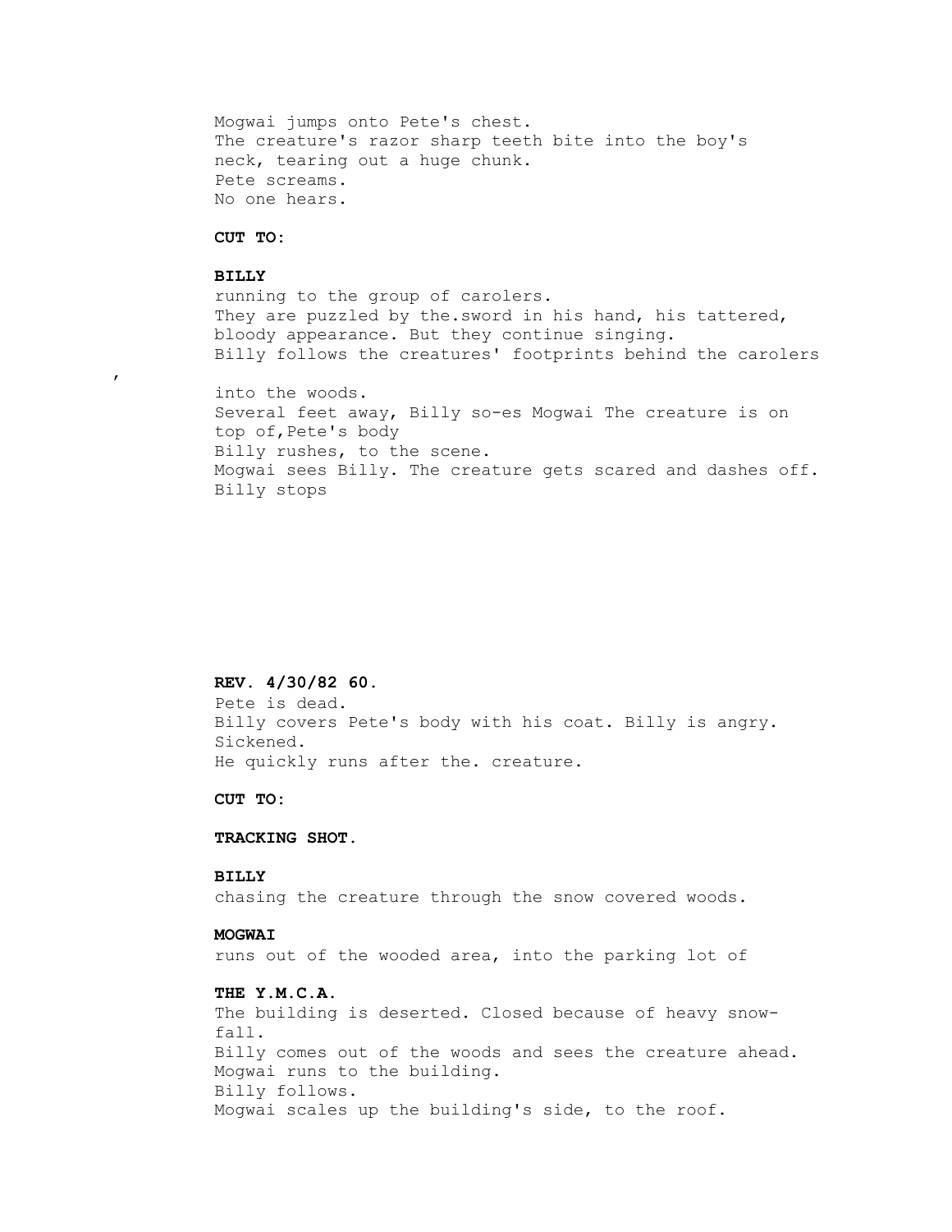Mogwai jumps onto Pete's chest.
The creature's razor sharp teeth bite into the boy's neck, tearing out a huge chunk.
Pete screams.
No one hears.

**CUT TO:**

**BILLY**
running to the group of carolers.
They are puzzled by the.sword in his hand, his tattered, bloody appearance. But they continue singing.
Billy follows the creatures' footprints behind the carolers ,
into the woods.
Several feet away, Billy so-es Mogwai The creature is on top of,Pete's body
Billy rushes, to the scene.
Mogwai sees Billy. The creature gets scared and dashes off.
Billy stops

**REV. 4/30/82 60.**
Pete is dead.
Billy covers Pete's body with his coat. Billy is angry. Sickened.
He quickly runs after the. creature.

**CUT TO:**

**TRACKING SHOT.**

**BILLY**
chasing the creature through the snow covered woods.

**MOGWAI**
runs out of the wooded area, into the parking lot of

**THE Y.M.C.A.**
The building is deserted. Closed because of heavy snow-fall.
Billy comes out of the woods and sees the creature ahead.
Mogwai runs to the building.
Billy follows.
Mogwai scales up the building's side, to the roof.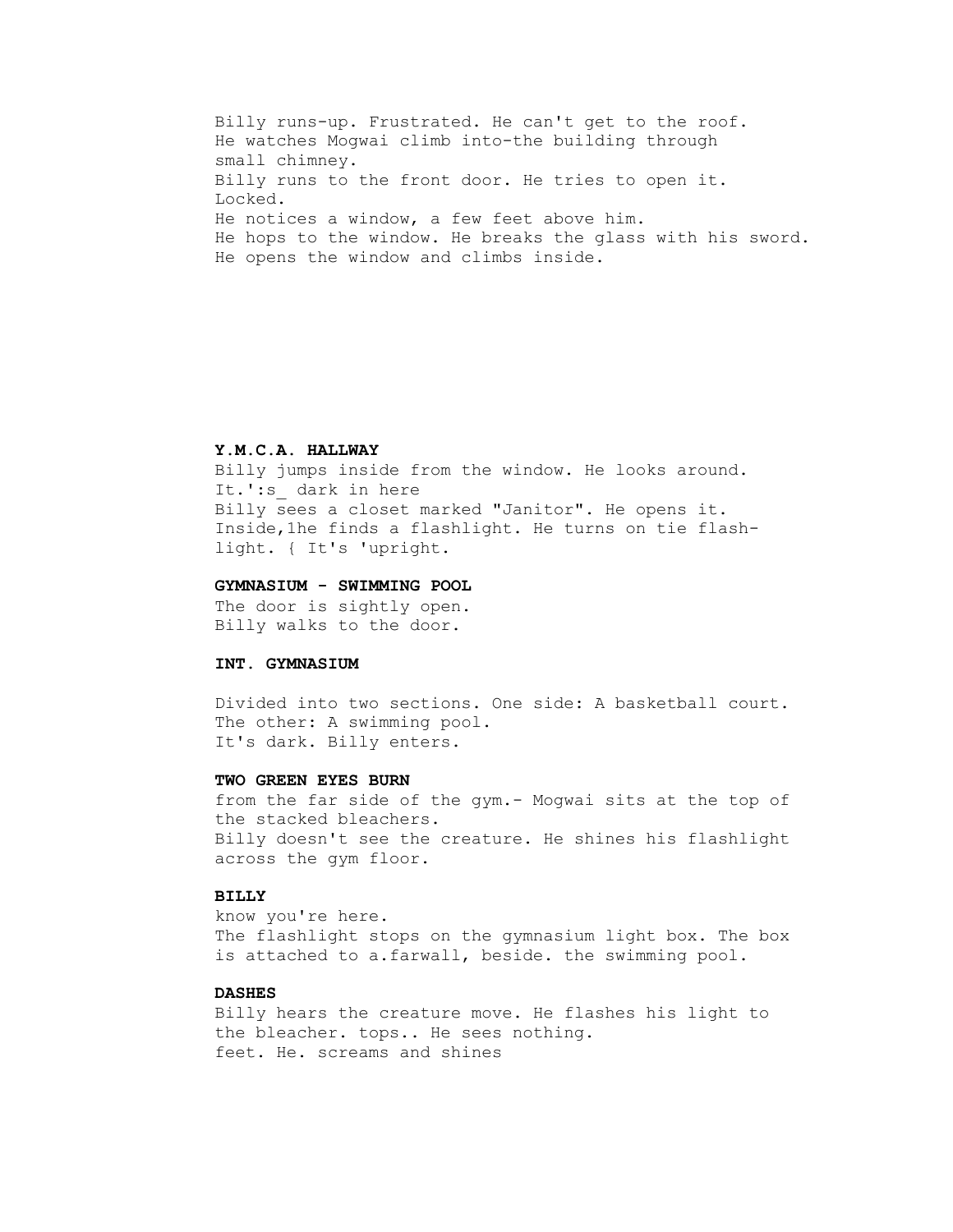Billy runs-up. Frustrated. He can't get to the roof.
He watches Mogwai climb into-the building through
small chimney.
Billy runs to the front door. He tries to open it.
Locked.
He notices a window, a few feet above him.
He hops to the window. He breaks the glass with his sword.
He opens the window and climbs inside.

**Y.M.C.A. HALLWAY**

Billy jumps inside from the window. He looks around.
It.':s_ dark in here
Billy sees a closet marked "Janitor". He opens it.
Inside,1he finds a flashlight. He turns on tie flash-
light. { It's 'upright.

**GYMNASIUM - SWIMMING POOL**

The door is sightly open.
Billy walks to the door.

**INT. GYMNASIUM**

Divided into two sections. One side: A basketball court.
The other: A swimming pool.
It's dark. Billy enters.

**TWO GREEN EYES BURN**

from the far side of the gym.- Mogwai sits at the top of
the stacked bleachers.
Billy doesn't see the creature. He shines his flashlight
across the gym floor.

**BILLY**

know you're here.
The flashlight stops on the gymnasium light box. The box
is attached to a.farwall, beside. the swimming pool.

**DASHES**

Billy hears the creature move. He flashes his light to
the bleacher. tops.. He sees nothing.
feet. He. screams and shines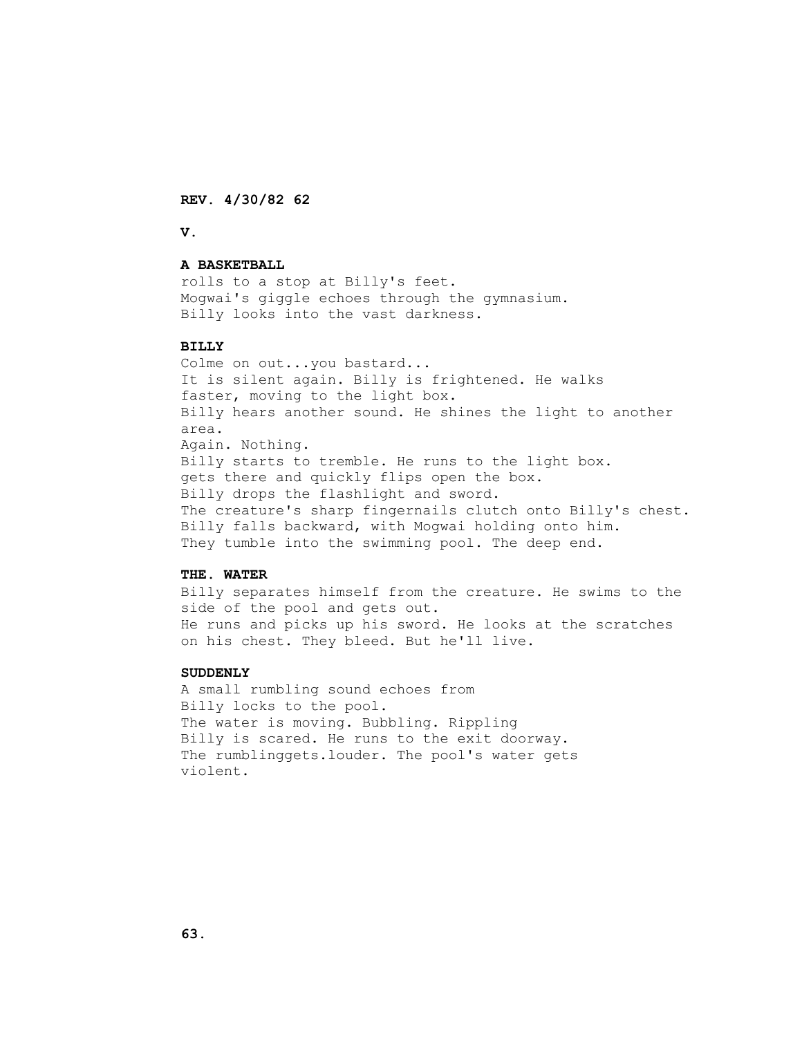**REV. 4/30/82 62**

**V.**

**A BASKETBALL**

rolls to a stop at Billy's feet.
Mogwai's giggle echoes through the gymnasium.
Billy looks into the vast darkness.

**BILLY**

Colme on out...you bastard...
It is silent again. Billy is frightened. He walks faster, moving to the light box.
Billy hears another sound. He shines the light to another area.
Again. Nothing.
Billy starts to tremble. He runs to the light box.
gets there and quickly flips open the box.
Billy drops the flashlight and sword.
The creature's sharp fingernails clutch onto Billy's chest.
Billy falls backward, with Mogwai holding onto him.
They tumble into the swimming pool. The deep end.

**THE. WATER**

Billy separates himself from the creature. He swims to the side of the pool and gets out.
He runs and picks up his sword. He looks at the scratches on his chest. They bleed. But he'll live.

**SUDDENLY**

A small rumbling sound echoes from
Billy locks to the pool.
The water is moving. Bubbling. Rippling
Billy is scared. He runs to the exit doorway.
The rumblinggets.louder. The pool's water gets violent.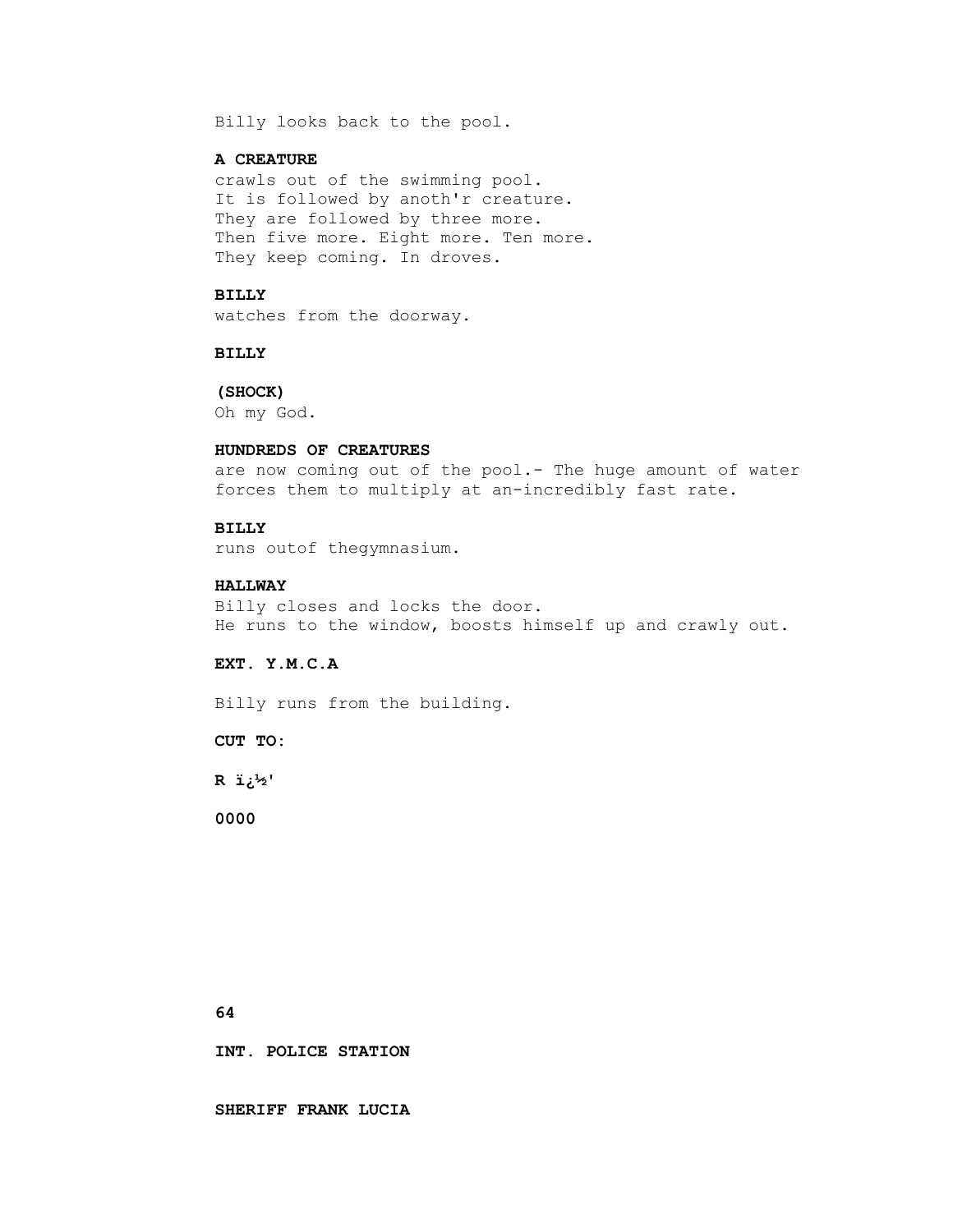Billy looks back to the pool.

**A CREATURE**
crawls out of the swimming pool.
It is followed by anoth'r creature.
They are followed by three more.
Then five more. Eight more. Ten more.
They keep coming. In droves.

**BILLY**
watches from the doorway.

**BILLY**

**(SHOCK)**
Oh my God.

**HUNDREDS OF CREATURES**
are now coming out of the pool.- The huge amount of water forces them to multiply at an-incredibly fast rate.

**BILLY**
runs outof thegymnasium.

**HALLWAY**
Billy closes and locks the door.
He runs to the window, boosts himself up and crawly out.

**EXT. Y.M.C.A**

Billy runs from the building.

**CUT TO:**

**R ï¿½'**

**0000**

**64**

**INT. POLICE STATION**

**SHERIFF FRANK LUCIA**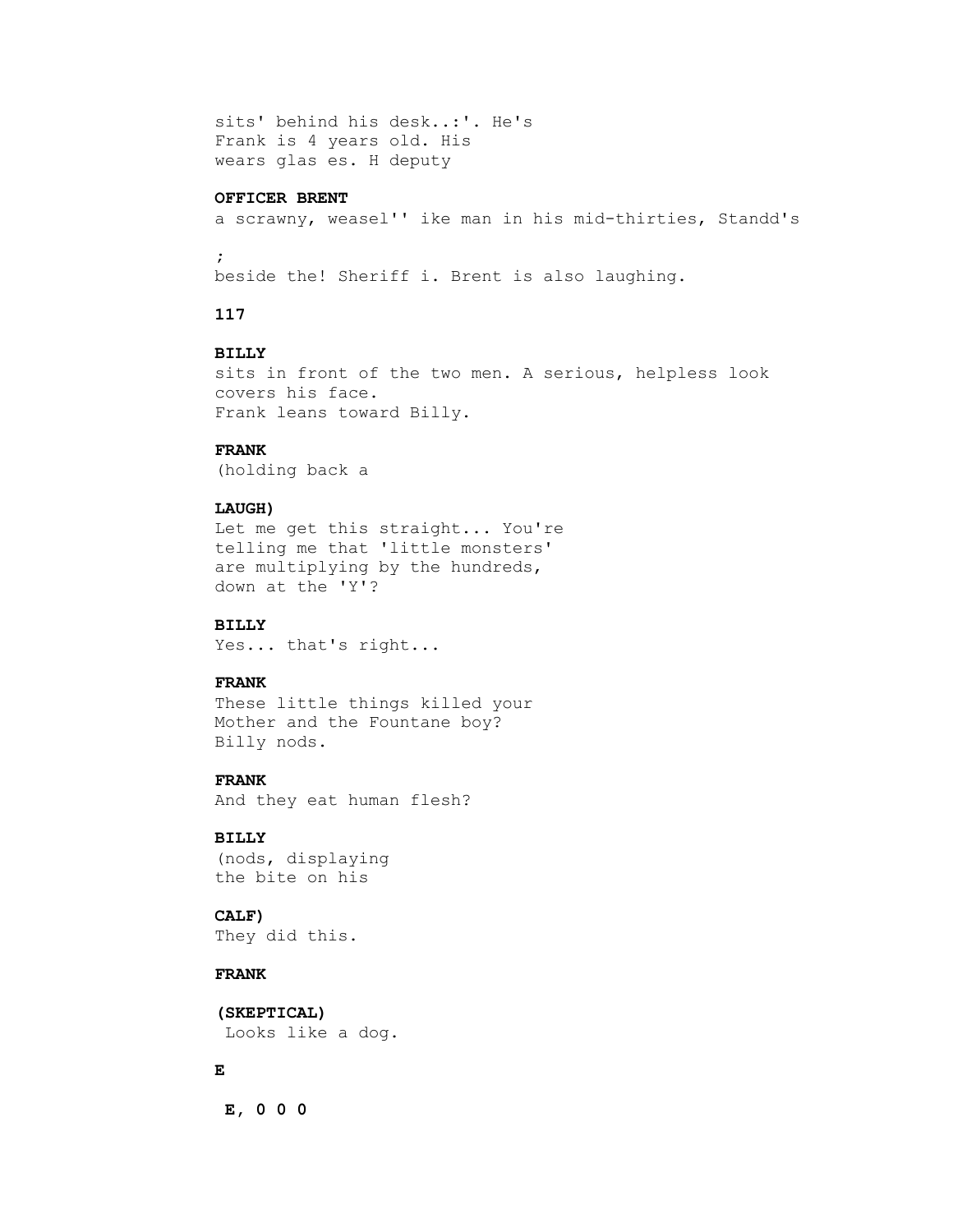sits' behind his desk..:'. He's
Frank is 4 years old. His
wears glas es. H deputy

**OFFICER BRENT**

a scrawny, weasel'' ike man in his mid-thirties, Standd's

;

beside the! Sheriff i. Brent is also laughing.

**117**

**BILLY**

sits in front of the two men. A serious, helpless look covers his face.
Frank leans toward Billy.

**FRANK**

(holding back a

**LAUGH)**

Let me get this straight... You're telling me that 'little monsters' are multiplying by the hundreds, down at the 'Y'?

**BILLY**

Yes... that's right...

**FRANK**

These little things killed your Mother and the Fountane boy?
Billy nods.

**FRANK**

And they eat human flesh?

**BILLY**

(nods, displaying the bite on his

**CALF)**

They did this.

**FRANK**

**(SKEPTICAL)**

Looks like a dog.

**E**

**E, 0 0 0**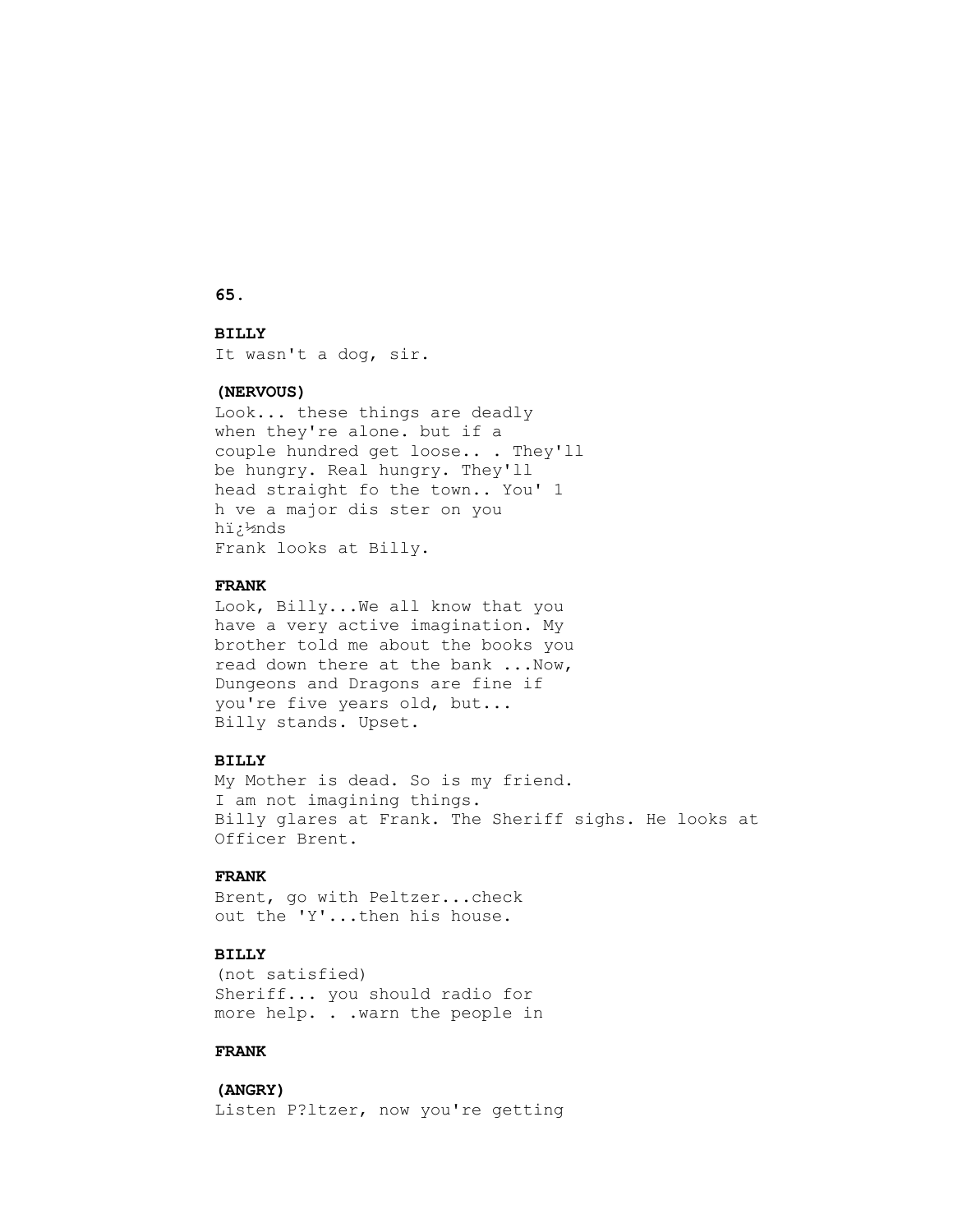**BILLY**
It wasn't a dog, sir.

**(NERVOUS)**
Look... these things are deadly
when they're alone. but if a
couple hundred get loose.. . They'll
be hungry. Real hungry. They'll
head straight fo the town.. You' 1
h ve a major dis ster on you
hï¿½nds
Frank looks at Billy.

**FRANK**
Look, Billy...We all know that you
have a very active imagination. My
brother told me about the books you
read down there at the bank ...Now,
Dungeons and Dragons are fine if
you're five years old, but...
Billy stands. Upset.

**BILLY**
My Mother is dead. So is my friend.
I am not imagining things.
Billy glares at Frank. The Sheriff sighs. He looks at
Officer Brent.

**FRANK**
Brent, go with Peltzer...check
out the 'Y'...then his house.

**BILLY**
(not satisfied)
Sheriff... you should radio for
more help. . .warn the people in

**FRANK**

**(ANGRY)**
Listen P?ltzer, now you're getting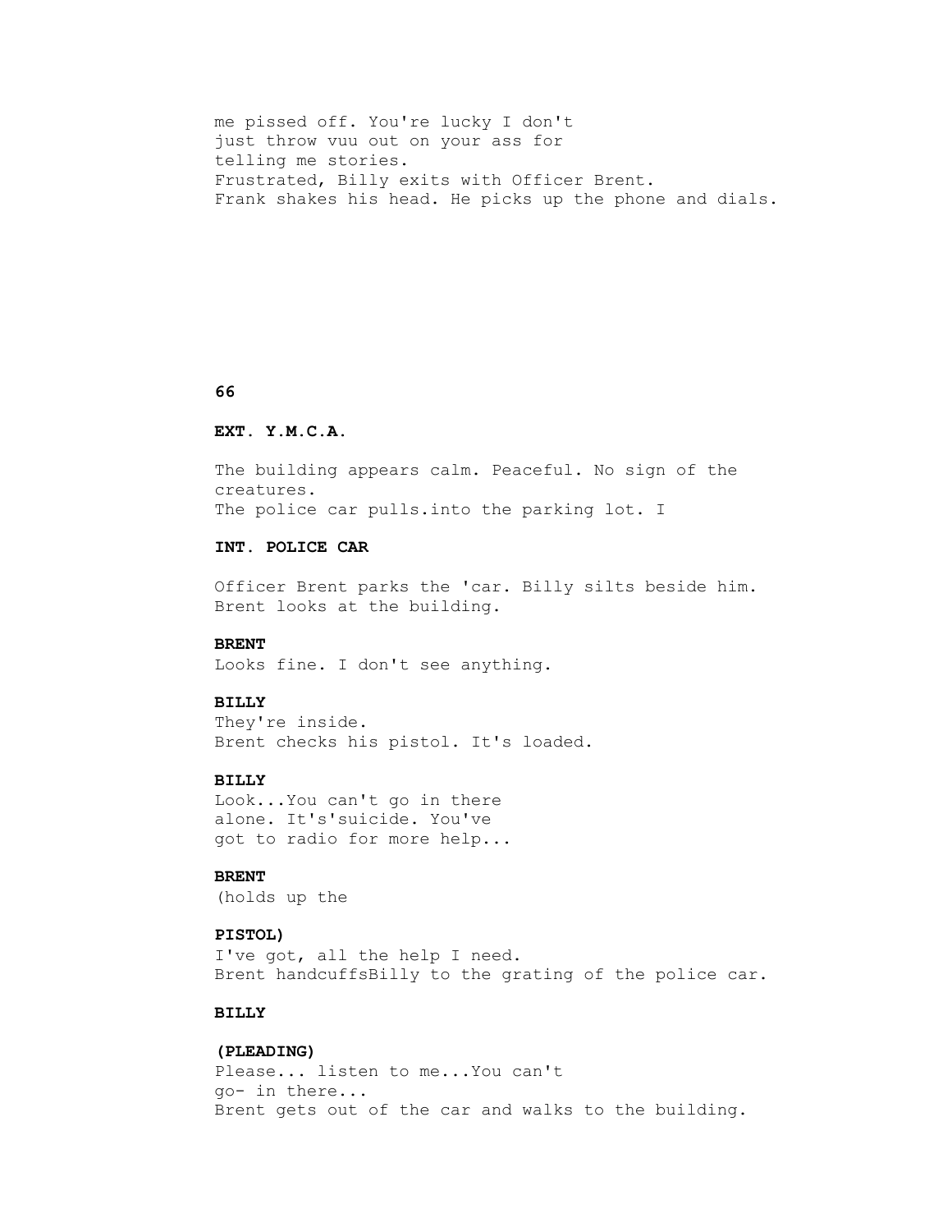me pissed off. You're lucky I don't
just throw vuu out on your ass for
telling me stories.
Frustrated, Billy exits with Officer Brent.
Frank shakes his head. He picks up the phone and dials.

**66**

**EXT. Y.M.C.A.**

The building appears calm. Peaceful. No sign of the
creatures.
The police car pulls.into the parking lot. I

**INT. POLICE CAR**

Officer Brent parks the 'car. Billy silts beside him.
Brent looks at the building.

**BRENT**
Looks fine. I don't see anything.

**BILLY**
They're inside.
Brent checks his pistol. It's loaded.

**BILLY**
Look...You can't go in there
alone. It's'suicide. You've
got to radio for more help...

**BRENT**
(holds up the

**PISTOL)**
I've got, all the help I need.
Brent handcuffsBilly to the grating of the police car.

**BILLY**

**(PLEADING)**
Please... listen to me...You can't
go- in there...
Brent gets out of the car and walks to the building.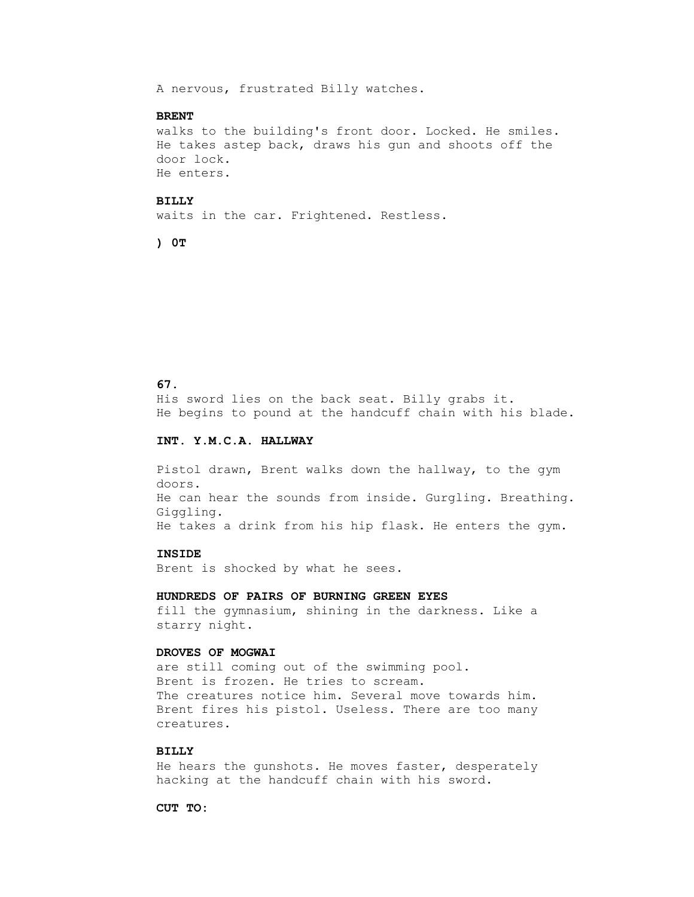A nervous, frustrated Billy watches.

**BRENT**
walks to the building's front door. Locked. He smiles.
He takes astep back, draws his gun and shoots off the door lock.
He enters.

**BILLY**
waits in the car. Frightened. Restless.

**) OT**

**67.**
His sword lies on the back seat. Billy grabs it.
He begins to pound at the handcuff chain with his blade.

**INT. Y.M.C.A. HALLWAY**

Pistol drawn, Brent walks down the hallway, to the gym doors.
He can hear the sounds from inside. Gurgling. Breathing. Giggling.
He takes a drink from his hip flask. He enters the gym.

**INSIDE**
Brent is shocked by what he sees.

**HUNDREDS OF PAIRS OF BURNING GREEN EYES**
fill the gymnasium, shining in the darkness. Like a starry night.

**DROVES OF MOGWAI**
are still coming out of the swimming pool.
Brent is frozen. He tries to scream.
The creatures notice him. Several move towards him.
Brent fires his pistol. Useless. There are too many creatures.

**BILLY**
He hears the gunshots. He moves faster, desperately hacking at the handcuff chain with his sword.

**CUT TO:**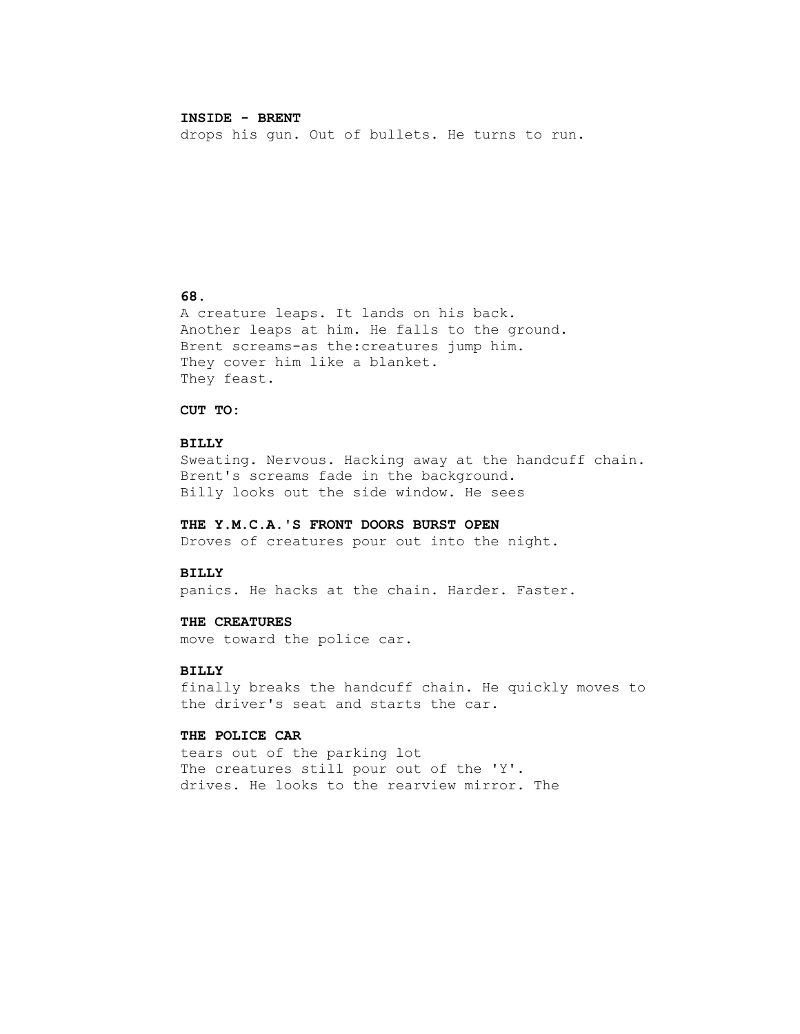**INSIDE - BRENT**
drops his gun. Out of bullets. He turns to run.

A creature leaps. It lands on his back.
Another leaps at him. He falls to the ground.
Brent screams-as the:creatures jump him.
They cover him like a blanket.
They feast.

**CUT TO:**

**BILLY**
Sweating. Nervous. Hacking away at the handcuff chain.
Brent's screams fade in the background.
Billy looks out the side window. He sees

**THE Y.M.C.A.'S FRONT DOORS BURST OPEN**
Droves of creatures pour out into the night.

**BILLY**
panics. He hacks at the chain. Harder. Faster.

**THE CREATURES**
move toward the police car.

**BILLY**
finally breaks the handcuff chain. He quickly moves to the driver's seat and starts the car.

**THE POLICE CAR**
tears out of the parking lot
The creatures still pour out of the 'Y'.
drives. He looks to the rearview mirror. The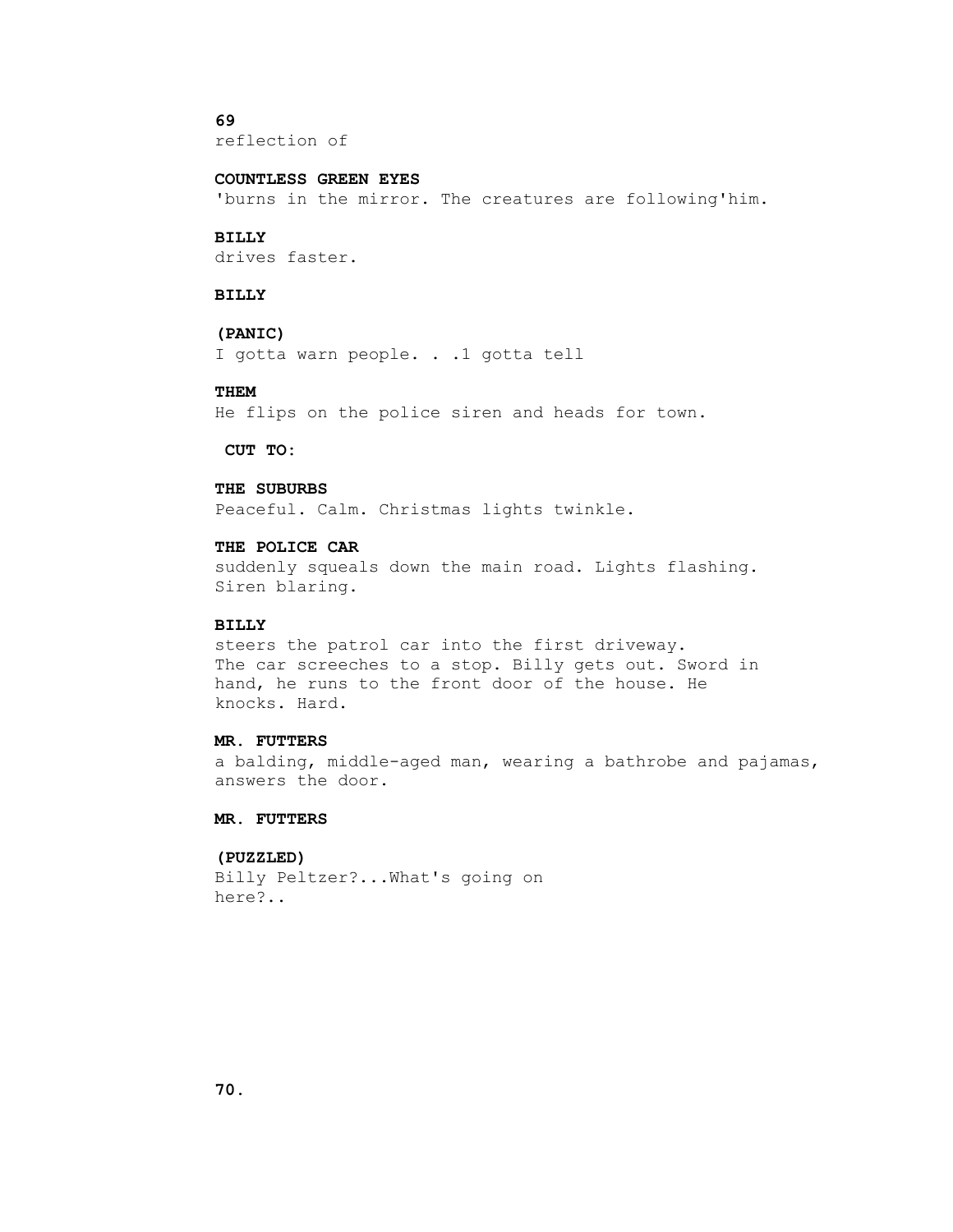reflection of

**COUNTLESS GREEN EYES**

'burns in the mirror. The creatures are following'him.

**BILLY**

drives faster.

**BILLY**

**(PANIC)**

I gotta warn people. . .1 gotta tell

**THEM**

He flips on the police siren and heads for town.

**CUT TO:**

**THE SUBURBS**

Peaceful. Calm. Christmas lights twinkle.

**THE POLICE CAR**

suddenly squeals down the main road. Lights flashing. Siren blaring.

**BILLY**

steers the patrol car into the first driveway. The car screeches to a stop. Billy gets out. Sword in hand, he runs to the front door of the house. He knocks. Hard.

**MR. FUTTERS**

a balding, middle-aged man, wearing a bathrobe and pajamas, answers the door.

**MR. FUTTERS**

**(PUZZLED)**

Billy Peltzer?...What's going on here?..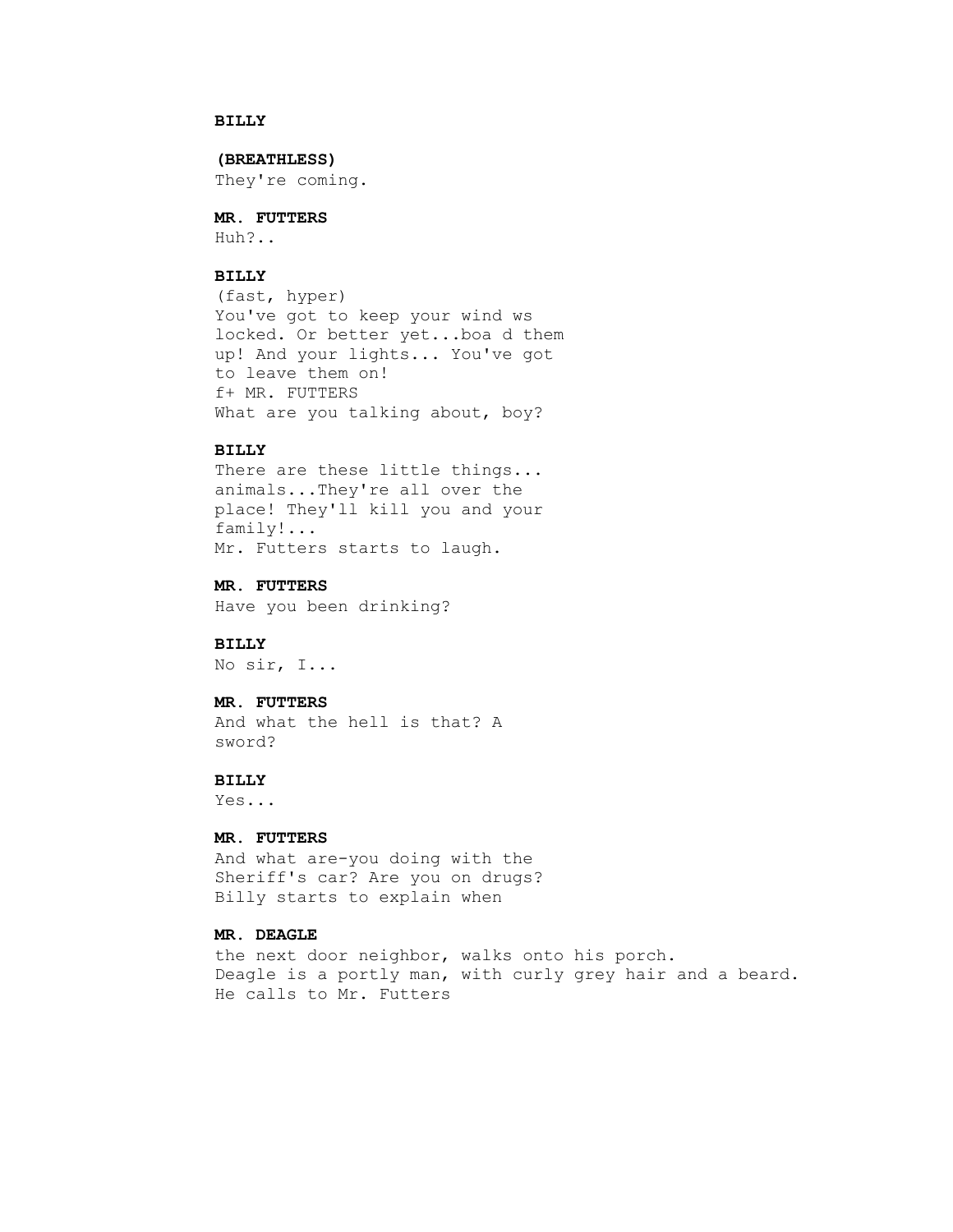**BILLY**

**(BREATHLESS)**
They're coming.

**MR. FUTTERS**
Huh?..

**BILLY**
(fast, hyper)
You've got to keep your wind ws
locked. Or better yet...boa d them
up! And your lights... You've got
to leave them on!
f+ MR. FUTTERS
What are you talking about, boy?

**BILLY**
There are these little things...
animals...They're all over the
place! They'll kill you and your
family!...
Mr. Futters starts to laugh.

**MR. FUTTERS**
Have you been drinking?

**BILLY**
No sir, I...

**MR. FUTTERS**
And what the hell is that? A
sword?

**BILLY**
Yes...

**MR. FUTTERS**
And what are-you doing with the
Sheriff's car? Are you on drugs?
Billy starts to explain when

**MR. DEAGLE**
the next door neighbor, walks onto his porch.
Deagle is a portly man, with curly grey hair and a beard.
He calls to Mr. Futters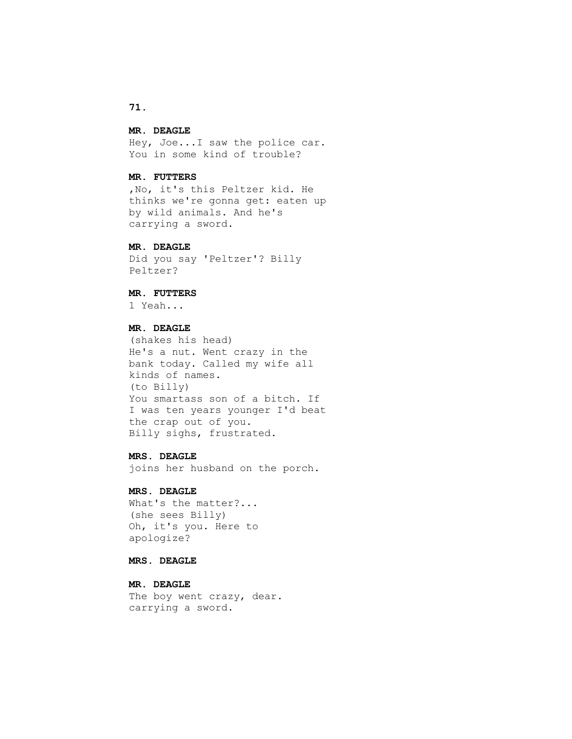**MR. DEAGLE**
Hey, Joe...I saw the police car.
You in some kind of trouble?

**MR. FUTTERS**
,No, it's this Peltzer kid. He
thinks we're gonna get: eaten up
by wild animals. And he's
carrying a sword.

**MR. DEAGLE**
Did you say 'Peltzer'? Billy
Peltzer?

**MR. FUTTERS**
1 Yeah...

**MR. DEAGLE**
(shakes his head)
He's a nut. Went crazy in the
bank today. Called my wife all
kinds of names.
(to Billy)
You smartass son of a bitch. If
I was ten years younger I'd beat
the crap out of you.
Billy sighs, frustrated.

**MRS. DEAGLE**
joins her husband on the porch.

**MRS. DEAGLE**
What's the matter?...
(she sees Billy)
Oh, it's you. Here to
apologize?

**MRS. DEAGLE**

**MR. DEAGLE**
The boy went crazy, dear.
carrying a sword.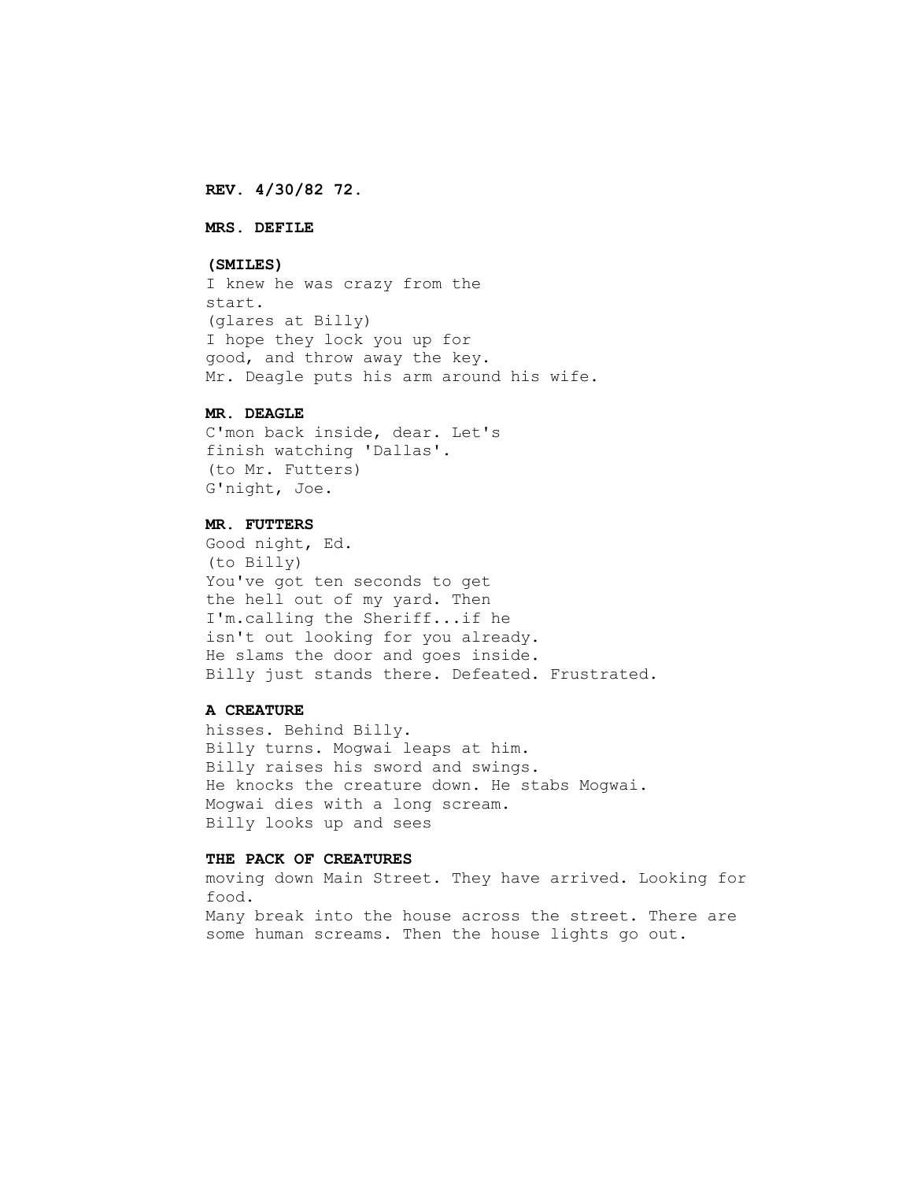**REV. 4/30/82 72.**

**MRS. DEFILE**

**(SMILES)**
I knew he was crazy from the
start.
(glares at Billy)
I hope they lock you up for
good, and throw away the key.
Mr. Deagle puts his arm around his wife.

**MR. DEAGLE**
C'mon back inside, dear. Let's
finish watching 'Dallas'.
(to Mr. Futters)
G'night, Joe.

**MR. FUTTERS**
Good night, Ed.
(to Billy)
You've got ten seconds to get
the hell out of my yard. Then
I'm.calling the Sheriff...if he
isn't out looking for you already.
He slams the door and goes inside.
Billy just stands there. Defeated. Frustrated.

**A CREATURE**
hisses. Behind Billy.
Billy turns. Mogwai leaps at him.
Billy raises his sword and swings.
He knocks the creature down. He stabs Mogwai.
Mogwai dies with a long scream.
Billy looks up and sees

**THE PACK OF CREATURES**
moving down Main Street. They have arrived. Looking for
food.
Many break into the house across the street. There are
some human screams. Then the house lights go out.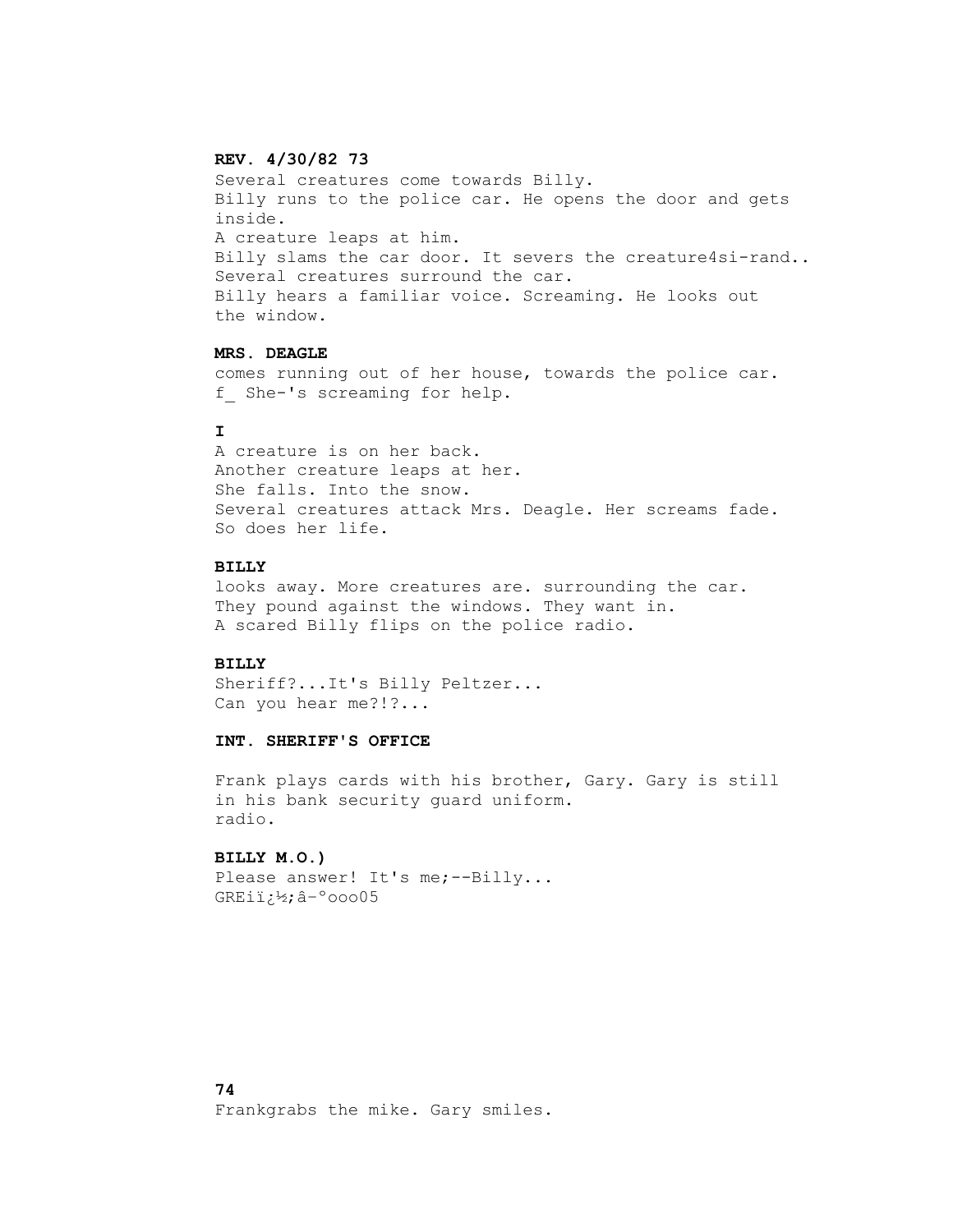**REV. 4/30/82 73**

Several creatures come towards Billy.
Billy runs to the police car. He opens the door and gets inside.
A creature leaps at him.
Billy slams the car door. It severs the creature4si-rand..
Several creatures surround the car.
Billy hears a familiar voice. Screaming. He looks out the window.

**MRS. DEAGLE**

comes running out of her house, towards the police car.
f_ She-'s screaming for help.

**I**

A creature is on her back.
Another creature leaps at her.
She falls. Into the snow.
Several creatures attack Mrs. Deagle. Her screams fade.
So does her life.

**BILLY**

looks away. More creatures are. surrounding the car.
They pound against the windows. They want in.
A scared Billy flips on the police radio.

**BILLY**

Sheriff?...It's Billy Peltzer...
Can you hear me?!?...

**INT. SHERIFF'S OFFICE**

Frank plays cards with his brother, Gary. Gary is still in his bank security guard uniform.
radio.

**BILLY M.O.)**

Please answer! It's me;--Billy...
GREiï¿½;â–°ooo05

**74**

Frankgrabs the mike. Gary smiles.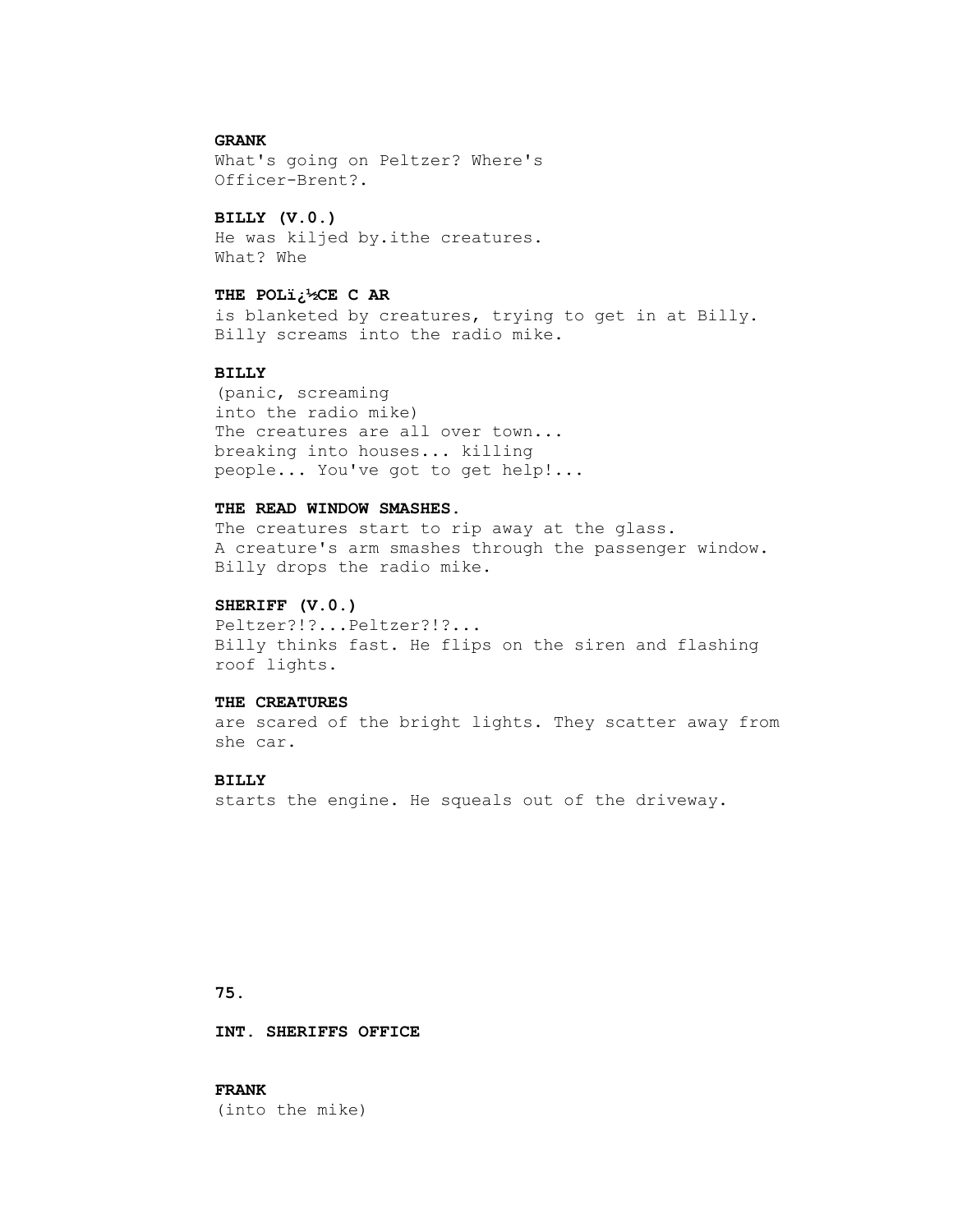**GRANK**
What's going on Peltzer? Where's Officer-Brent?.

**BILLY (V.0.)**
He was kiljed by.ithe creatures.
What? Whe

**THE POLï¿½CE C AR**
is blanketed by creatures, trying to get in at Billy.
Billy screams into the radio mike.

**BILLY**
(panic, screaming
into the radio mike)
The creatures are all over town...
breaking into houses... killing
people... You've got to get help!...

**THE READ WINDOW SMASHES.**
The creatures start to rip away at the glass.
A creature's arm smashes through the passenger window.
Billy drops the radio mike.

**SHERIFF (V.0.)**
Peltzer?!?...Peltzer?!?...
Billy thinks fast. He flips on the siren and flashing roof lights.

**THE CREATURES**
are scared of the bright lights. They scatter away from she car.

**BILLY**
starts the engine. He squeals out of the driveway.

**75.**

**INT. SHERIFFS OFFICE**

**FRANK**
(into the mike)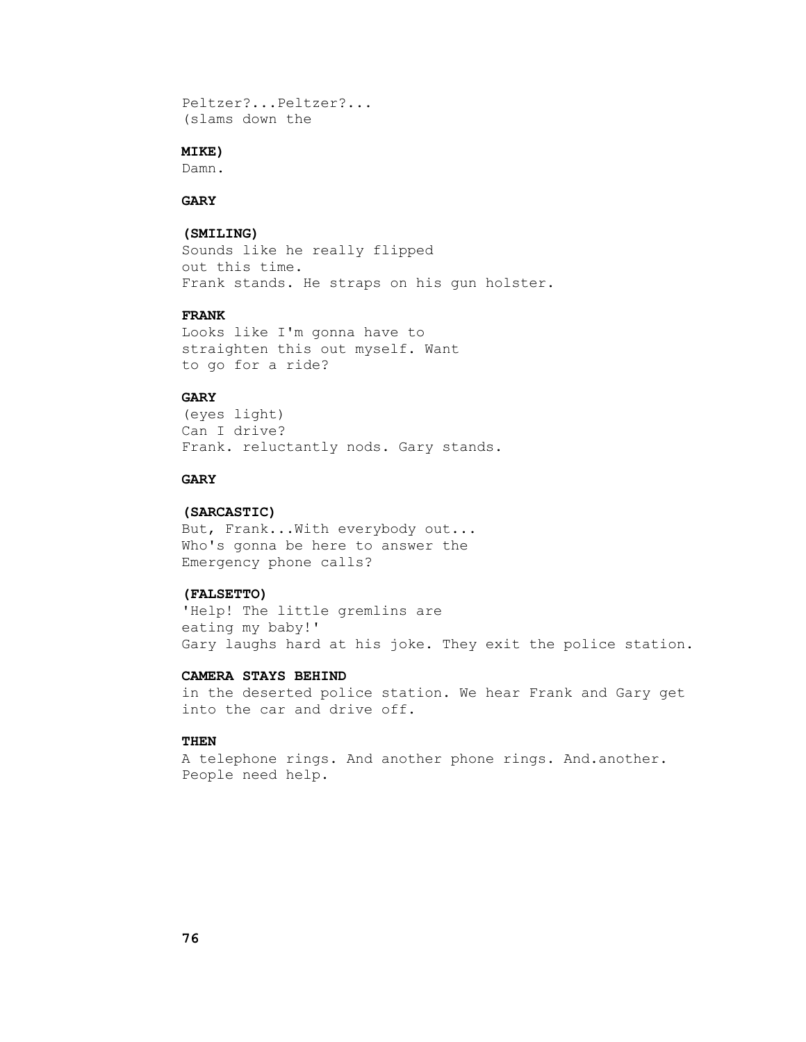Peltzer?...Peltzer?...
(slams down the

**MIKE)**
Damn.

**GARY**

**(SMILING)**
Sounds like he really flipped
out this time.
Frank stands. He straps on his gun holster.

**FRANK**
Looks like I'm gonna have to
straighten this out myself. Want
to go for a ride?

**GARY**
(eyes light)
Can I drive?
Frank. reluctantly nods. Gary stands.

**GARY**

**(SARCASTIC)**
But, Frank...With everybody out...
Who's gonna be here to answer the
Emergency phone calls?

**(FALSETTO)**
'Help! The little gremlins are
eating my baby!'
Gary laughs hard at his joke. They exit the police station.

**CAMERA STAYS BEHIND**
in the deserted police station. We hear Frank and Gary get
into the car and drive off.

**THEN**
A telephone rings. And another phone rings. And.another.
People need help.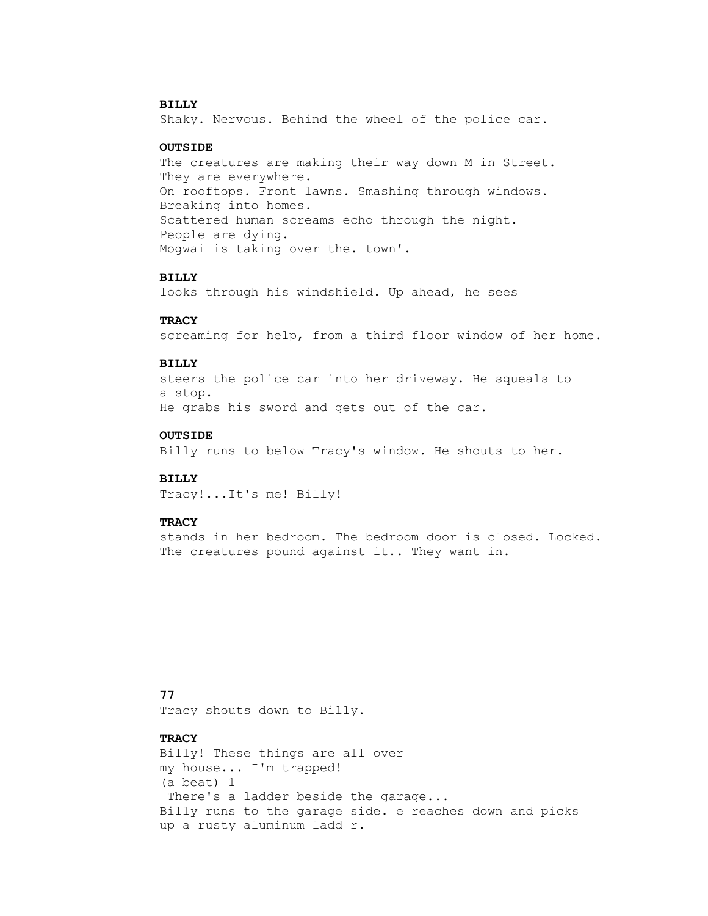**BILLY**
Shaky. Nervous. Behind the wheel of the police car.

**OUTSIDE**
The creatures are making their way down M in Street.
They are everywhere.
On rooftops. Front lawns. Smashing through windows.
Breaking into homes.
Scattered human screams echo through the night.
People are dying.
Mogwai is taking over the. town'.

**BILLY**
looks through his windshield. Up ahead, he sees

**TRACY**
screaming for help, from a third floor window of her home.

**BILLY**
steers the police car into her driveway. He squeals to
a stop.
He grabs his sword and gets out of the car.

**OUTSIDE**
Billy runs to below Tracy's window. He shouts to her.

**BILLY**
Tracy!...It's me! Billy!

**TRACY**
stands in her bedroom. The bedroom door is closed. Locked.
The creatures pound against it.. They want in.

**77**
Tracy shouts down to Billy.

**TRACY**
Billy! These things are all over
my house... I'm trapped!
(a beat) 1
There's a ladder beside the garage...
Billy runs to the garage side. e reaches down and picks
up a rusty aluminum ladd r.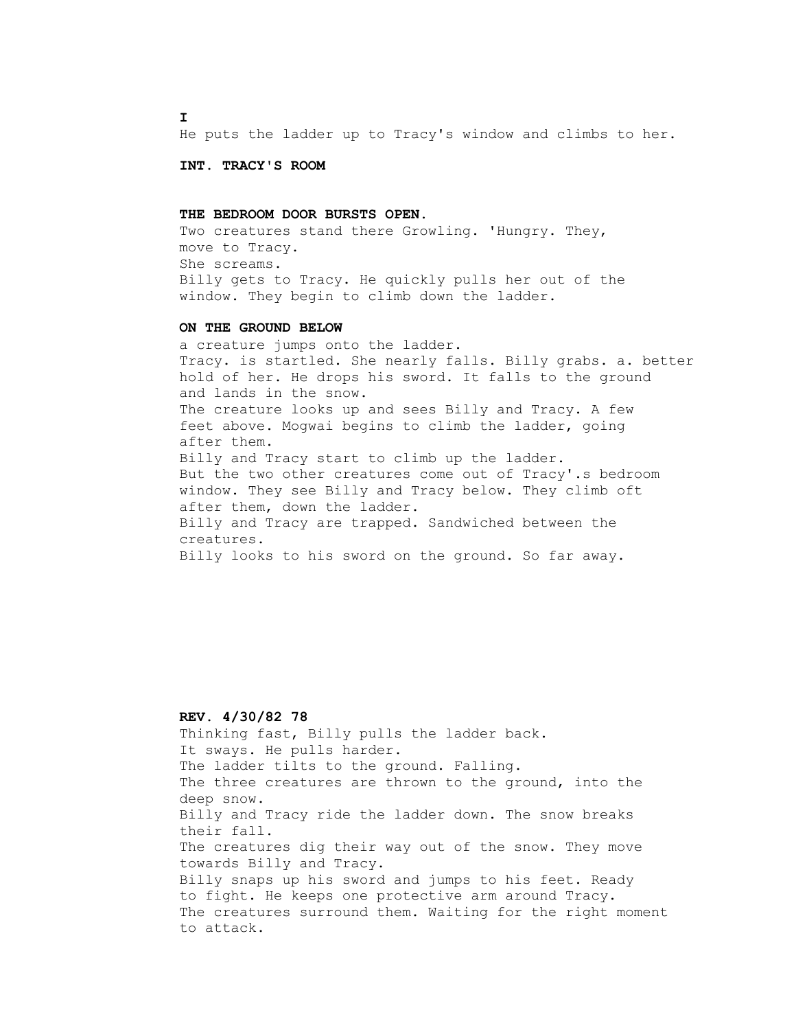**I**

He puts the ladder up to Tracy's window and climbs to her.

**INT. TRACY'S ROOM**

**THE BEDROOM DOOR BURSTS OPEN.**

Two creatures stand there Growling. 'Hungry. They, move to Tracy.
She screams.
Billy gets to Tracy. He quickly pulls her out of the window. They begin to climb down the ladder.

**ON THE GROUND BELOW**

a creature jumps onto the ladder.
Tracy. is startled. She nearly falls. Billy grabs. a. better hold of her. He drops his sword. It falls to the ground and lands in the snow.
The creature looks up and sees Billy and Tracy. A few feet above. Mogwai begins to climb the ladder, going after them.
Billy and Tracy start to climb up the ladder.
But the two other creatures come out of Tracy'.s bedroom window. They see Billy and Tracy below. They climb oft after them, down the ladder.
Billy and Tracy are trapped. Sandwiched between the creatures.
Billy looks to his sword on the ground. So far away.

**REV. 4/30/82 78**

Thinking fast, Billy pulls the ladder back.
It sways. He pulls harder.
The ladder tilts to the ground. Falling.
The three creatures are thrown to the ground, into the deep snow.
Billy and Tracy ride the ladder down. The snow breaks their fall.
The creatures dig their way out of the snow. They move towards Billy and Tracy.
Billy snaps up his sword and jumps to his feet. Ready to fight. He keeps one protective arm around Tracy.
The creatures surround them. Waiting for the right moment to attack.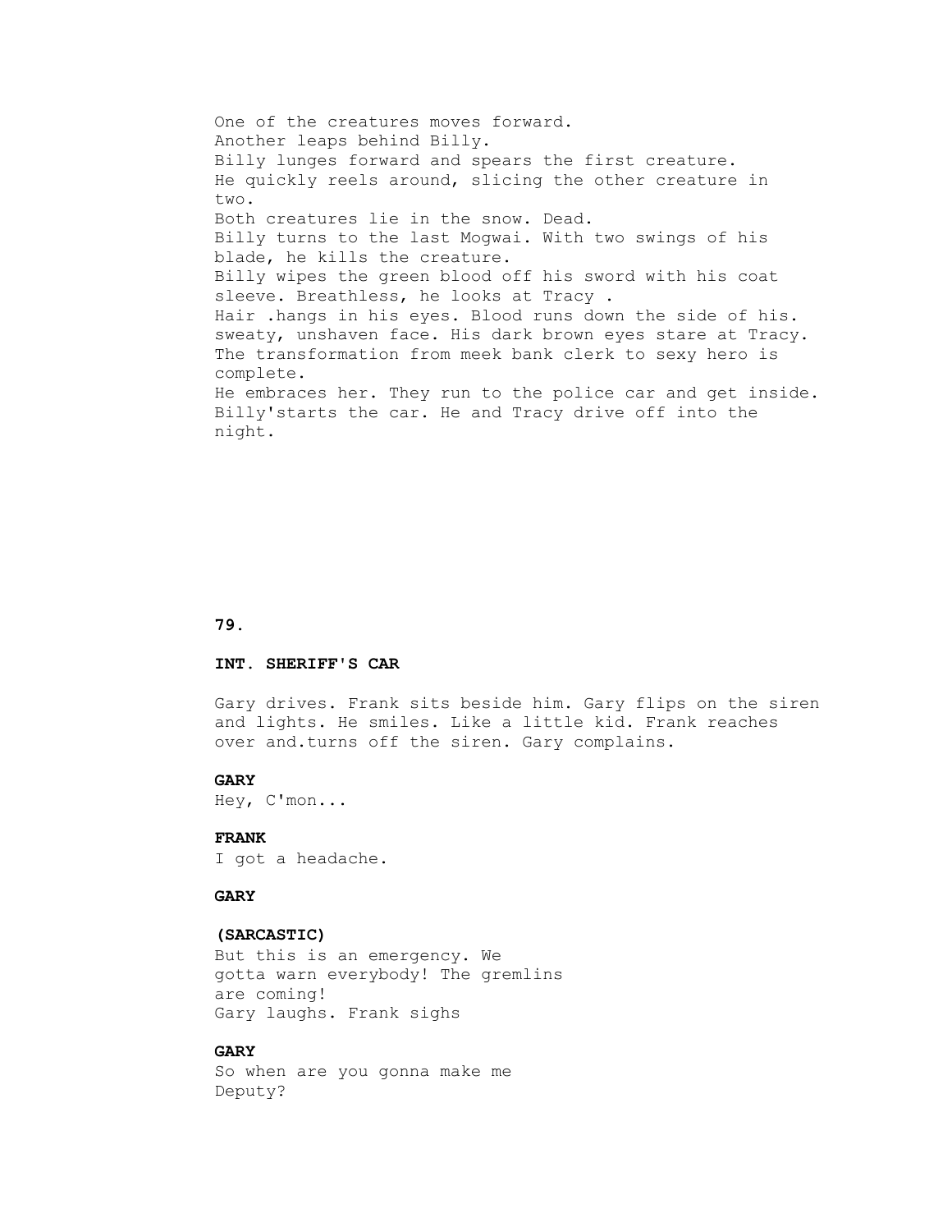One of the creatures moves forward.
Another leaps behind Billy.
Billy lunges forward and spears the first creature.
He quickly reels around, slicing the other creature in two.
Both creatures lie in the snow. Dead.
Billy turns to the last Mogwai. With two swings of his blade, he kills the creature.
Billy wipes the green blood off his sword with his coat sleeve. Breathless, he looks at Tracy .
Hair .hangs in his eyes. Blood runs down the side of his. sweaty, unshaven face. His dark brown eyes stare at Tracy.
The transformation from meek bank clerk to sexy hero is complete.
He embraces her. They run to the police car and get inside.
Billy'starts the car. He and Tracy drive off into the night.

**79.**

**INT. SHERIFF'S CAR**

Gary drives. Frank sits beside him. Gary flips on the siren and lights. He smiles. Like a little kid. Frank reaches over and.turns off the siren. Gary complains.

**GARY**

Hey, C'mon...

**FRANK**

I got a headache.

**GARY**

**(SARCASTIC)**

But this is an emergency. We gotta warn everybody! The gremlins are coming!

Gary laughs. Frank sighs

**GARY**

So when are you gonna make me Deputy?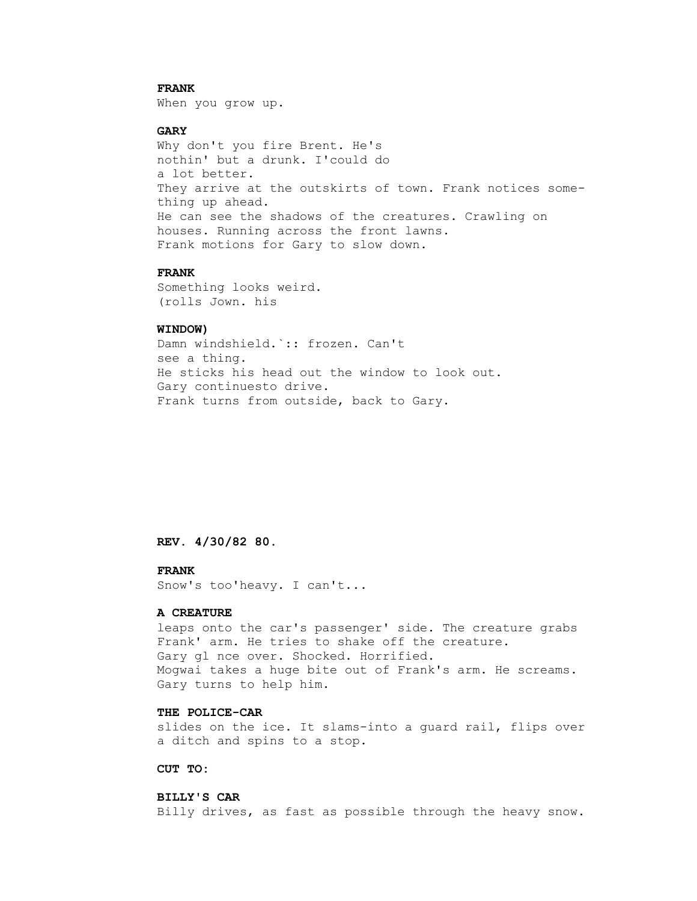**FRANK**
When you grow up.

**GARY**
Why don't you fire Brent. He's
nothin' but a drunk. I'could do
a lot better.
They arrive at the outskirts of town. Frank notices some-
thing up ahead.
He can see the shadows of the creatures. Crawling on
houses. Running across the front lawns.
Frank motions for Gary to slow down.

**FRANK**
Something looks weird.
(rolls Jown. his

**WINDOW)**
Damn windshield.`:: frozen. Can't
see a thing.
He sticks his head out the window to look out.
Gary continuesto drive.
Frank turns from outside, back to Gary.

**REV. 4/30/82**

**FRANK**
Snow's too'heavy. I can't...

**A CREATURE**
leaps onto the car's passenger' side. The creature grabs
Frank' arm. He tries to shake off the creature.
Gary gl nce over. Shocked. Horrified.
Mogwai takes a huge bite out of Frank's arm. He screams.
Gary turns to help him.

**THE POLICE-CAR**
slides on the ice. It slams-into a guard rail, flips over
a ditch and spins to a stop.

**CUT TO:**

**BILLY'S CAR**
Billy drives, as fast as possible through the heavy snow.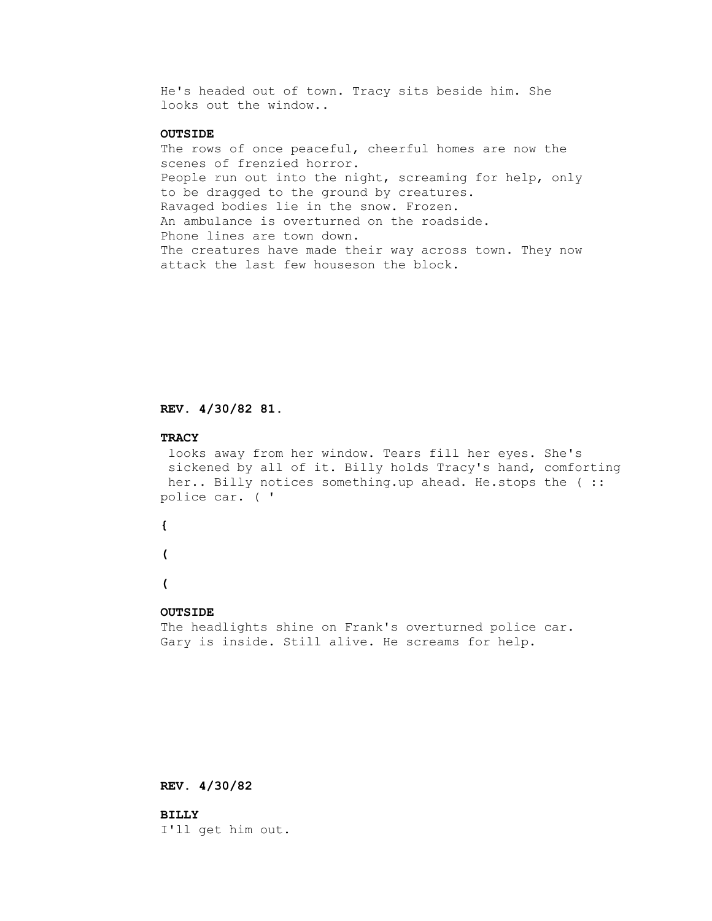He's headed out of town. Tracy sits beside him. She looks out the window..

**OUTSIDE**
The rows of once peaceful, cheerful homes are now the scenes of frenzied horror.
People run out into the night, screaming for help, only to be dragged to the ground by creatures.
Ravaged bodies lie in the snow. Frozen.
An ambulance is overturned on the roadside.
Phone lines are town down.
The creatures have made their way across town. They now attack the last few houseson the block.

**REV. 4/30/82 81.**

**TRACY**
looks away from her window. Tears fill her eyes. She's sickened by all of it. Billy holds Tracy's hand, comforting her.. Billy notices something.up ahead. He.stops the ( :: police car. ( '

**{**

**(**

**(**

**OUTSIDE**
The headlights shine on Frank's overturned police car. Gary is inside. Still alive. He screams for help.

**REV. 4/30/82**

**BILLY**
I'll get him out.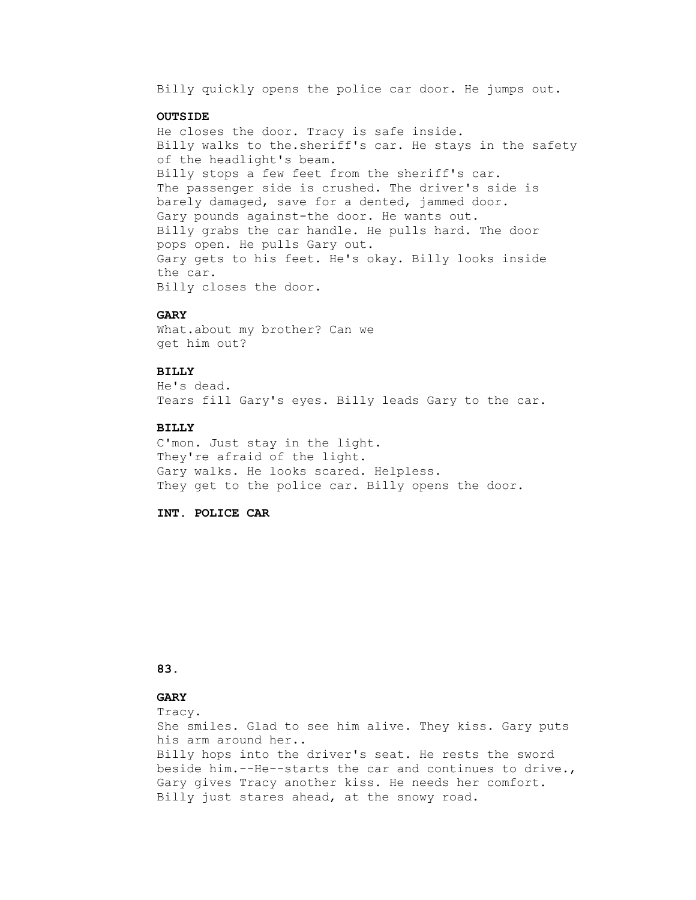Billy quickly opens the police car door. He jumps out.

**OUTSIDE**

He closes the door. Tracy is safe inside.
Billy walks to the.sheriff's car. He stays in the safety of the headlight's beam.
Billy stops a few feet from the sheriff's car.
The passenger side is crushed. The driver's side is barely damaged, save for a dented, jammed door.
Gary pounds against-the door. He wants out.
Billy grabs the car handle. He pulls hard. The door pops open. He pulls Gary out.
Gary gets to his feet. He's okay. Billy looks inside the car.
Billy closes the door.

**GARY**

What.about my brother? Can we get him out?

**BILLY**

He's dead.
Tears fill Gary's eyes. Billy leads Gary to the car.

**BILLY**

C'mon. Just stay in the light.
They're afraid of the light.
Gary walks. He looks scared. Helpless.
They get to the police car. Billy opens the door.

**INT. POLICE CAR**

**GARY**

Tracy.
She smiles. Glad to see him alive. They kiss. Gary puts his arm around her..
Billy hops into the driver's seat. He rests the sword beside him.--He--starts the car and continues to drive.,
Gary gives Tracy another kiss. He needs her comfort.
Billy just stares ahead, at the snowy road.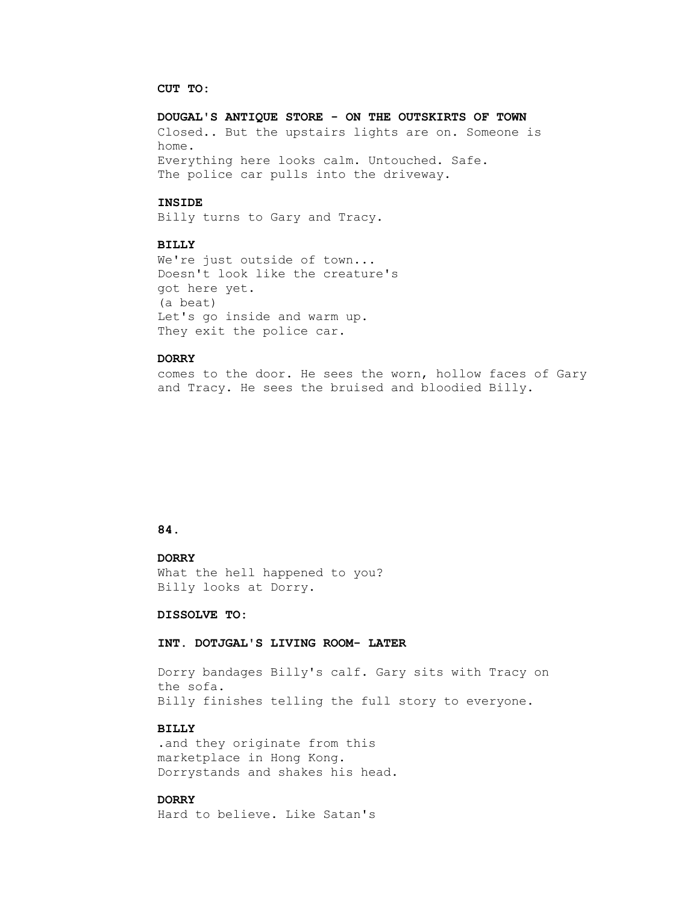**CUT TO:**

**DOUGAL'S ANTIQUE STORE - ON THE OUTSKIRTS OF TOWN**

Closed.. But the upstairs lights are on. Someone is home.
Everything here looks calm. Untouched. Safe.
The police car pulls into the driveway.

**INSIDE**

Billy turns to Gary and Tracy.

**BILLY**

We're just outside of town...
Doesn't look like the creature's
got here yet.
(a beat)
Let's go inside and warm up.
They exit the police car.

**DORRY**

comes to the door. He sees the worn, hollow faces of Gary and Tracy. He sees the bruised and bloodied Billy.

**DORRY**

What the hell happened to you?
Billy looks at Dorry.

**DISSOLVE TO:**

**INT. DOTJGAL'S LIVING ROOM- LATER**

Dorry bandages Billy's calf. Gary sits with Tracy on the sofa.
Billy finishes telling the full story to everyone.

**BILLY**

.and they originate from this
marketplace in Hong Kong.
Dorrystands and shakes his head.

**DORRY**

Hard to believe. Like Satan's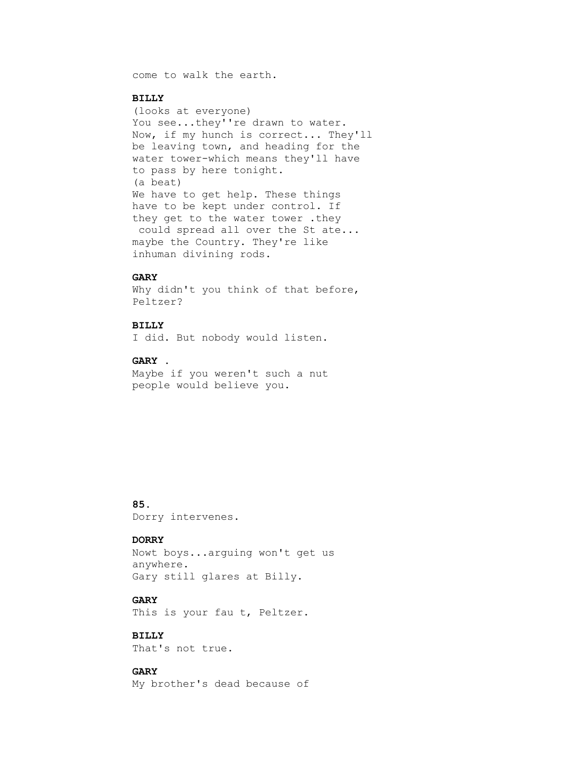come to walk the earth.

**BILLY**

(looks at everyone)
You see...they''re drawn to water.
Now, if my hunch is correct... They'll
be leaving town, and heading for the
water tower-which means they'll have
to pass by here tonight.
(a beat)
We have to get help. These things
have to be kept under control. If
they get to the water tower .they
 could spread all over the St ate...
maybe the Country. They're like
inhuman divining rods.

**GARY**

Why didn't you think of that before,
Peltzer?

**BILLY**

I did. But nobody would listen.

**GARY .**

Maybe if you weren't such a nut
people would believe you.

**85.**

Dorry intervenes.

**DORRY**

Nowt boys...arguing won't get us
anywhere.
Gary still glares at Billy.

**GARY**

This is your fau t, Peltzer.

**BILLY**

That's not true.

**GARY**

My brother's dead because of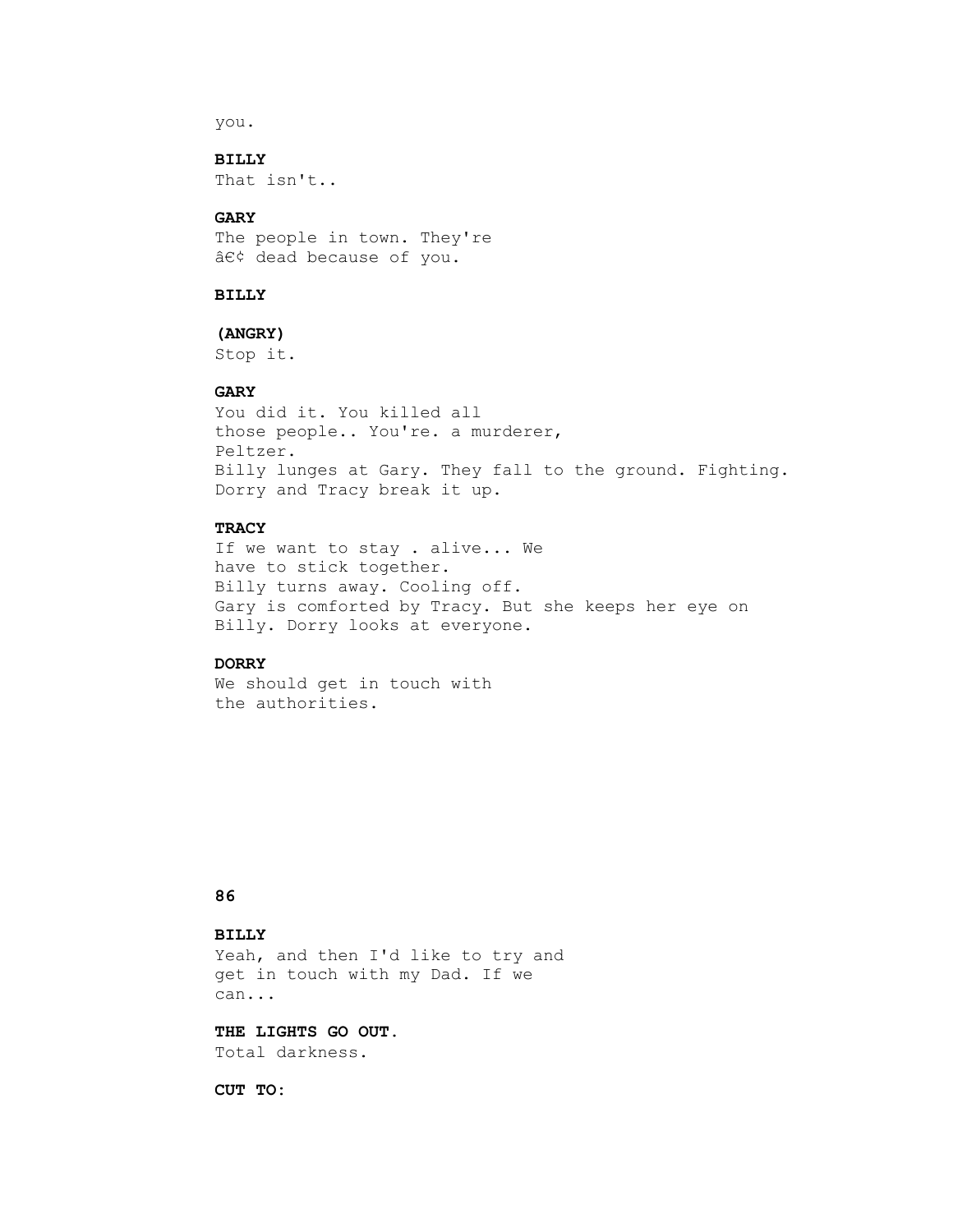you.

**BILLY**
That isn't..

**GARY**
The people in town. They're
â€¢ dead because of you.

**BILLY**

**(ANGRY)**
Stop it.

**GARY**
You did it. You killed all
those people.. You're. a murderer,
Peltzer.
Billy lunges at Gary. They fall to the ground. Fighting.
Dorry and Tracy break it up.

**TRACY**
If we want to stay . alive... We
have to stick together.
Billy turns away. Cooling off.
Gary is comforted by Tracy. But she keeps her eye on
Billy. Dorry looks at everyone.

**DORRY**
We should get in touch with
the authorities.

**86**

**BILLY**
Yeah, and then I'd like to try and
get in touch with my Dad. If we
can...

**THE LIGHTS GO OUT.**
Total darkness.

**CUT TO:**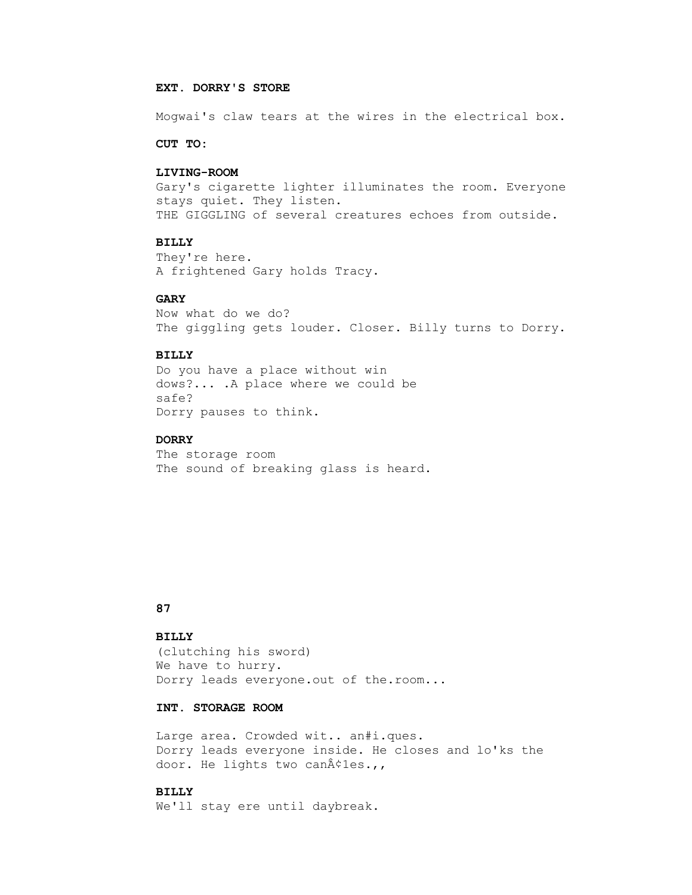**EXT. DORRY'S STORE**

Mogwai's claw tears at the wires in the electrical box.

**CUT TO:**

**LIVING-ROOM**

Gary's cigarette lighter illuminates the room. Everyone stays quiet. They listen.
THE GIGGLING of several creatures echoes from outside.

**BILLY**

They're here.
A frightened Gary holds Tracy.

**GARY**

Now what do we do?
The giggling gets louder. Closer. Billy turns to Dorry.

**BILLY**

Do you have a place without win dows?... .A place where we could be safe?
Dorry pauses to think.

**DORRY**

The storage room
The sound of breaking glass is heard.

**87**

**BILLY**

(clutching his sword)
We have to hurry.
Dorry leads everyone.out of the.room...

**INT. STORAGE ROOM**

Large area. Crowded wit.. an#i.ques.
Dorry leads everyone inside. He closes and lo'ks the door. He lights two canÂ¢1es.,,

**BILLY**

We'll stay ere until daybreak.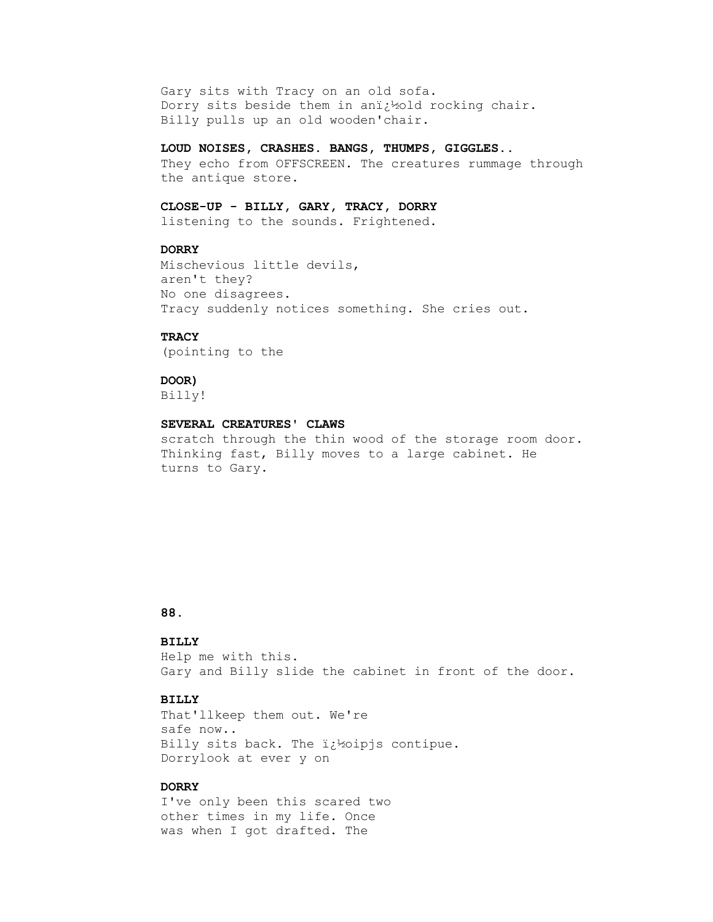Gary sits with Tracy on an old sofa.
Dorry sits beside them in an�old rocking chair.
Billy pulls up an old wooden'chair.

**LOUD NOISES, CRASHES. BANGS, THUMPS, GIGGLES..**
They echo from OFFSCREEN. The creatures rummage through the antique store.

**CLOSE-UP - BILLY, GARY, TRACY, DORRY**
listening to the sounds. Frightened.

**DORRY**
Mischevious little devils,
aren't they?
No one disagrees.
Tracy suddenly notices something. She cries out.

**TRACY**
(pointing to the

**DOOR)**
Billy!

**SEVERAL CREATURES' CLAWS**
scratch through the thin wood of the storage room door.
Thinking fast, Billy moves to a large cabinet. He
turns to Gary.

**BILLY**
Help me with this.
Gary and Billy slide the cabinet in front of the door.

**BILLY**
That'llkeep them out. We're
safe now..
Billy sits back. The �oipjs contipue.
Dorrylook at ever y on

**DORRY**
I've only been this scared two
other times in my life. Once
was when I got drafted. The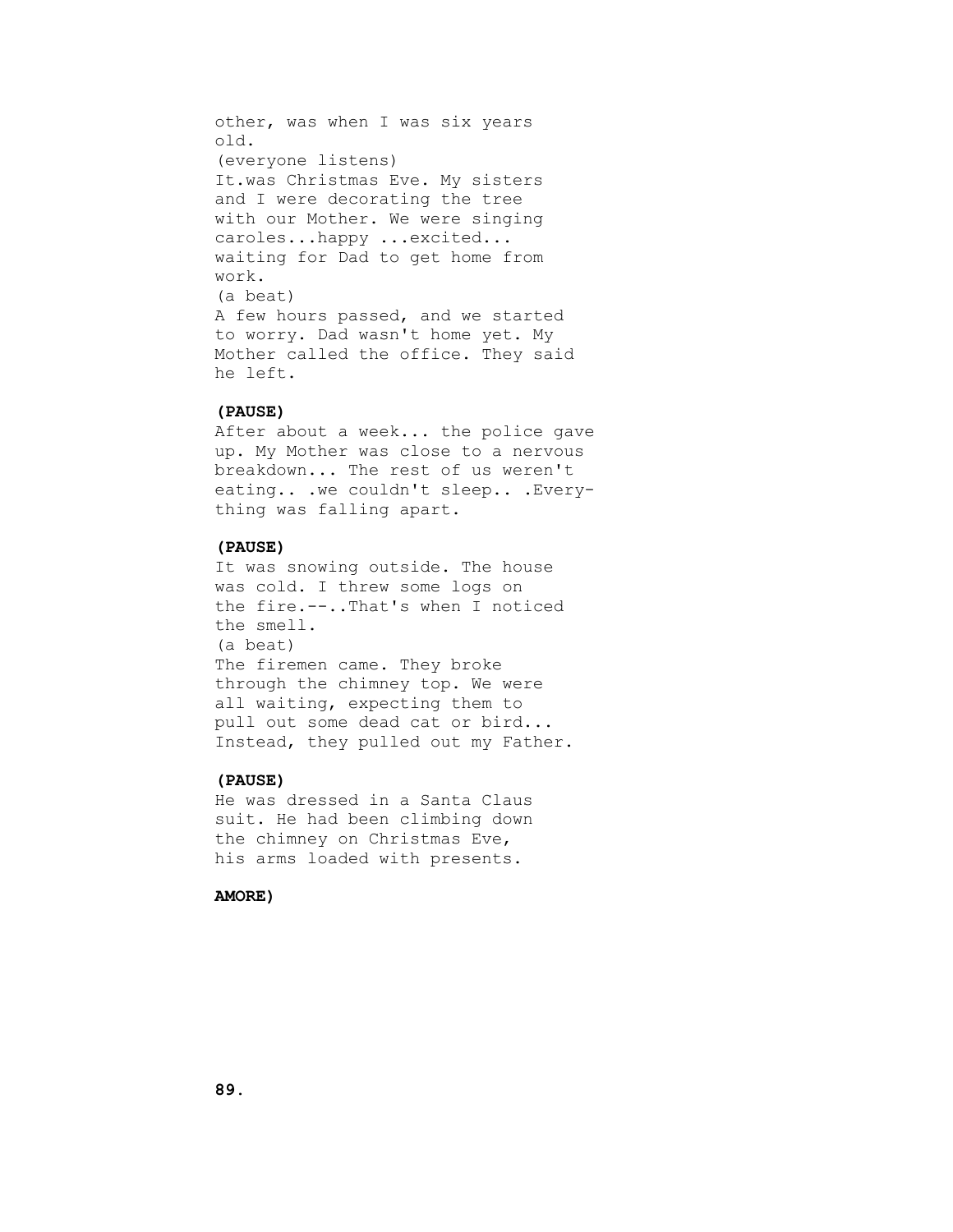other, was when I was six years old.

(everyone listens)

It.was Christmas Eve. My sisters and I were decorating the tree with our Mother. We were singing caroles...happy ...excited... waiting for Dad to get home from work.

(a beat)

A few hours passed, and we started to worry. Dad wasn't home yet. My Mother called the office. They said he left.

**(PAUSE)**

After about a week... the police gave up. My Mother was close to a nervous breakdown... The rest of us weren't eating.. .we couldn't sleep.. .Everything was falling apart.

**(PAUSE)**

It was snowing outside. The house was cold. I threw some logs on the fire.--..That's when I noticed the smell.

(a beat)

The firemen came. They broke through the chimney top. We were all waiting, expecting them to pull out some dead cat or bird... Instead, they pulled out my Father.

**(PAUSE)**

He was dressed in a Santa Claus suit. He had been climbing down the chimney on Christmas Eve, his arms loaded with presents.

**AMORE)**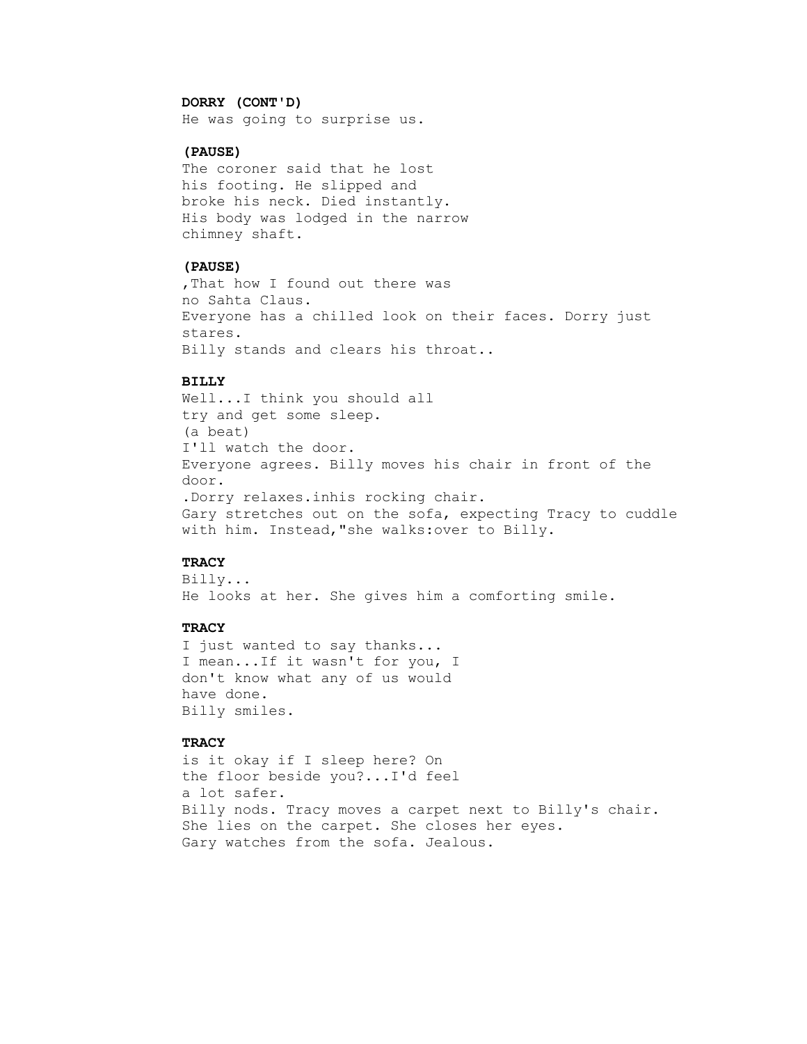**DORRY (CONT'D)**
He was going to surprise us.

**(PAUSE)**
The coroner said that he lost
his footing. He slipped and
broke his neck. Died instantly.
His body was lodged in the narrow
chimney shaft.

**(PAUSE)**
,That how I found out there was
no Sahta Claus.
Everyone has a chilled look on their faces. Dorry just
stares.
Billy stands and clears his throat..

**BILLY**
Well...I think you should all
try and get some sleep.
(a beat)
I'll watch the door.
Everyone agrees. Billy moves his chair in front of the
door.
.Dorry relaxes.inhis rocking chair.
Gary stretches out on the sofa, expecting Tracy to cuddle
with him. Instead,"she walks:over to Billy.

**TRACY**
Billy...
He looks at her. She gives him a comforting smile.

**TRACY**
I just wanted to say thanks...
I mean...If it wasn't for you, I
don't know what any of us would
have done.
Billy smiles.

**TRACY**
is it okay if I sleep here? On
the floor beside you?...I'd feel
a lot safer.
Billy nods. Tracy moves a carpet next to Billy's chair.
She lies on the carpet. She closes her eyes.
Gary watches from the sofa. Jealous.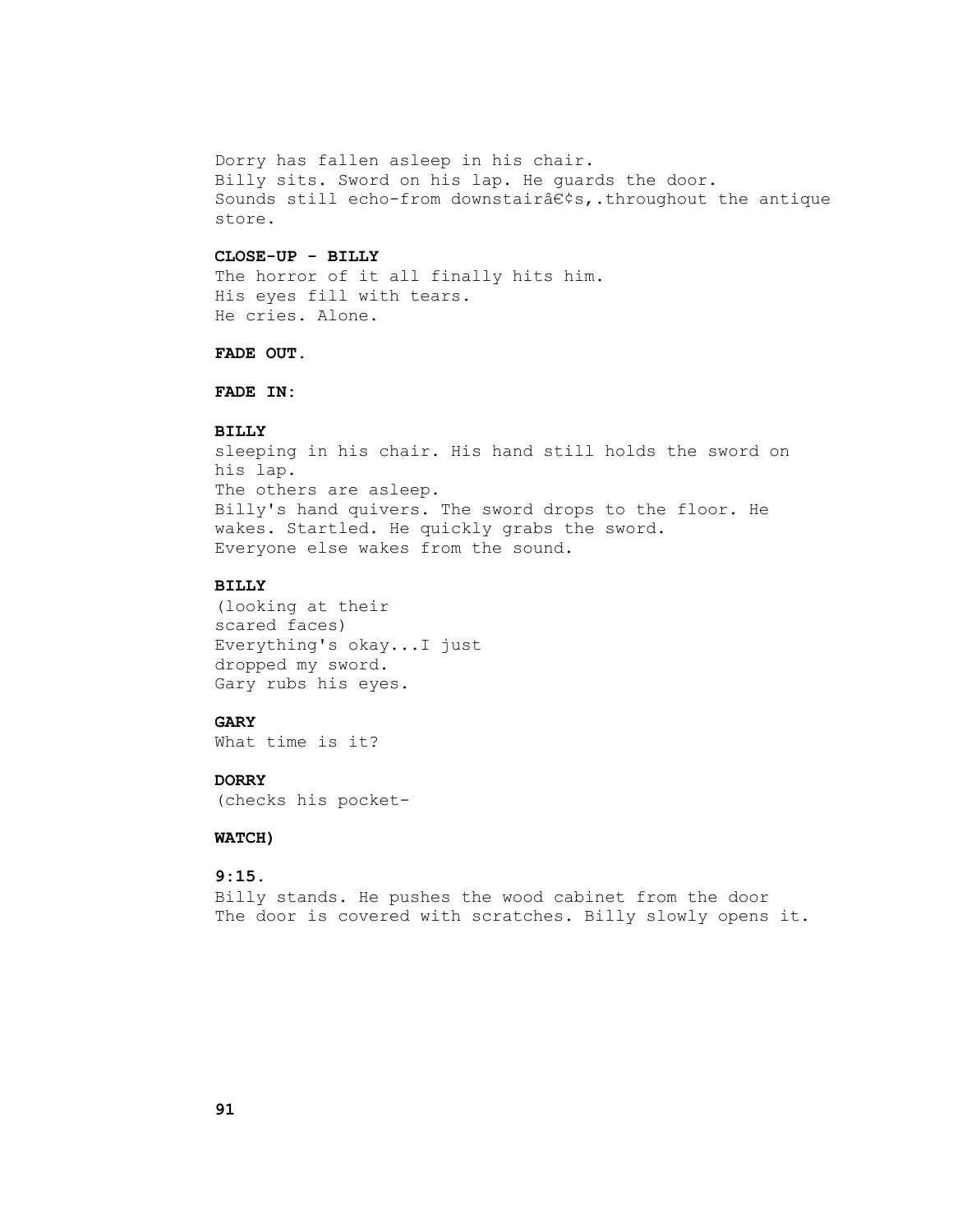Dorry has fallen asleep in his chair.
Billy sits. Sword on his lap. He guards the door.
Sounds still echo-from downstairâ€¢s,.throughout the antique store.

**CLOSE-UP - BILLY**

The horror of it all finally hits him.
His eyes fill with tears.
He cries. Alone.

**FADE OUT.**

**FADE IN:**

**BILLY**

sleeping in his chair. His hand still holds the sword on his lap.
The others are asleep.
Billy's hand quivers. The sword drops to the floor. He wakes. Startled. He quickly grabs the sword.
Everyone else wakes from the sound.

**BILLY**

(looking at their
scared faces)
Everything's okay...I just
dropped my sword.
Gary rubs his eyes.

**GARY**

What time is it?

**DORRY**

(checks his pocket-

**WATCH)**

**9:15.**

Billy stands. He pushes the wood cabinet from the door
The door is covered with scratches. Billy slowly opens it.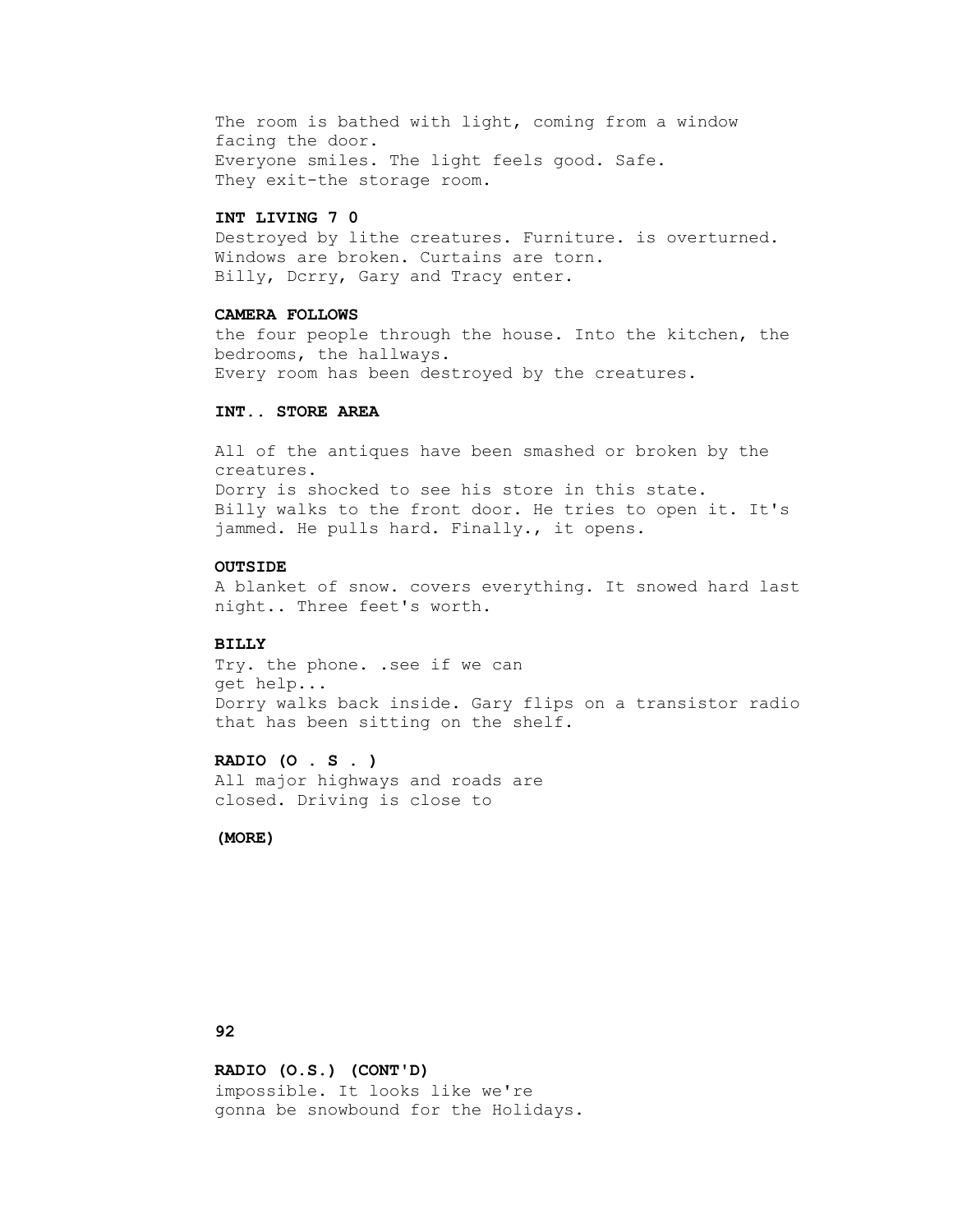The room is bathed with light, coming from a window facing the door.
Everyone smiles. The light feels good. Safe.
They exit-the storage room.

**INT LIVING 7 0**

Destroyed by lithe creatures. Furniture. is overturned. Windows are broken. Curtains are torn.
Billy, Dcrry, Gary and Tracy enter.

**CAMERA FOLLOWS**

the four people through the house. Into the kitchen, the bedrooms, the hallways.
Every room has been destroyed by the creatures.

**INT.. STORE AREA**

All of the antiques have been smashed or broken by the creatures.
Dorry is shocked to see his store in this state.
Billy walks to the front door. He tries to open it. It's jammed. He pulls hard. Finally., it opens.

**OUTSIDE**

A blanket of snow. covers everything. It snowed hard last night.. Three feet's worth.

**BILLY**

Try. the phone. .see if we can
get help...

Dorry walks back inside. Gary flips on a transistor radio that has been sitting on the shelf.

**RADIO (O . S . )**

All major highways and roads are
closed. Driving is close to

**(MORE)**

**92**

**RADIO (O.S.) (CONT'D)**

impossible. It looks like we're
gonna be snowbound for the Holidays.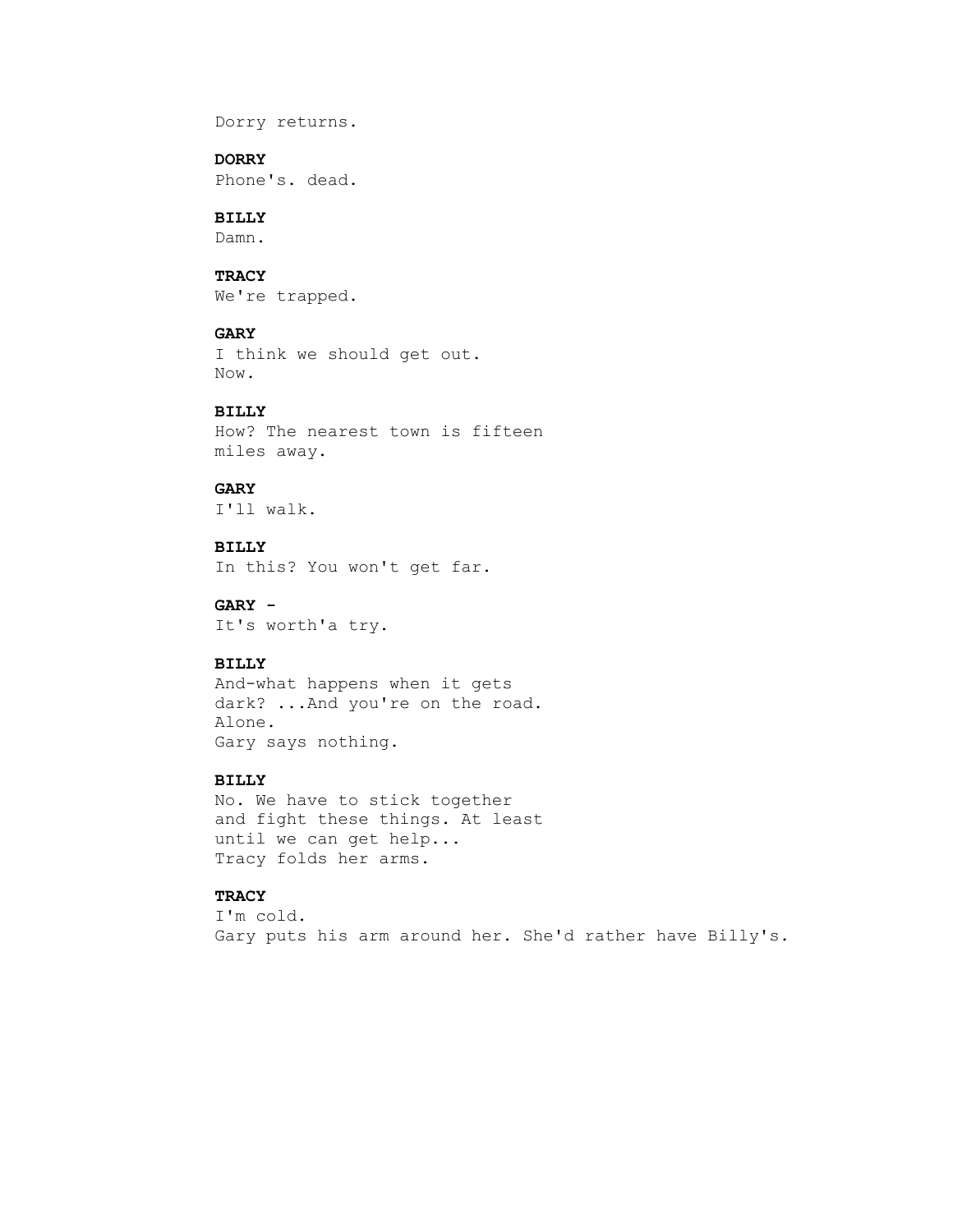Dorry returns.

**DORRY**
Phone's. dead.

**BILLY**
Damn.

**TRACY**
We're trapped.

**GARY**
I think we should get out.
Now.

**BILLY**
How? The nearest town is fifteen
miles away.

**GARY**
I'll walk.

**BILLY**
In this? You won't get far.

**GARY -**
It's worth'a try.

**BILLY**
And-what happens when it gets
dark? ...And you're on the road.
Alone.
Gary says nothing.

**BILLY**
No. We have to stick together
and fight these things. At least
until we can get help...
Tracy folds her arms.

**TRACY**
I'm cold.
Gary puts his arm around her. She'd rather have Billy's.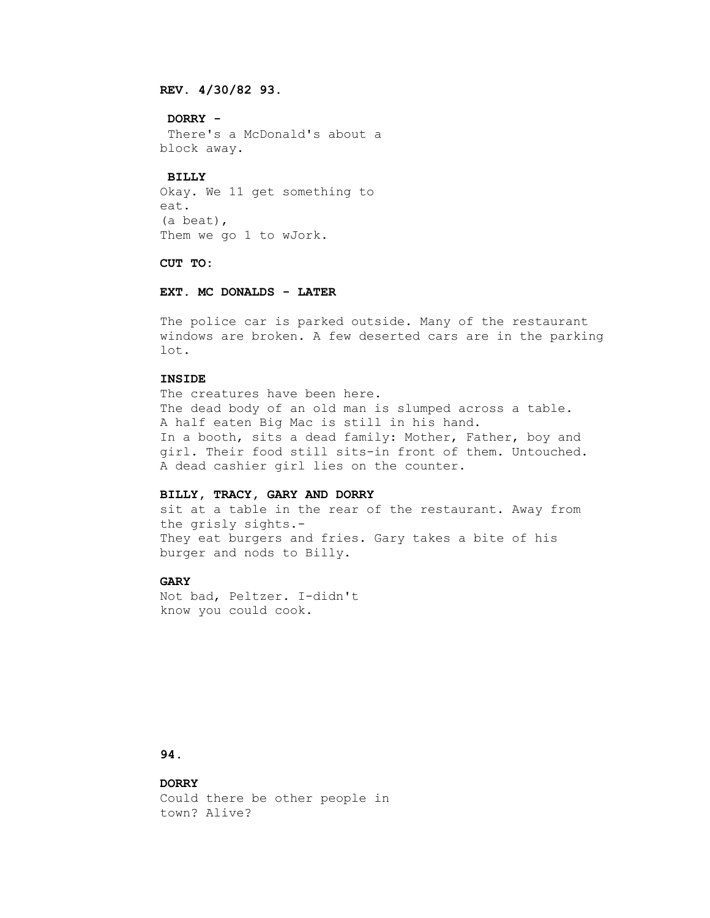**REV. 4/30/82 93.**

**DORRY -**
There's a McDonald's about a
block away.

**BILLY**
Okay. We 11 get something to
eat.
(a beat),
Them we go 1 to wJork.

**CUT TO:**

**EXT. MC DONALDS - LATER**

The police car is parked outside. Many of the restaurant windows are broken. A few deserted cars are in the parking lot.

**INSIDE**
The creatures have been here.
The dead body of an old man is slumped across a table.
A half eaten Big Mac is still in his hand.
In a booth, sits a dead family: Mother, Father, boy and girl. Their food still sits-in front of them. Untouched.
A dead cashier girl lies on the counter.

**BILLY, TRACY, GARY AND DORRY**
sit at a table in the rear of the restaurant. Away from the grisly sights.-
They eat burgers and fries. Gary takes a bite of his burger and nods to Billy.

**GARY**
Not bad, Peltzer. I-didn't
know you could cook.

**94.**

**DORRY**
Could there be other people in
town? Alive?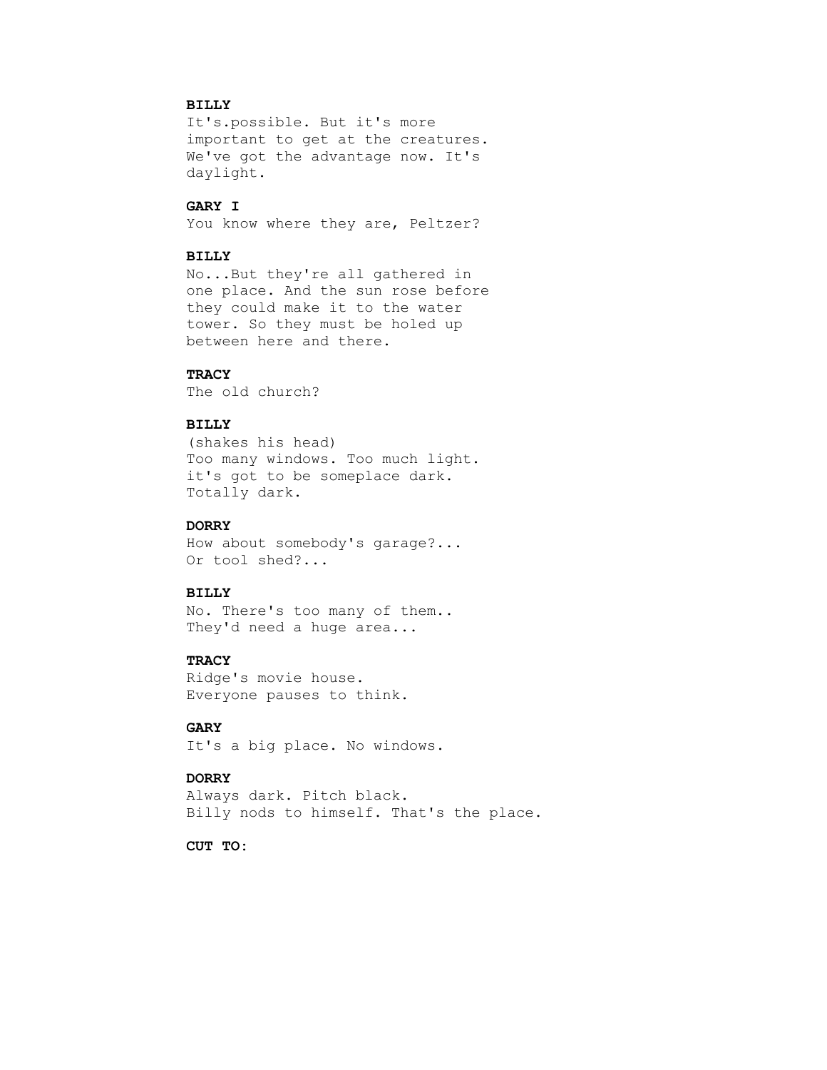**BILLY**
It's.possible. But it's more important to get at the creatures. We've got the advantage now. It's daylight.

**GARY I**
You know where they are, Peltzer?

**BILLY**
No...But they're all gathered in one place. And the sun rose before they could make it to the water tower. So they must be holed up between here and there.

**TRACY**
The old church?

**BILLY**
(shakes his head)
Too many windows. Too much light. it's got to be someplace dark. Totally dark.

**DORRY**
How about somebody's garage?... Or tool shed?...

**BILLY**
No. There's too many of them.. They'd need a huge area...

**TRACY**
Ridge's movie house.
Everyone pauses to think.

**GARY**
It's a big place. No windows.

**DORRY**
Always dark. Pitch black.
Billy nods to himself. That's the place.

**CUT TO:**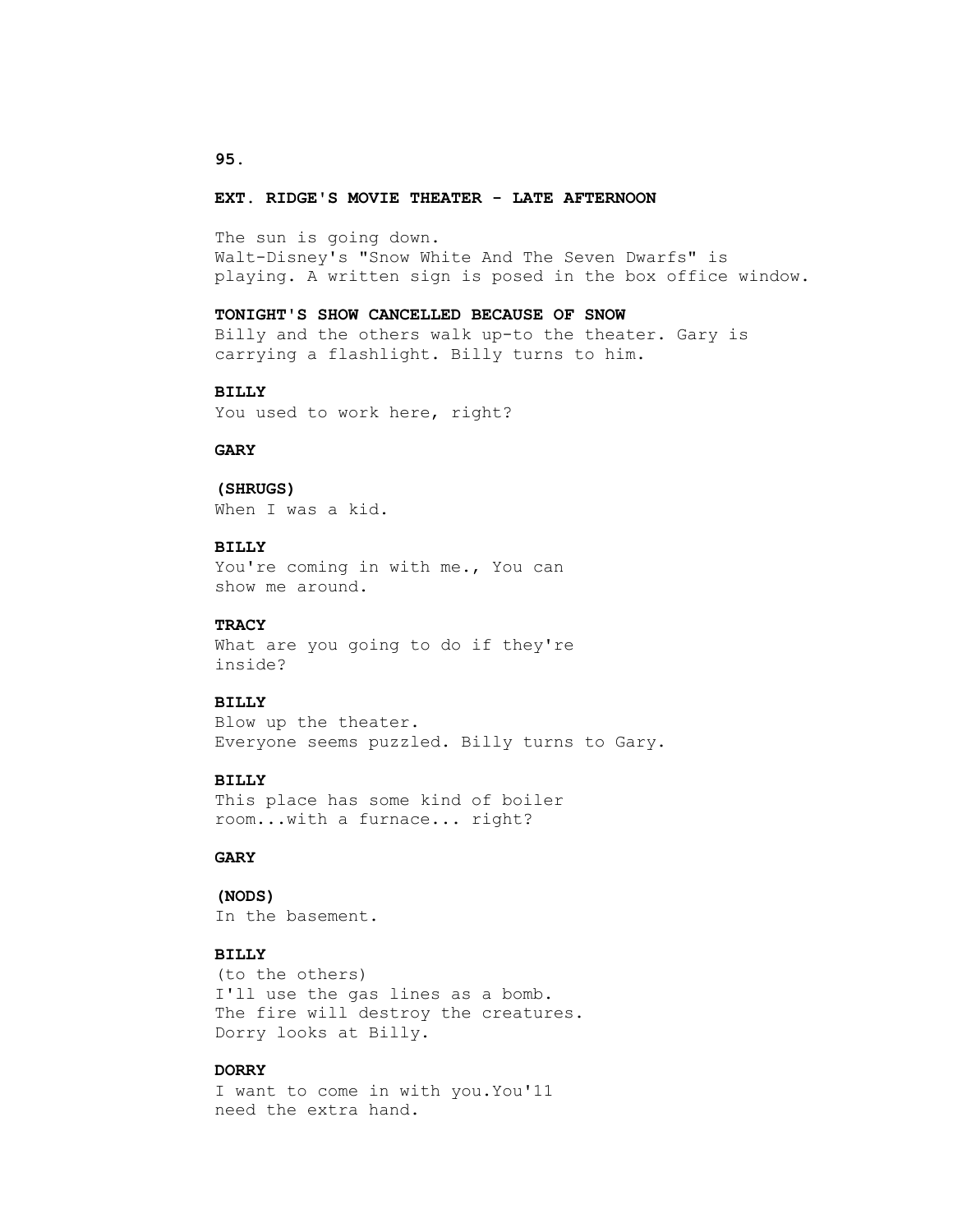**EXT. RIDGE'S MOVIE THEATER - LATE AFTERNOON**

The sun is going down.
Walt-Disney's "Snow White And The Seven Dwarfs" is playing. A written sign is posed in the box office window.

**TONIGHT'S SHOW CANCELLED BECAUSE OF SNOW**
Billy and the others walk up-to the theater. Gary is carrying a flashlight. Billy turns to him.

**BILLY**
You used to work here, right?

**GARY**

**(SHRUGS)**
When I was a kid.

**BILLY**
You're coming in with me., You can show me around.

**TRACY**
What are you going to do if they're inside?

**BILLY**
Blow up the theater.
Everyone seems puzzled. Billy turns to Gary.

**BILLY**
This place has some kind of boiler room...with a furnace... right?

**GARY**

**(NODS)**
In the basement.

**BILLY**
(to the others)
I'll use the gas lines as a bomb.
The fire will destroy the creatures.
Dorry looks at Billy.

**DORRY**
I want to come in with you.You'11 need the extra hand.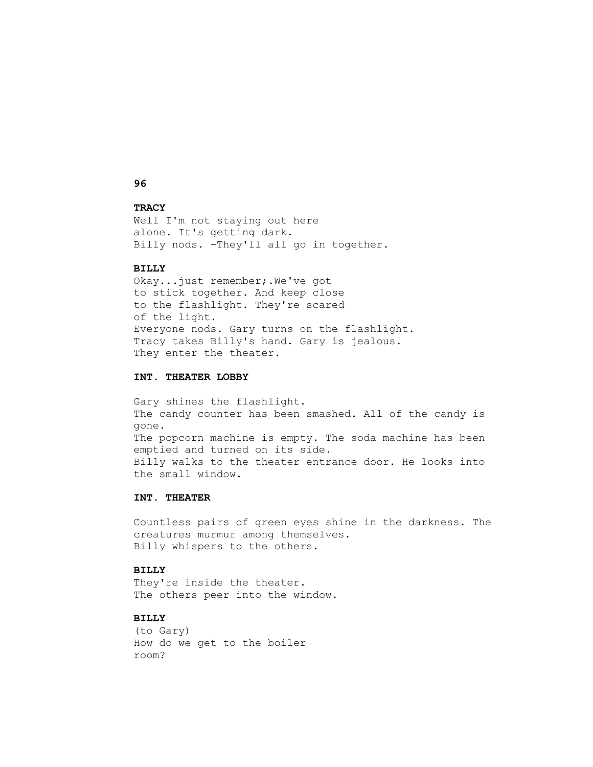**96**

**TRACY**
Well I'm not staying out here
alone. It's getting dark.
Billy nods. -They'll all go in together.

**BILLY**
Okay...just remember;.We've got
to stick together. And keep close
to the flashlight. They're scared
of the light.
Everyone nods. Gary turns on the flashlight.
Tracy takes Billy's hand. Gary is jealous.
They enter the theater.

**INT. THEATER LOBBY**

Gary shines the flashlight.
The candy counter has been smashed. All of the candy is
gone.
The popcorn machine is empty. The soda machine has been
emptied and turned on its side.
Billy walks to the theater entrance door. He looks into
the small window.

**INT. THEATER**

Countless pairs of green eyes shine in the darkness. The
creatures murmur among themselves.
Billy whispers to the others.

**BILLY**
They're inside the theater.
The others peer into the window.

**BILLY**
(to Gary)
How do we get to the boiler
room?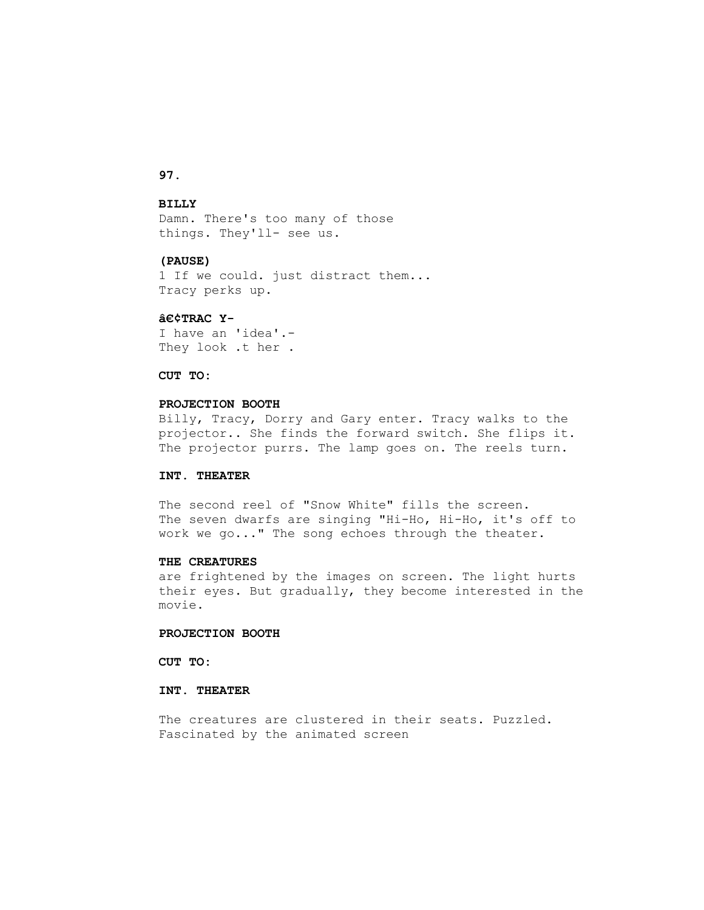**BILLY**
Damn. There's too many of those
things. They'll- see us.

**(PAUSE)**
1 If we could. just distract them...
Tracy perks up.

**â€¢TRAC Y-**
I have an 'idea'.-
They look .t her .

**CUT TO:**

**PROJECTION BOOTH**
Billy, Tracy, Dorry and Gary enter. Tracy walks to the
projector.. She finds the forward switch. She flips it.
The projector purrs. The lamp goes on. The reels turn.

**INT. THEATER**

The second reel of "Snow White" fills the screen.
The seven dwarfs are singing "Hi-Ho, Hi-Ho, it's off to
work we go..." The song echoes through the theater.

**THE CREATURES**
are frightened by the images on screen. The light hurts
their eyes. But gradually, they become interested in the
movie.

**PROJECTION BOOTH**

**CUT TO:**

**INT. THEATER**

The creatures are clustered in their seats. Puzzled.
Fascinated by the animated screen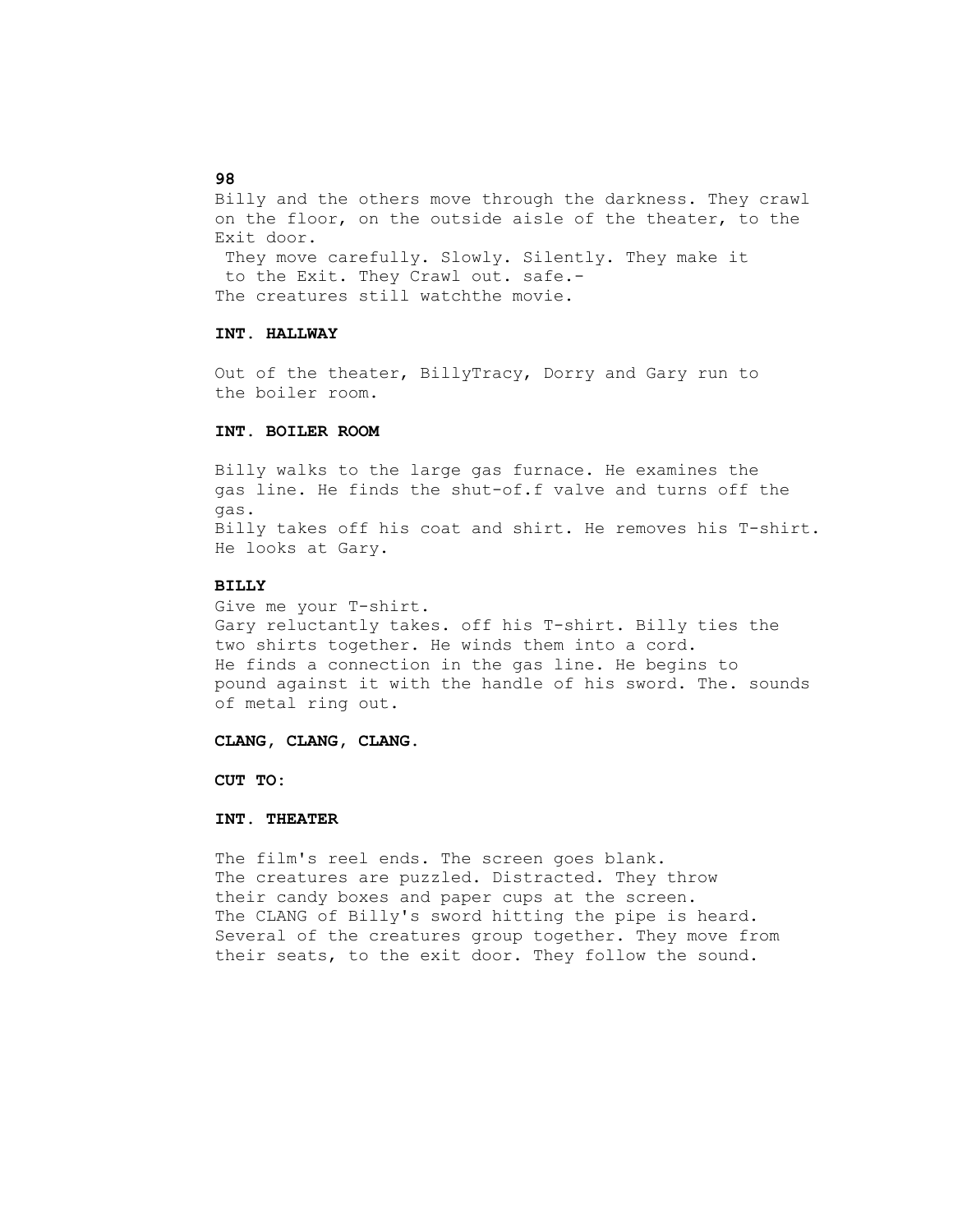**98**

Billy and the others move through the darkness. They crawl on the floor, on the outside aisle of the theater, to the Exit door.
They move carefully. Slowly. Silently. They make it to the Exit. They Crawl out. safe.-
The creatures still watchthe movie.

**INT. HALLWAY**

Out of the theater, BillyTracy, Dorry and Gary run to the boiler room.

**INT. BOILER ROOM**

Billy walks to the large gas furnace. He examines the gas line. He finds the shut-of.f valve and turns off the gas.
Billy takes off his coat and shirt. He removes his T-shirt. He looks at Gary.

**BILLY**

Give me your T-shirt.
Gary reluctantly takes. off his T-shirt. Billy ties the two shirts together. He winds them into a cord.
He finds a connection in the gas line. He begins to pound against it with the handle of his sword. The. sounds of metal ring out.

**CLANG, CLANG, CLANG.**

**CUT TO:**

**INT. THEATER**

The film's reel ends. The screen goes blank.
The creatures are puzzled. Distracted. They throw their candy boxes and paper cups at the screen.
The CLANG of Billy's sword hitting the pipe is heard.
Several of the creatures group together. They move from their seats, to the exit door. They follow the sound.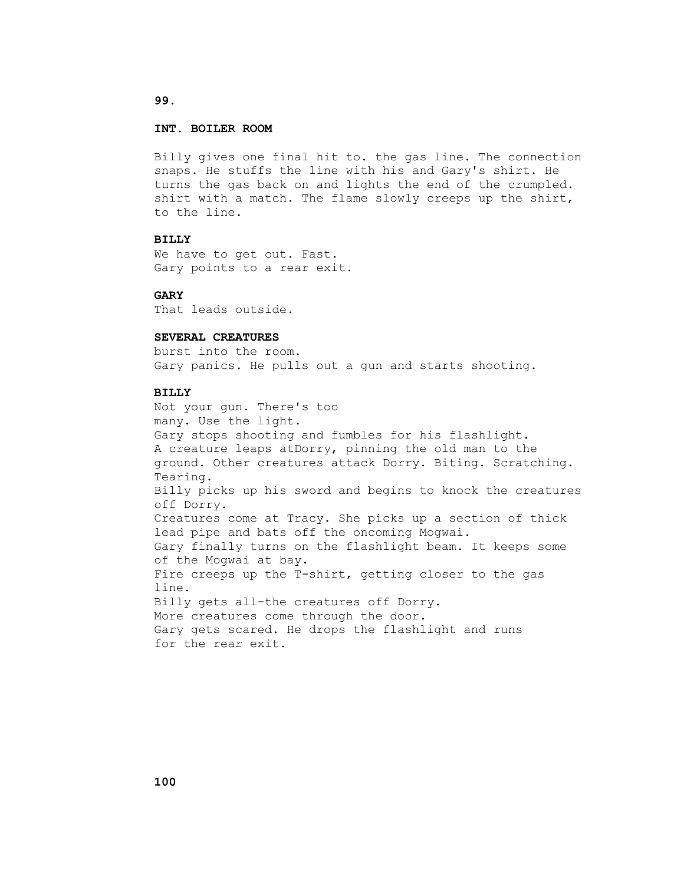**INT. BOILER ROOM**

Billy gives one final hit to. the gas line. The connection snaps. He stuffs the line with his and Gary's shirt. He turns the gas back on and lights the end of the crumpled. shirt with a match. The flame slowly creeps up the shirt, to the line.

**BILLY**
We have to get out. Fast.
Gary points to a rear exit.

**GARY**
That leads outside.

**SEVERAL CREATURES**
burst into the room.
Gary panics. He pulls out a gun and starts shooting.

**BILLY**
Not your gun. There's too
many. Use the light.
Gary stops shooting and fumbles for his flashlight.
A creature leaps atDorry, pinning the old man to the ground. Other creatures attack Dorry. Biting. Scratching. Tearing.
Billy picks up his sword and begins to knock the creatures off Dorry.
Creatures come at Tracy. She picks up a section of thick lead pipe and bats off the oncoming Mogwai.
Gary finally turns on the flashlight beam. It keeps some of the Mogwai at bay.
Fire creeps up the T-shirt, getting closer to the gas line.
Billy gets all-the creatures off Dorry.
More creatures come through the door.
Gary gets scared. He drops the flashlight and runs for the rear exit.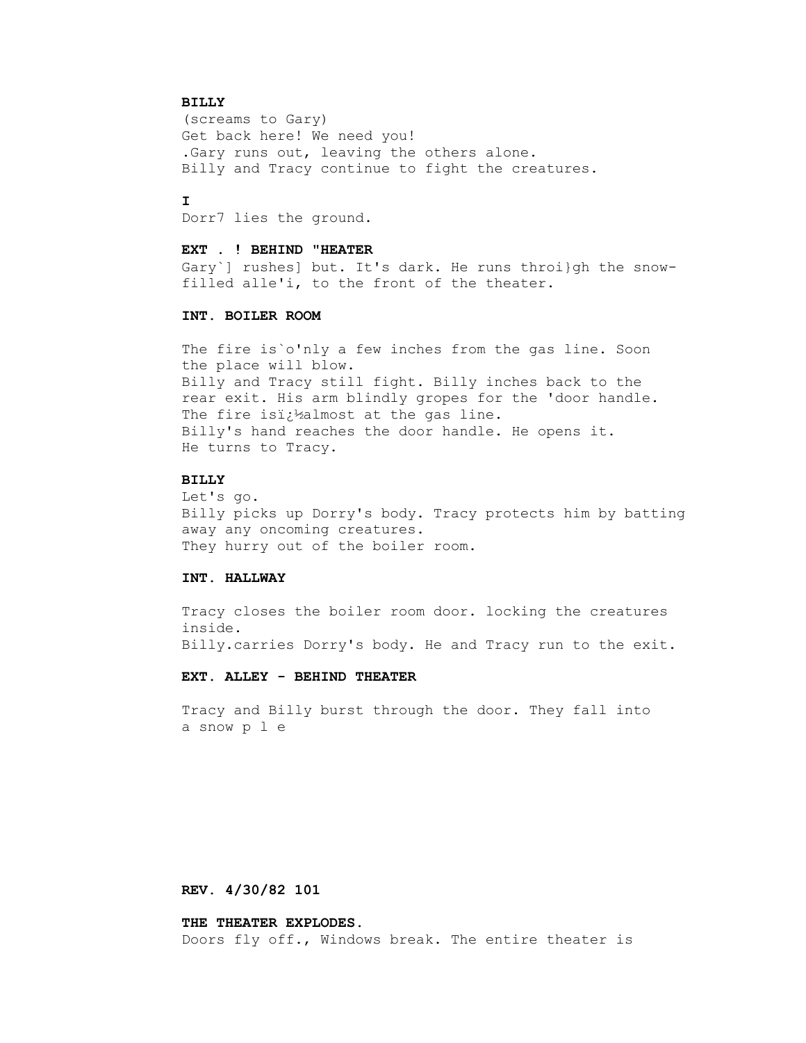**BILLY**
(screams to Gary)
Get back here! We need you!
.Gary runs out, leaving the others alone.
Billy and Tracy continue to fight the creatures.

**I**
Dorr7 lies the ground.

**EXT . ! BEHIND "HEATER**
Gary`] rushes] but. It's dark. He runs throi}gh the snow-filled alle'i, to the front of the theater.

**INT. BOILER ROOM**

The fire is`o'nly a few inches from the gas line. Soon the place will blow.
Billy and Tracy still fight. Billy inches back to the rear exit. His arm blindly gropes for the 'door handle.
The fire isï¿½almost at the gas line.
Billy's hand reaches the door handle. He opens it.
He turns to Tracy.

**BILLY**
Let's go.
Billy picks up Dorry's body. Tracy protects him by batting away any oncoming creatures.
They hurry out of the boiler room.

**INT. HALLWAY**

Tracy closes the boiler room door. locking the creatures inside.
Billy.carries Dorry's body. He and Tracy run to the exit.

**EXT. ALLEY - BEHIND THEATER**

Tracy and Billy burst through the door. They fall into a snow p l e

**REV. 4/30/82 101**

**THE THEATER EXPLODES.**
Doors fly off., Windows break. The entire theater is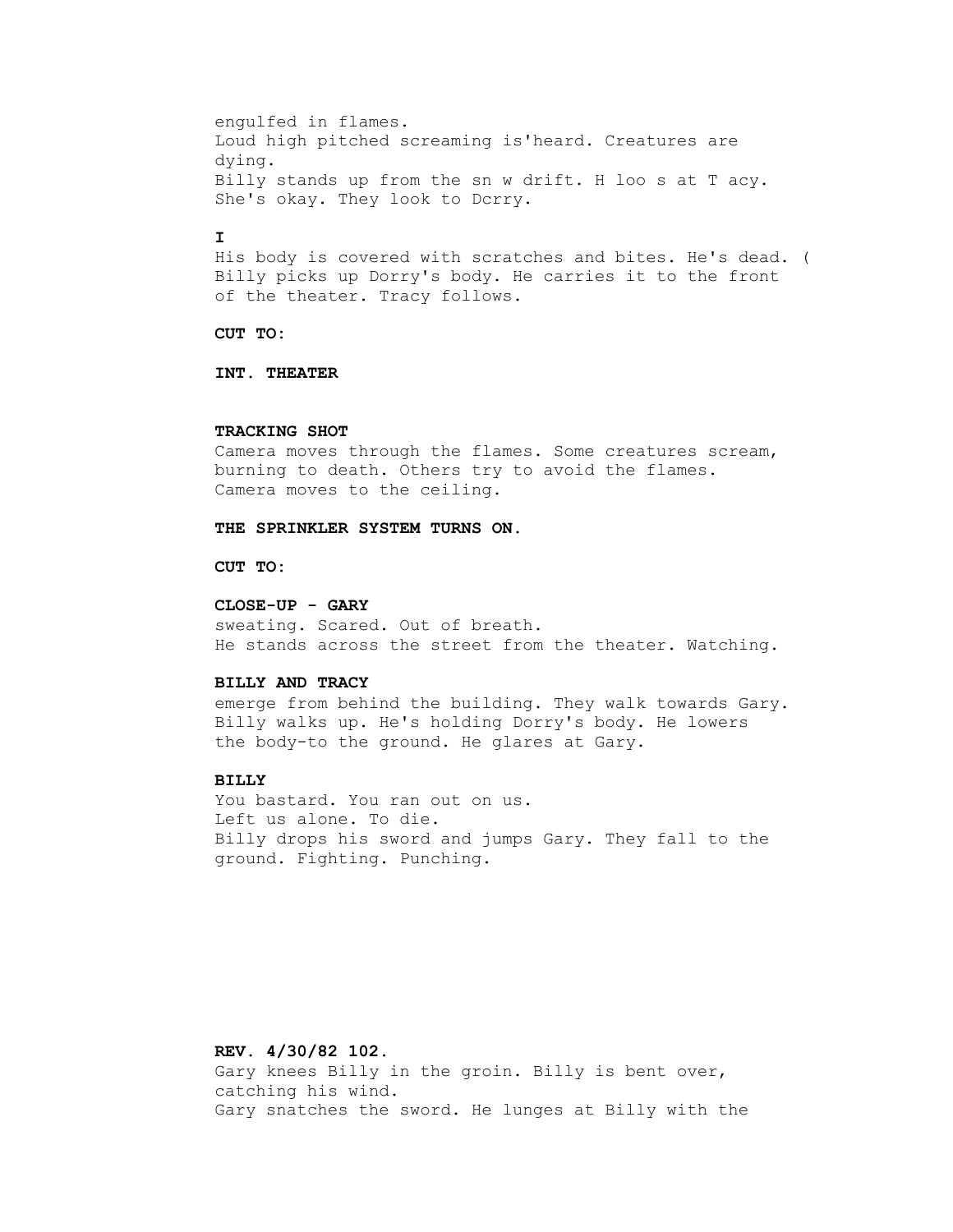engulfed in flames.
Loud high pitched screaming is'heard. Creatures are dying.
Billy stands up from the sn w drift. H loo s at T acy. She's okay. They look to Dcrry.

**I**

His body is covered with scratches and bites. He's dead. ( Billy picks up Dorry's body. He carries it to the front of the theater. Tracy follows.

**CUT TO:**

**INT. THEATER**

**TRACKING SHOT**
Camera moves through the flames. Some creatures scream, burning to death. Others try to avoid the flames. Camera moves to the ceiling.

**THE SPRINKLER SYSTEM TURNS ON.**

**CUT TO:**

**CLOSE-UP - GARY**
sweating. Scared. Out of breath.
He stands across the street from the theater. Watching.

**BILLY AND TRACY**
emerge from behind the building. They walk towards Gary. Billy walks up. He's holding Dorry's body. He lowers the body-to the ground. He glares at Gary.

**BILLY**
You bastard. You ran out on us.
Left us alone. To die.
Billy drops his sword and jumps Gary. They fall to the ground. Fighting. Punching.

**REV. 4/30/82 102.**
Gary knees Billy in the groin. Billy is bent over, catching his wind.
Gary snatches the sword. He lunges at Billy with the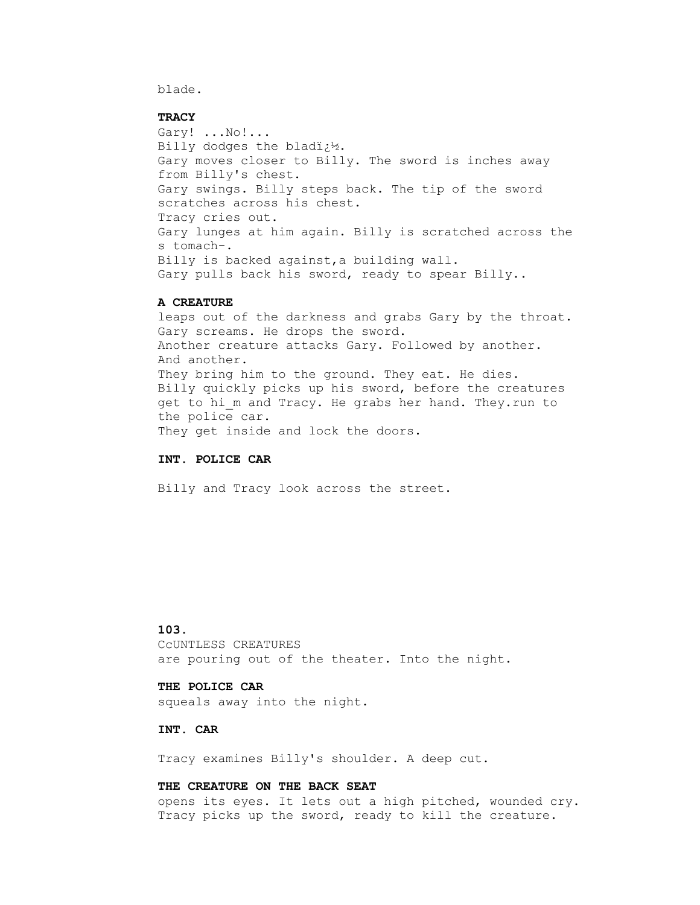blade.

**TRACY**

Gary! ...No!...

Billy dodges the bladï¿½.

Gary moves closer to Billy. The sword is inches away from Billy's chest.

Gary swings. Billy steps back. The tip of the sword scratches across his chest.

Tracy cries out.

Gary lunges at him again. Billy is scratched across the s tomach-.

Billy is backed against,a building wall.

Gary pulls back his sword, ready to spear Billy..

**A CREATURE**

leaps out of the darkness and grabs Gary by the throat.

Gary screams. He drops the sword.

Another creature attacks Gary. Followed by another. And another.

They bring him to the ground. They eat. He dies.

Billy quickly picks up his sword, before the creatures get to hi_m and Tracy. He grabs her hand. They.run to the police car.

They get inside and lock the doors.

**INT. POLICE CAR**

Billy and Tracy look across the street.

**103.**

CcUNTLESS CREATURES

are pouring out of the theater. Into the night.

**THE POLICE CAR**

squeals away into the night.

**INT. CAR**

Tracy examines Billy's shoulder. A deep cut.

**THE CREATURE ON THE BACK SEAT**

opens its eyes. It lets out a high pitched, wounded cry.

Tracy picks up the sword, ready to kill the creature.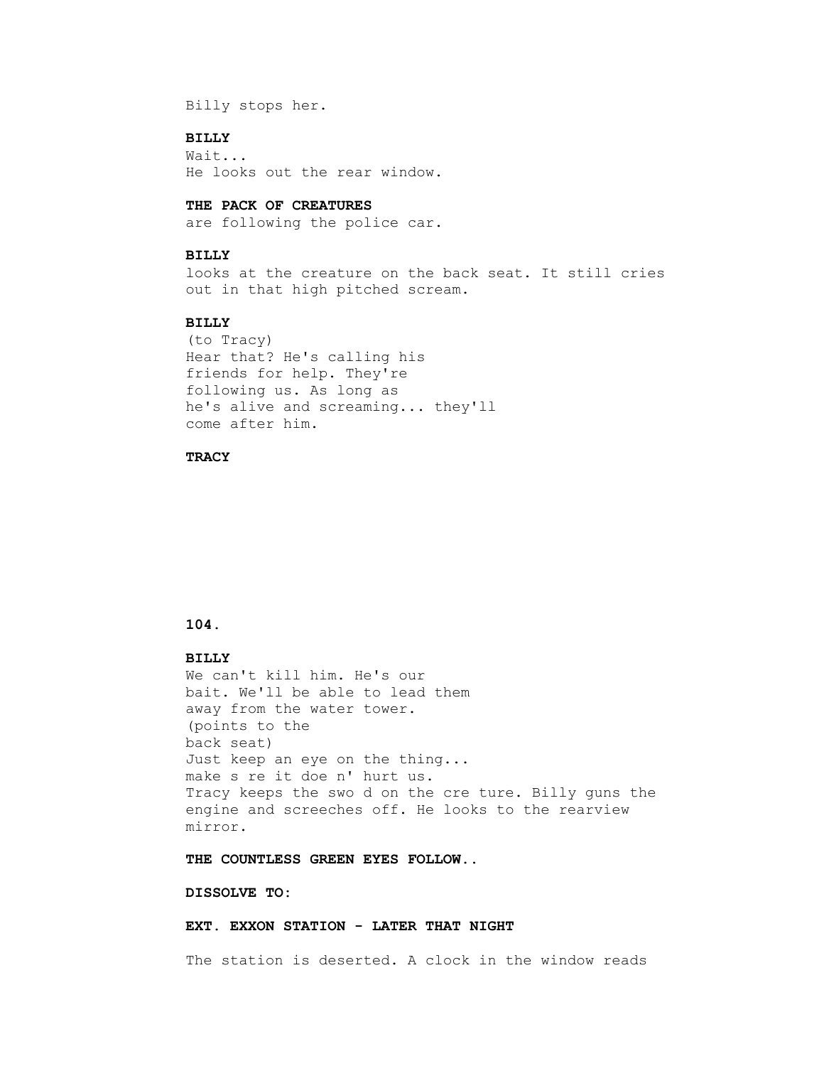Billy stops her.

**BILLY**
Wait...
He looks out the rear window.

**THE PACK OF CREATURES**
are following the police car.

**BILLY**
looks at the creature on the back seat. It still cries out in that high pitched scream.

**BILLY**
(to Tracy)
Hear that? He's calling his friends for help. They're following us. As long as he's alive and screaming... they'll come after him.

**TRACY**

**BILLY**
We can't kill him. He's our bait. We'll be able to lead them away from the water tower.
(points to the back seat)
Just keep an eye on the thing... make s re it doe n' hurt us.
Tracy keeps the swo d on the cre ture. Billy guns the engine and screeches off. He looks to the rearview mirror.

**THE COUNTLESS GREEN EYES FOLLOW..**

**DISSOLVE TO:**

**EXT. EXXON STATION - LATER THAT NIGHT**

The station is deserted. A clock in the window reads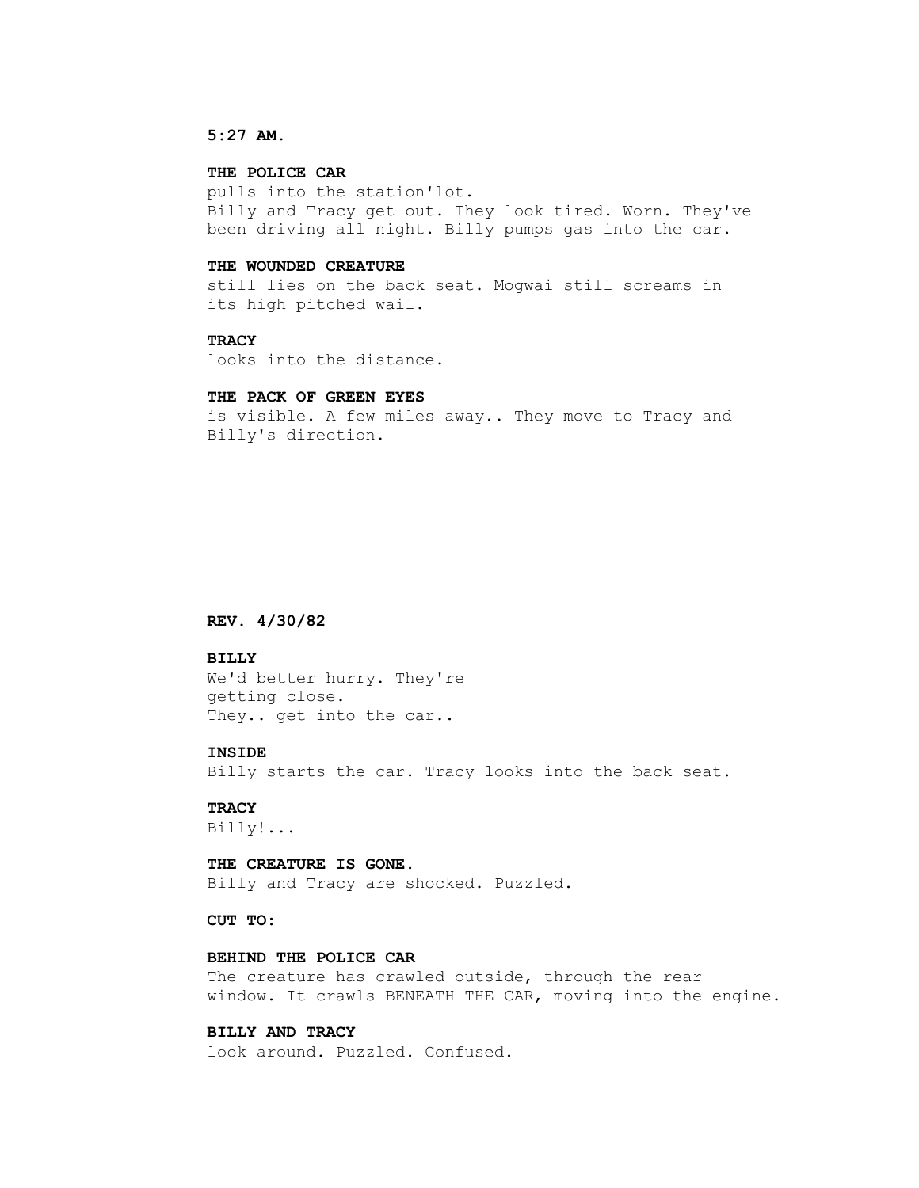**5:27 AM.**

**THE POLICE CAR**
pulls into the station'lot.
Billy and Tracy get out. They look tired. Worn. They've been driving all night. Billy pumps gas into the car.

**THE WOUNDED CREATURE**
still lies on the back seat. Mogwai still screams in its high pitched wail.

**TRACY**
looks into the distance.

**THE PACK OF GREEN EYES**
is visible. A few miles away.. They move to Tracy and Billy's direction.

**REV. 4/30/82**

**BILLY**
We'd better hurry. They're getting close.
They.. get into the car..

**INSIDE**
Billy starts the car. Tracy looks into the back seat.

**TRACY**
Billy!...

**THE CREATURE IS GONE.**
Billy and Tracy are shocked. Puzzled.

**CUT TO:**

**BEHIND THE POLICE CAR**
The creature has crawled outside, through the rear window. It crawls BENEATH THE CAR, moving into the engine.

**BILLY AND TRACY**
look around. Puzzled. Confused.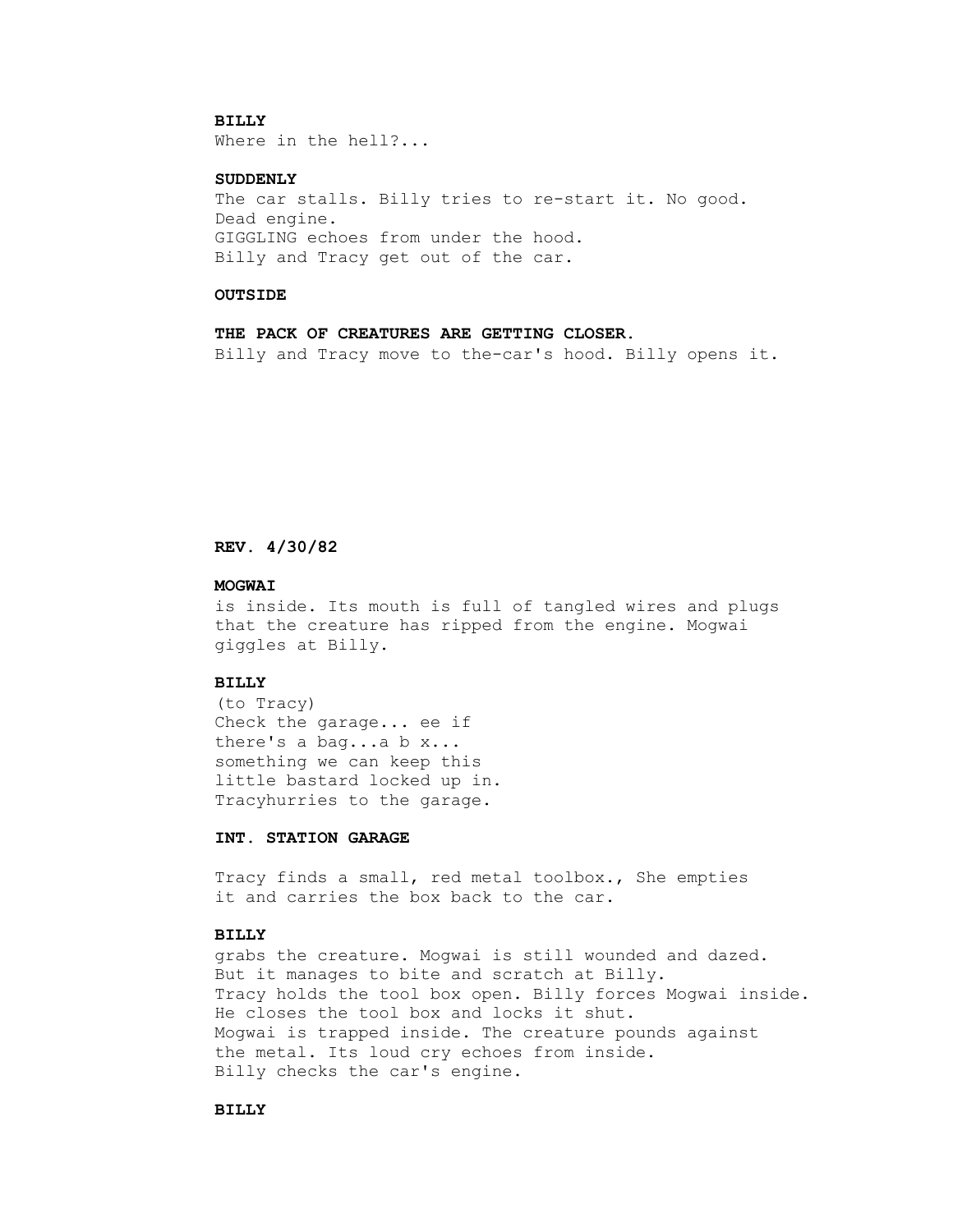**BILLY**
Where in the hell?...

**SUDDENLY**
The car stalls. Billy tries to re-start it. No good.
Dead engine.
GIGGLING echoes from under the hood.
Billy and Tracy get out of the car.

**OUTSIDE**

**THE PACK OF CREATURES ARE GETTING CLOSER.**
Billy and Tracy move to the-car's hood. Billy opens it.

**REV. 4/30/82**

**MOGWAI**
is inside. Its mouth is full of tangled wires and plugs
that the creature has ripped from the engine. Mogwai
giggles at Billy.

**BILLY**
(to Tracy)
Check the garage... ee if
there's a bag...a b x...
something we can keep this
little bastard locked up in.
Tracyhurries to the garage.

**INT. STATION GARAGE**

Tracy finds a small, red metal toolbox., She empties
it and carries the box back to the car.

**BILLY**
grabs the creature. Mogwai is still wounded and dazed.
But it manages to bite and scratch at Billy.
Tracy holds the tool box open. Billy forces Mogwai inside.
He closes the tool box and locks it shut.
Mogwai is trapped inside. The creature pounds against
the metal. Its loud cry echoes from inside.
Billy checks the car's engine.

**BILLY**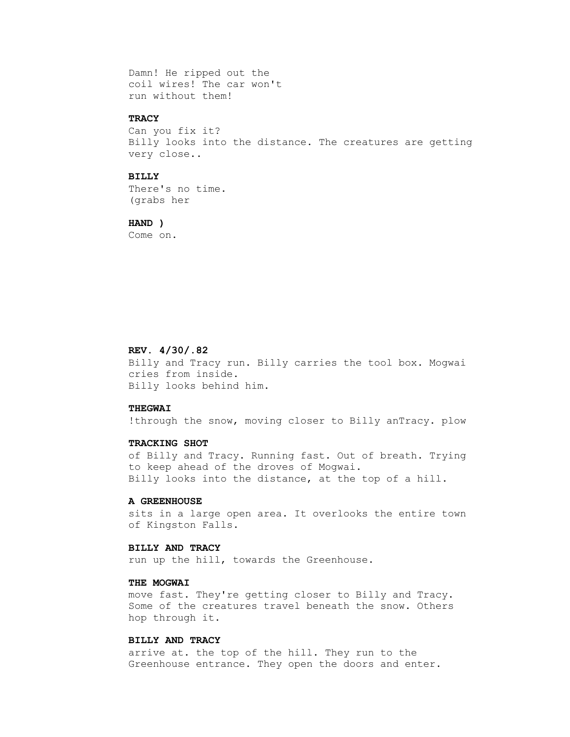Damn! He ripped out the
coil wires! The car won't
run without them!

**TRACY**

Can you fix it?
Billy looks into the distance. The creatures are getting very close..

**BILLY**

There's no time.
(grabs her

**HAND )**

Come on.

**REV. 4/30/.82**

Billy and Tracy run. Billy carries the tool box. Mogwai cries from inside.
Billy looks behind him.

**THEGWAI**

!through the snow, moving closer to Billy anTracy. plow

**TRACKING SHOT**

of Billy and Tracy. Running fast. Out of breath. Trying to keep ahead of the droves of Mogwai.
Billy looks into the distance, at the top of a hill.

**A GREENHOUSE**

sits in a large open area. It overlooks the entire town of Kingston Falls.

**BILLY AND TRACY**

run up the hill, towards the Greenhouse.

**THE MOGWAI**

move fast. They're getting closer to Billy and Tracy. Some of the creatures travel beneath the snow. Others hop through it.

**BILLY AND TRACY**

arrive at. the top of the hill. They run to the Greenhouse entrance. They open the doors and enter.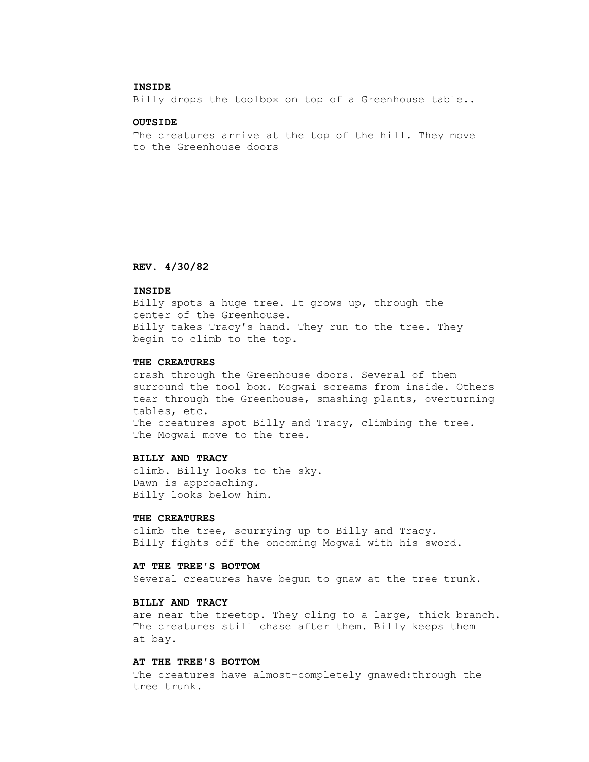**INSIDE**

Billy drops the toolbox on top of a Greenhouse table..

**OUTSIDE**

The creatures arrive at the top of the hill. They move to the Greenhouse doors

**REV. 4/30/82**

**INSIDE**

Billy spots a huge tree. It grows up, through the center of the Greenhouse.
Billy takes Tracy's hand. They run to the tree. They begin to climb to the top.

**THE CREATURES**

crash through the Greenhouse doors. Several of them surround the tool box. Mogwai screams from inside. Others tear through the Greenhouse, smashing plants, overturning tables, etc.
The creatures spot Billy and Tracy, climbing the tree.
The Mogwai move to the tree.

**BILLY AND TRACY**

climb. Billy looks to the sky.
Dawn is approaching.
Billy looks below him.

**THE CREATURES**

climb the tree, scurrying up to Billy and Tracy.
Billy fights off the oncoming Mogwai with his sword.

**AT THE TREE'S BOTTOM**

Several creatures have begun to gnaw at the tree trunk.

**BILLY AND TRACY**

are near the treetop. They cling to a large, thick branch.
The creatures still chase after them. Billy keeps them at bay.

**AT THE TREE'S BOTTOM**

The creatures have almost-completely gnawed:through the tree trunk.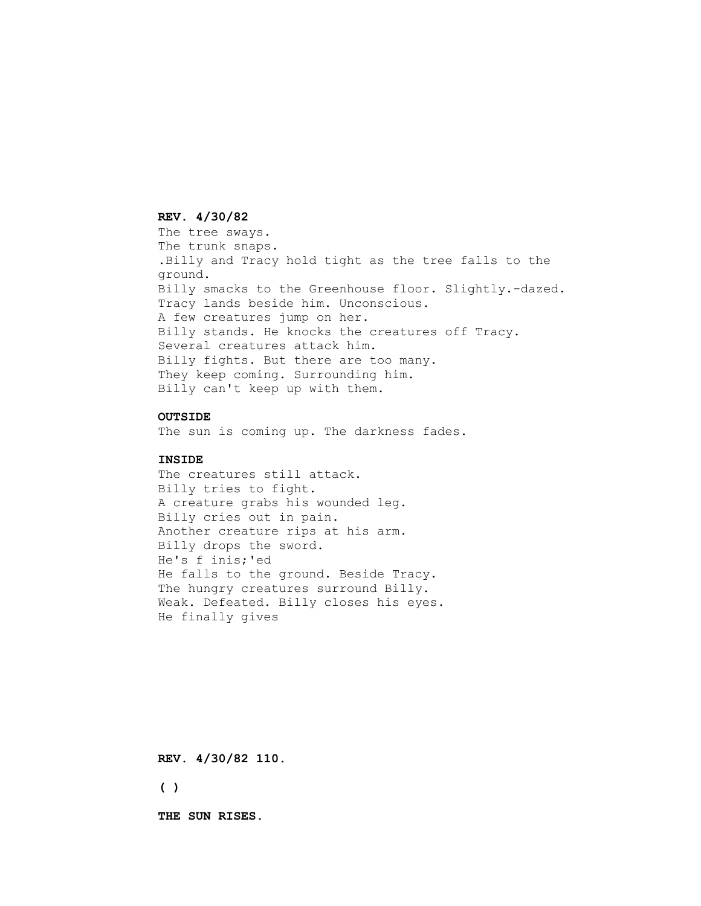**REV. 4/30/82**

The tree sways.
The trunk snaps.
.Billy and Tracy hold tight as the tree falls to the ground.
Billy smacks to the Greenhouse floor. Slightly.-dazed.
Tracy lands beside him. Unconscious.
A few creatures jump on her.
Billy stands. He knocks the creatures off Tracy.
Several creatures attack him.
Billy fights. But there are too many.
They keep coming. Surrounding him.
Billy can't keep up with them.

**OUTSIDE**

The sun is coming up. The darkness fades.

**INSIDE**

The creatures still attack.
Billy tries to fight.
A creature grabs his wounded leg.
Billy cries out in pain.
Another creature rips at his arm.
Billy drops the sword.
He's f inis;'ed
He falls to the ground. Beside Tracy.
The hungry creatures surround Billy.
Weak. Defeated. Billy closes his eyes.
He finally gives

**REV. 4/30/82 110.**

**( )**

**THE SUN RISES.**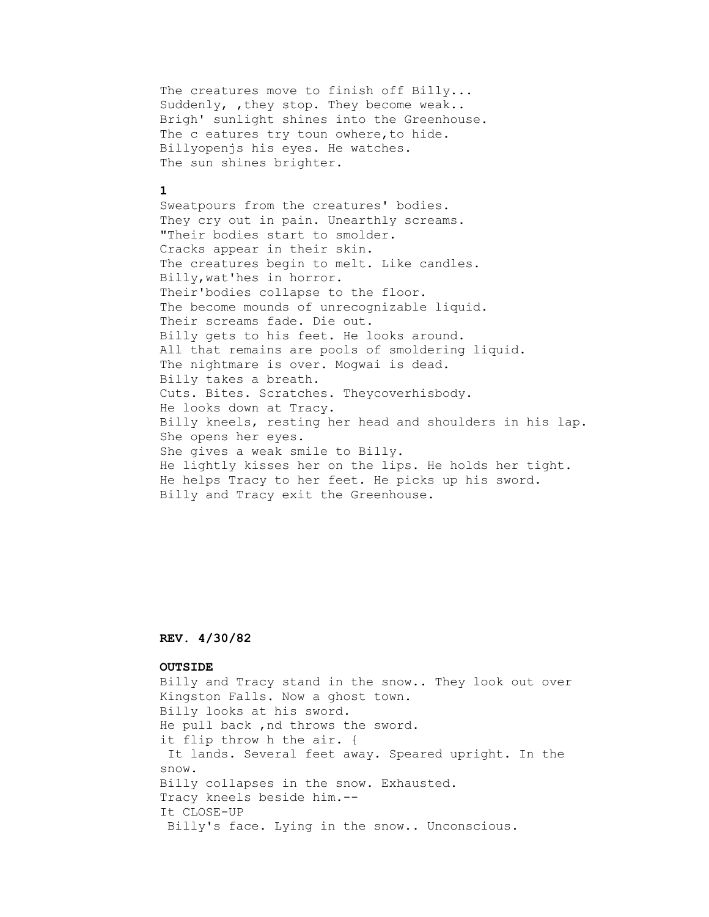The creatures move to finish off Billy...
Suddenly, ,they stop. They become weak..
Brigh' sunlight shines into the Greenhouse.
The c eatures try toun owhere,to hide.
Billyopenjs his eyes. He watches.
The sun shines brighter.

**1**

Sweatpours from the creatures' bodies.
They cry out in pain. Unearthly screams.
"Their bodies start to smolder.
Cracks appear in their skin.
The creatures begin to melt. Like candles.
Billy,wat'hes in horror.
Their'bodies collapse to the floor.
The become mounds of unrecognizable liquid.
Their screams fade. Die out.
Billy gets to his feet. He looks around.
All that remains are pools of smoldering liquid.
The nightmare is over. Mogwai is dead.
Billy takes a breath.
Cuts. Bites. Scratches. Theycoverhisbody.
He looks down at Tracy.
Billy kneels, resting her head and shoulders in his lap.
She opens her eyes.
She gives a weak smile to Billy.
He lightly kisses her on the lips. He holds her tight.
He helps Tracy to her feet. He picks up his sword.
Billy and Tracy exit the Greenhouse.

**REV. 4/30/82**

**OUTSIDE**

Billy and Tracy stand in the snow.. They look out over Kingston Falls. Now a ghost town.
Billy looks at his sword.
He pull back ,nd throws the sword.
it flip throw h the air. {
It lands. Several feet away. Speared upright. In the snow.
Billy collapses in the snow. Exhausted.
Tracy kneels beside him.--
It CLOSE-UP
Billy's face. Lying in the snow.. Unconscious.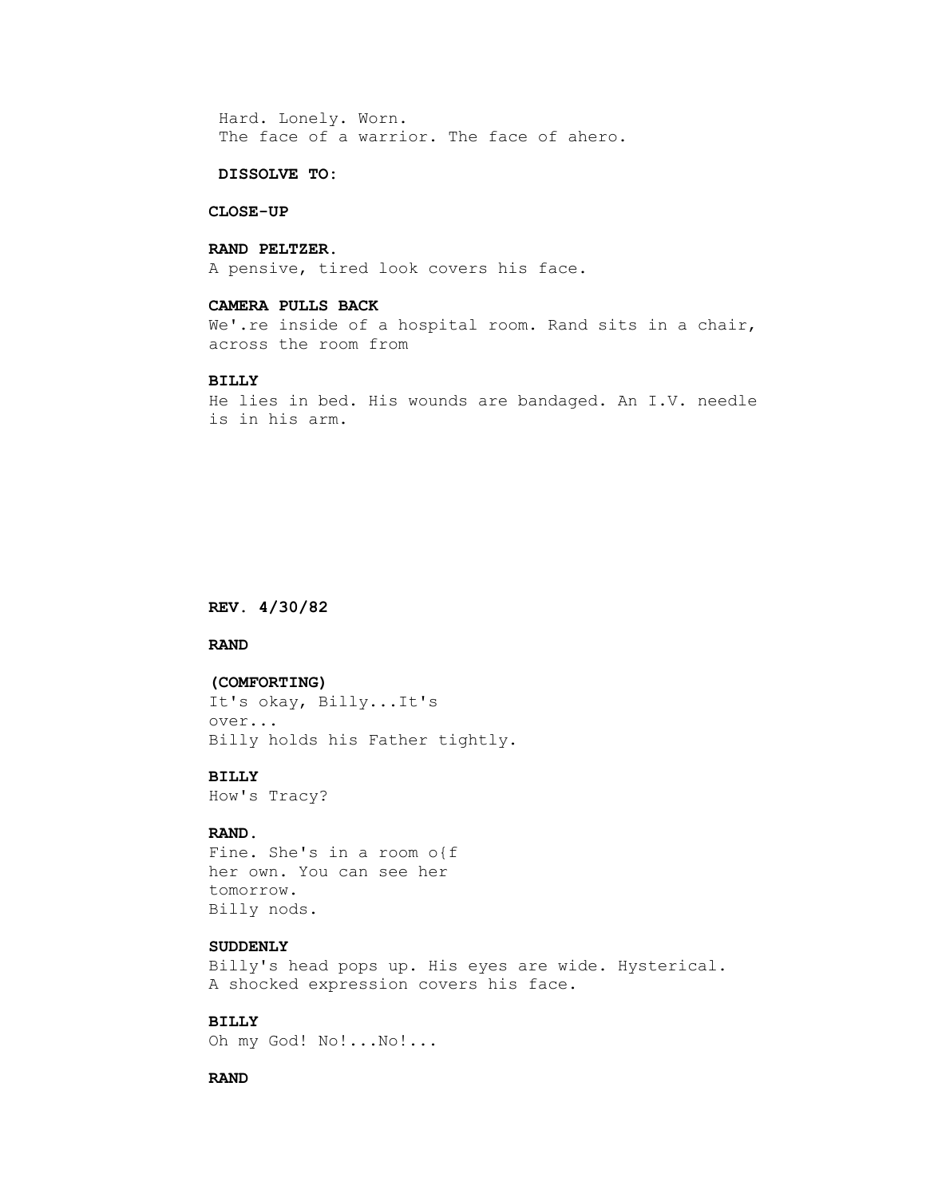Hard. Lonely. Worn.
The face of a warrior. The face of ahero.

**DISSOLVE TO:**

**CLOSE-UP**

**RAND PELTZER.**
A pensive, tired look covers his face.

**CAMERA PULLS BACK**
We'.re inside of a hospital room. Rand sits in a chair, across the room from

**BILLY**
He lies in bed. His wounds are bandaged. An I.V. needle is in his arm.

**REV. 4/30/82**

**RAND**

**(COMFORTING)**
It's okay, Billy...It's over...
Billy holds his Father tightly.

**BILLY**
How's Tracy?

**RAND.**
Fine. She's in a room o{f her own. You can see her tomorrow.
Billy nods.

**SUDDENLY**
Billy's head pops up. His eyes are wide. Hysterical. A shocked expression covers his face.

**BILLY**
Oh my God! No!...No!...

**RAND**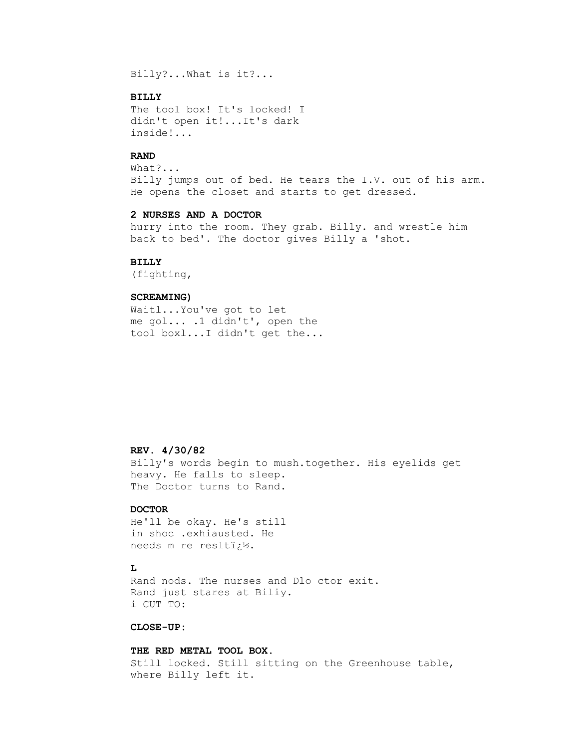Billy?...What is it?...

**BILLY**
The tool box! It's locked! I
didn't open it!...It's dark
inside!...

**RAND**
What?...
Billy jumps out of bed. He tears the I.V. out of his arm.
He opens the closet and starts to get dressed.

**2 NURSES AND A DOCTOR**
hurry into the room. They grab. Billy. and wrestle him
back to bed'. The doctor gives Billy a 'shot.

**BILLY**
(fighting,

**SCREAMING)**
Waitl...You've got to let
me gol... .1 didn't', open the
tool boxl...I didn't get the...

**REV. 4/30/82**
Billy's words begin to mush.together. His eyelids get
heavy. He falls to sleep.
The Doctor turns to Rand.

**DOCTOR**
He'll be okay. He's still
in shoc .exhiausted. He
needs m re resltï¿½.

**L**
Rand nods. The nurses and Dlo ctor exit.
Rand just stares at Biliy.
i CUT TO:

**CLOSE-UP:**

**THE RED METAL TOOL BOX.**
Still locked. Still sitting on the Greenhouse table,
where Billy left it.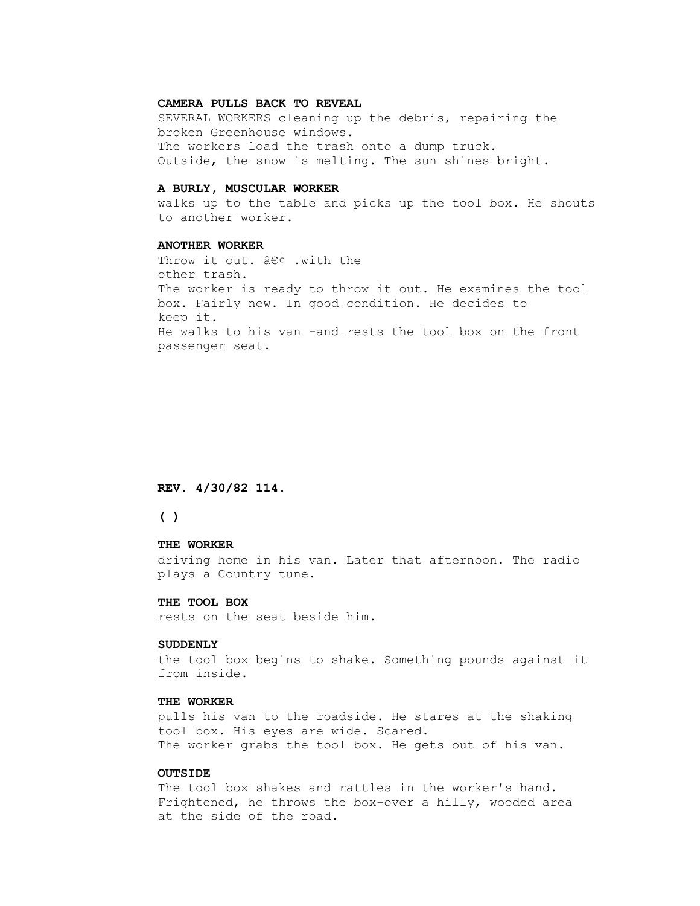**CAMERA PULLS BACK TO REVEAL**
SEVERAL WORKERS cleaning up the debris, repairing the broken Greenhouse windows.
The workers load the trash onto a dump truck.
Outside, the snow is melting. The sun shines bright.

**A BURLY, MUSCULAR WORKER**
walks up to the table and picks up the tool box. He shouts to another worker.

**ANOTHER WORKER**
Throw it out. â€¢ .with the
other trash.
The worker is ready to throw it out. He examines the tool box. Fairly new. In good condition. He decides to
keep it.
He walks to his van -and rests the tool box on the front passenger seat.

**REV. 4/30/82 114.**

**( )**

**THE WORKER**
driving home in his van. Later that afternoon. The radio plays a Country tune.

**THE TOOL BOX**
rests on the seat beside him.

**SUDDENLY**
the tool box begins to shake. Something pounds against it from inside.

**THE WORKER**
pulls his van to the roadside. He stares at the shaking tool box. His eyes are wide. Scared.
The worker grabs the tool box. He gets out of his van.

**OUTSIDE**
The tool box shakes and rattles in the worker's hand.
Frightened, he throws the box-over a hilly, wooded area at the side of the road.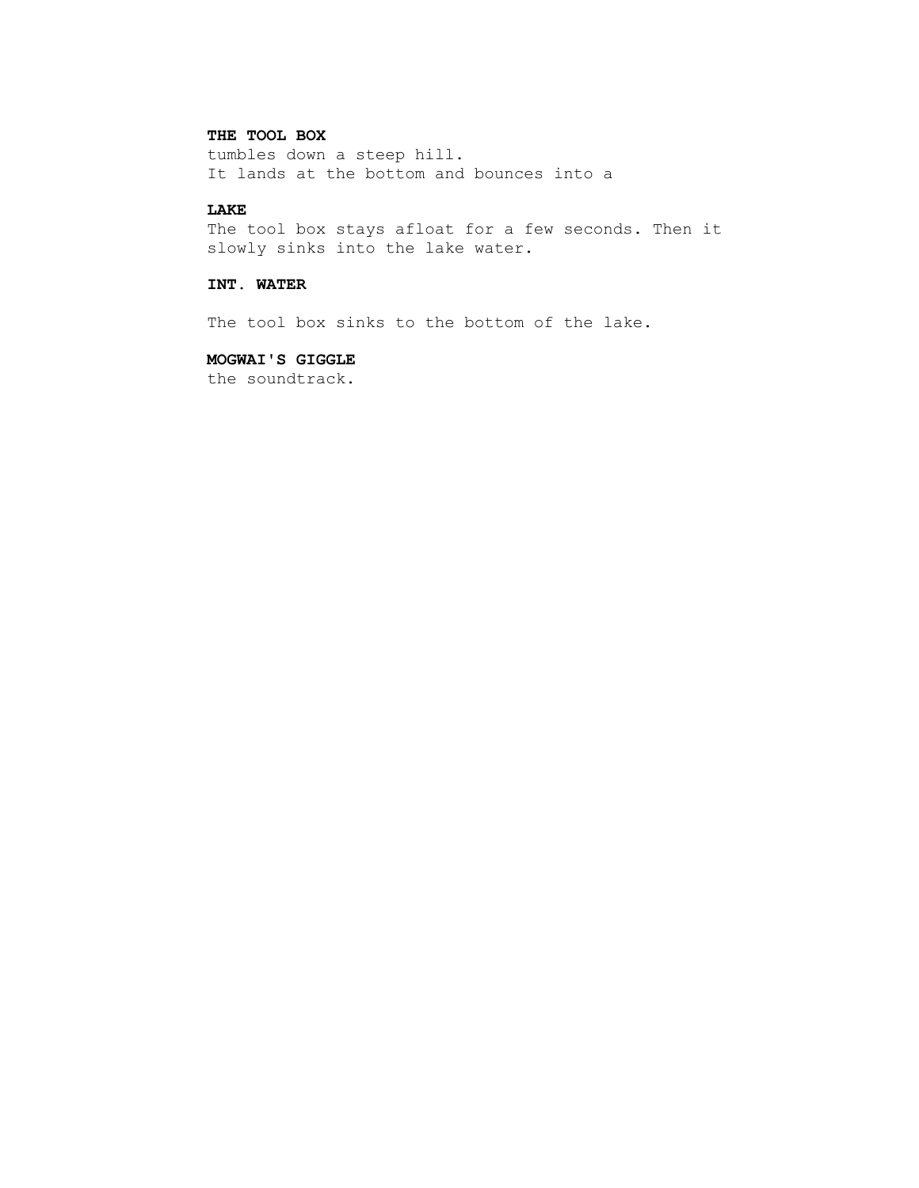**THE TOOL BOX**
tumbles down a steep hill.
It lands at the bottom and bounces into a

**LAKE**
The tool box stays afloat for a few seconds. Then it slowly sinks into the lake water.

**INT. WATER**

The tool box sinks to the bottom of the lake.

**MOGWAI'S GIGGLE**
the soundtrack.